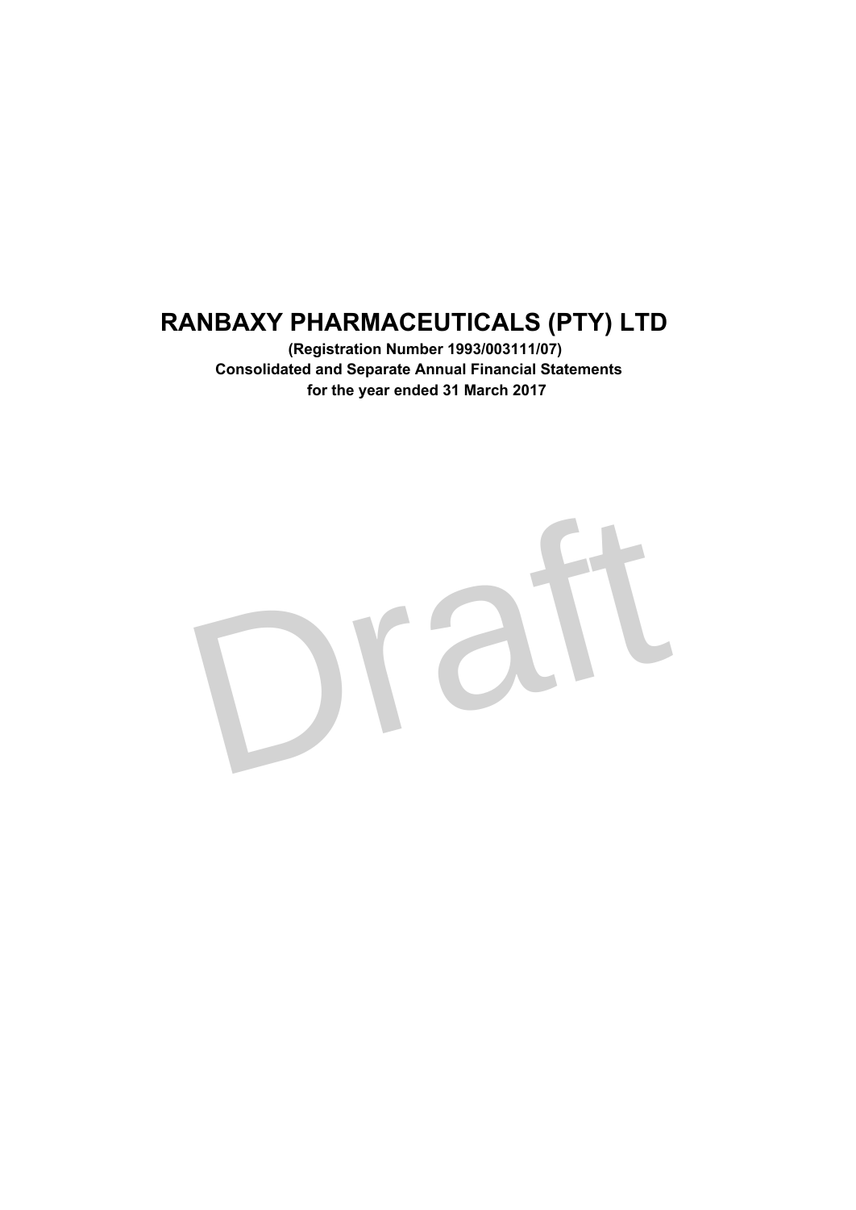# RANBAXY PHARMACEUTICALS (PTY) LTD

**(Registration Number 1993/003111/07)**

**Consolidated and Separate Annual Financial Statements**

**for the year ended 31 March 2017**

Draft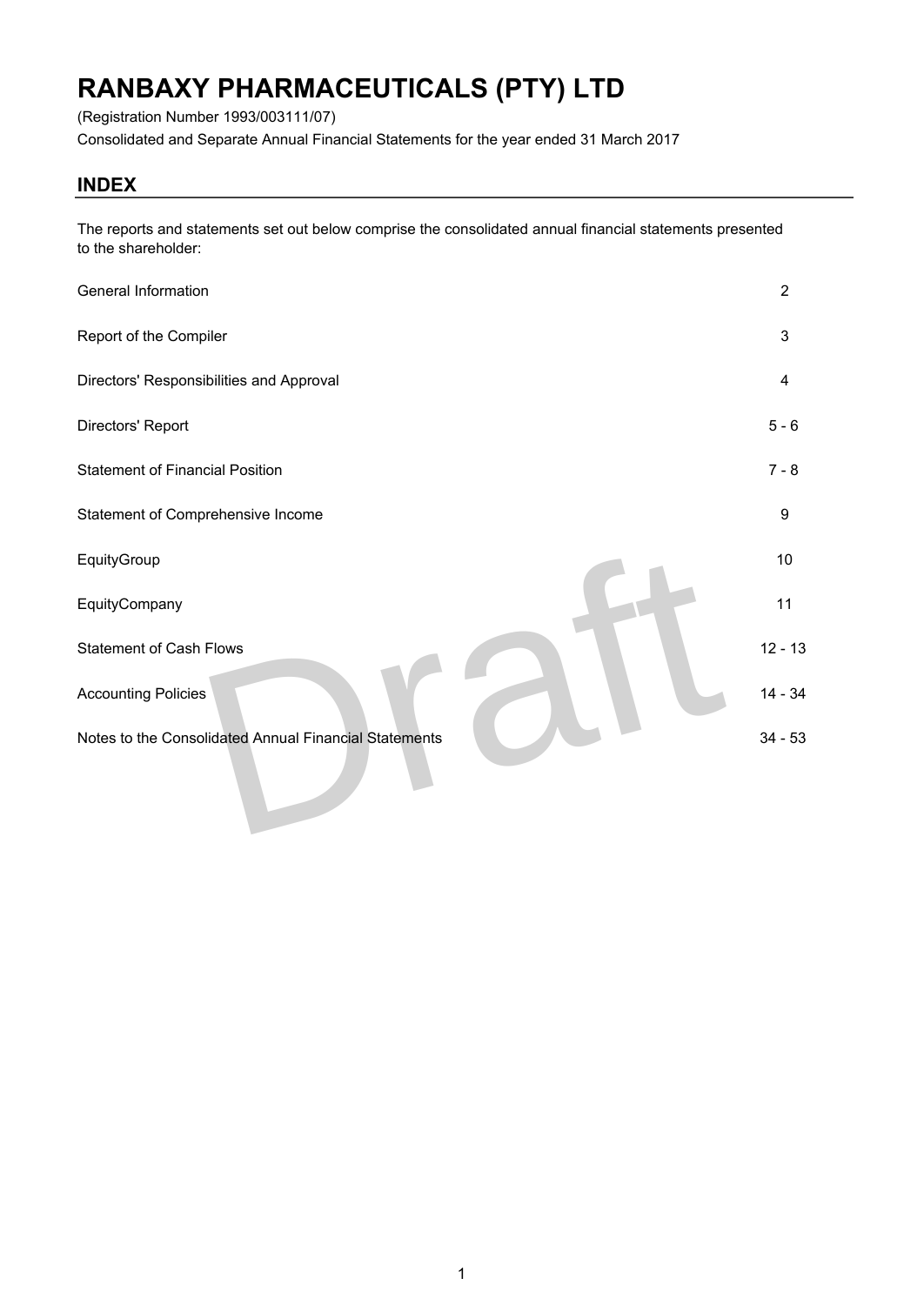# RANBAXY PHARMACEUTICALS (PTY) LTD

(Registration Number 1993/003111/07)

Consolidated and Separate Annual Financial Statements for the year ended 31 March 2017

## INDEX

The reports and statements set out below comprise the consolidated annual financial statements presented to the shareholder:

| | |
|---|---|
| General Information | 2 |
| Report of the Compiler | 3 |
| Directors' Responsibilities and Approval | 4 |
| Directors' Report | 5 - 6 |
| Statement of Financial Position | 7 - 8 |
| Statement of Comprehensive Income | 9 |
| EquityGroup | 10 |
| EquityCompany | 11 |
| Statement of Cash Flows | 12 - 13 |
| Accounting Policies | 14 - 34 |
| Notes to the Consolidated Annual Financial Statements | 34 - 53 |

Draft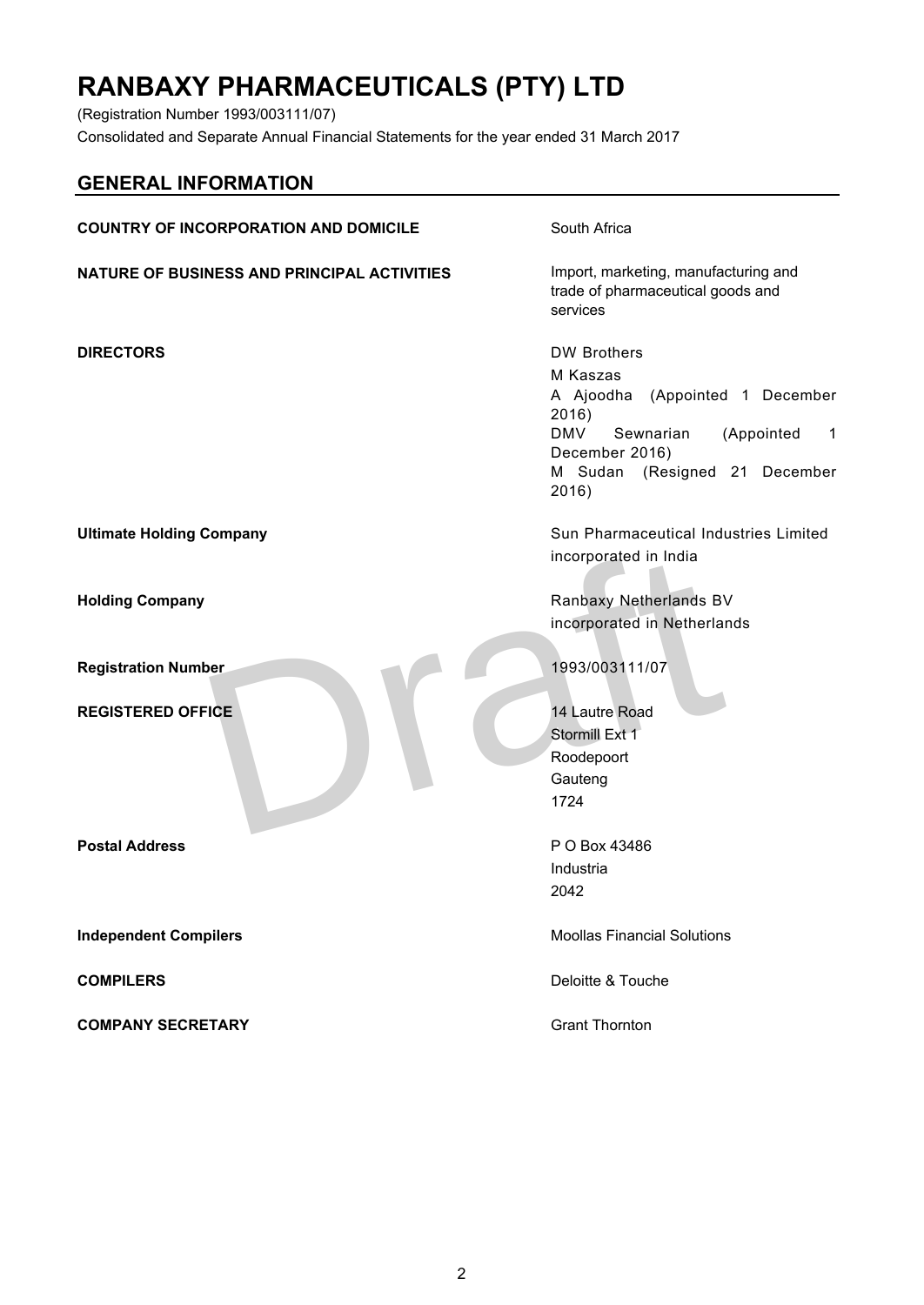# RANBAXY PHARMACEUTICALS (PTY) LTD

(Registration Number 1993/003111/07)

Consolidated and Separate Annual Financial Statements for the year ended 31 March 2017

## GENERAL INFORMATION

| | |
|---|---|
| **COUNTRY OF INCORPORATION AND DOMICILE** | South Africa |
| **NATURE OF BUSINESS AND PRINCIPAL ACTIVITIES** | Import, marketing, manufacturing and trade of pharmaceutical goods and services |
| **DIRECTORS** | DW Brothers<br>M Kaszas<br>A Ajoodha (Appointed 1 December 2016)<br>DMV Sewnarian (Appointed 1 December 2016)<br>M Sudan (Resigned 21 December 2016) |
| **Ultimate Holding Company** | Sun Pharmaceutical Industries Limited incorporated in India |
| **Holding Company** | Ranbaxy Netherlands BV incorporated in Netherlands |
| **Registration Number** | 1993/003111/07 |
| **REGISTERED OFFICE** | 14 Lautre Road<br>Stormill Ext 1<br>Roodepoort<br>Gauteng<br>1724 |
| **Postal Address** | P O Box 43486<br>Industria<br>2042 |
| **Independent Compilers** | Moollas Financial Solutions |
| **COMPILERS** | Deloitte & Touche |
| **COMPANY SECRETARY** | Grant Thornton |

Draft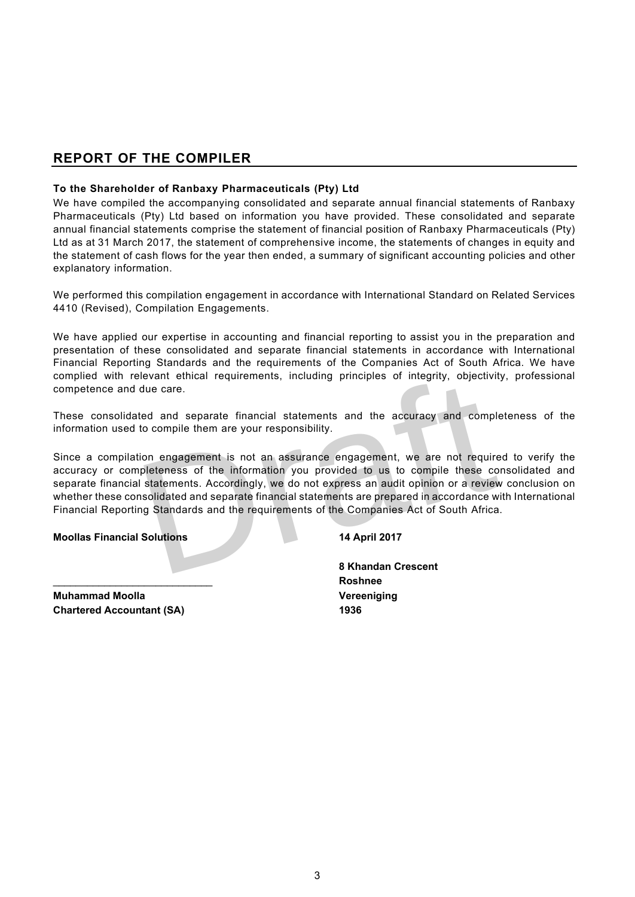## REPORT OF THE COMPILER

**To the Shareholder of Ranbaxy Pharmaceuticals (Pty) Ltd**

We have compiled the accompanying consolidated and separate annual financial statements of Ranbaxy Pharmaceuticals (Pty) Ltd based on information you have provided. These consolidated and separate annual financial statements comprise the statement of financial position of Ranbaxy Pharmaceuticals (Pty) Ltd as at 31 March 2017, the statement of comprehensive income, the statements of changes in equity and the statement of cash flows for the year then ended, a summary of significant accounting policies and other explanatory information.

We performed this compilation engagement in accordance with International Standard on Related Services 4410 (Revised), Compilation Engagements.

We have applied our expertise in accounting and financial reporting to assist you in the preparation and presentation of these consolidated and separate financial statements in accordance with International Financial Reporting Standards and the requirements of the Companies Act of South Africa. We have complied with relevant ethical requirements, including principles of integrity, objectivity, professional competence and due care.

These consolidated and separate financial statements and the accuracy and completeness of the information used to compile them are your responsibility.

Since a compilation engagement is not an assurance engagement, we are not required to verify the accuracy or completeness of the information you provided to us to compile these consolidated and separate financial statements. Accordingly, we do not express an audit opinion or a review conclusion on whether these consolidated and separate financial statements are prepared in accordance with International Financial Reporting Standards and the requirements of the Companies Act of South Africa.

**Moollas Financial Solutions**

**14 April 2017**

___________________________

**Muhammad Moolla**
**Chartered Accountant (SA)**

**8 Khandan Crescent**
**Roshnee**
**Vereeniging**
**1936**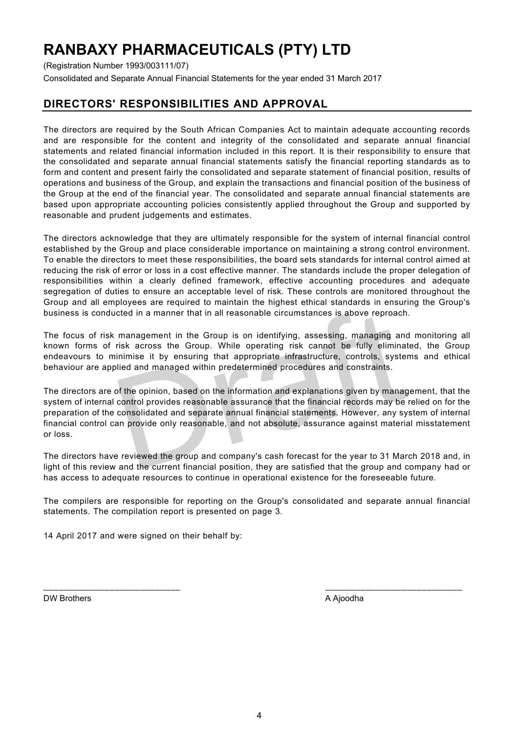# RANBAXY PHARMACEUTICALS (PTY) LTD

(Registration Number 1993/003111/07)

Consolidated and Separate Annual Financial Statements for the year ended 31 March 2017

## DIRECTORS' RESPONSIBILITIES AND APPROVAL

The directors are required by the South African Companies Act to maintain adequate accounting records and are responsible for the content and integrity of the consolidated and separate annual financial statements and related financial information included in this report. It is their responsibility to ensure that the consolidated and separate annual financial statements satisfy the financial reporting standards as to form and content and present fairly the consolidated and separate statement of financial position, results of operations and business of the Group, and explain the transactions and financial position of the business of the Group at the end of the financial year. The consolidated and separate annual financial statements are based upon appropriate accounting policies consistently applied throughout the Group and supported by reasonable and prudent judgements and estimates.

The directors acknowledge that they are ultimately responsible for the system of internal financial control established by the Group and place considerable importance on maintaining a strong control environment. To enable the directors to meet these responsibilities, the board sets standards for internal control aimed at reducing the risk of error or loss in a cost effective manner. The standards include the proper delegation of responsibilities within a clearly defined framework, effective accounting procedures and adequate segregation of duties to ensure an acceptable level of risk. These controls are monitored throughout the Group and all employees are required to maintain the highest ethical standards in ensuring the Group's business is conducted in a manner that in all reasonable circumstances is above reproach.

The focus of risk management in the Group is on identifying, assessing, managing and monitoring all known forms of risk across the Group. While operating risk cannot be fully eliminated, the Group endeavours to minimise it by ensuring that appropriate infrastructure, controls, systems and ethical behaviour are applied and managed within predetermined procedures and constraints.

The directors are of the opinion, based on the information and explanations given by management, that the system of internal control provides reasonable assurance that the financial records may be relied on for the preparation of the consolidated and separate annual financial statements. However, any system of internal financial control can provide only reasonable, and not absolute, assurance against material misstatement or loss.

The directors have reviewed the group and company's cash forecast for the year to 31 March 2018 and, in light of this review and the current financial position, they are satisfied that the group and company had or has access to adequate resources to continue in operational existence for the foreseeable future.

The compilers are responsible for reporting on the Group's consolidated and separate annual financial statements. The compilation report is presented on page 3.

14 April 2017 and were signed on their behalf by:

\_\_\_\_\_\_\_\_\_\_\_\_\_\_\_\_\_\_\_\_\_\_\_\_\_\_\_\_
DW Brothers

\_\_\_\_\_\_\_\_\_\_\_\_\_\_\_\_\_\_\_\_\_\_\_\_\_\_\_\_
A Ajoodha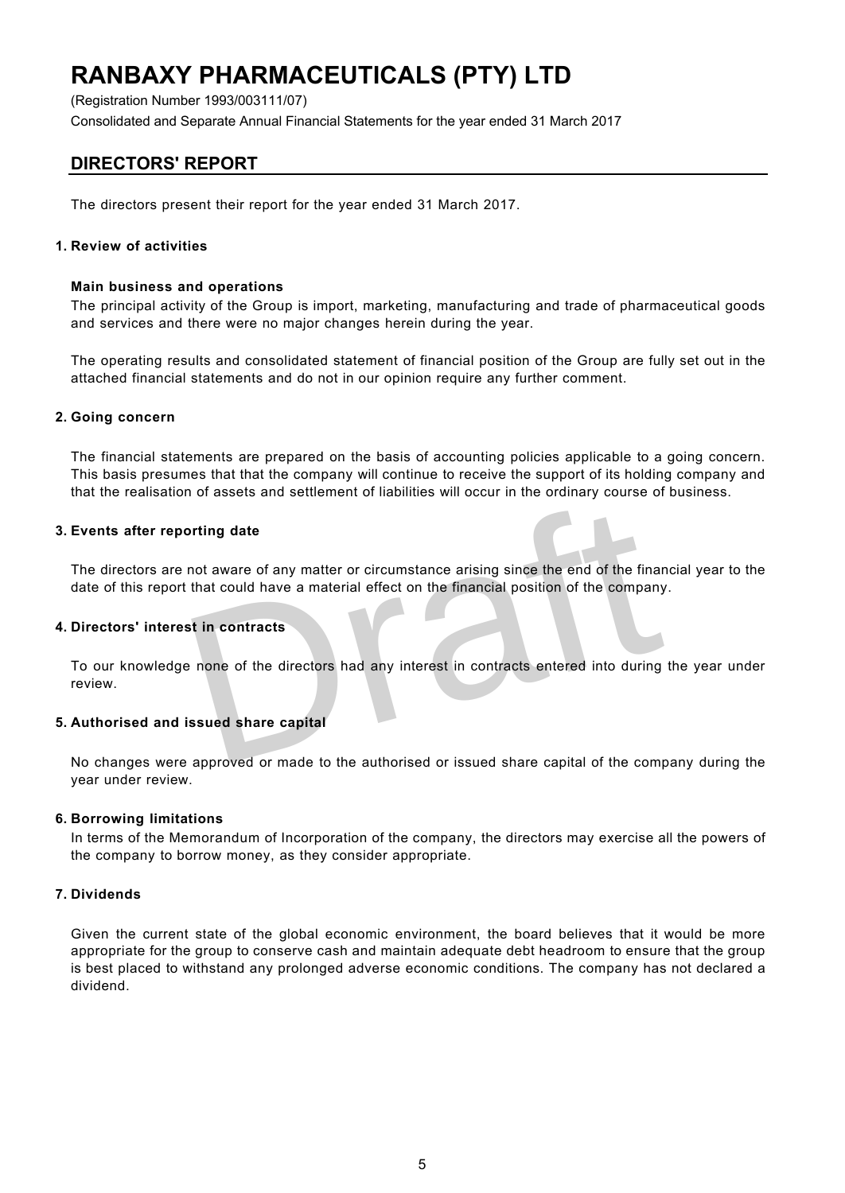# RANBAXY PHARMACEUTICALS (PTY) LTD

(Registration Number 1993/003111/07)

Consolidated and Separate Annual Financial Statements for the year ended 31 March 2017

## DIRECTORS' REPORT

The directors present their report for the year ended 31 March 2017.

### 1. Review of activities

**Main business and operations**

The principal activity of the Group is import, marketing, manufacturing and trade of pharmaceutical goods and services and there were no major changes herein during the year.

The operating results and consolidated statement of financial position of the Group are fully set out in the attached financial statements and do not in our opinion require any further comment.

### 2. Going concern

The financial statements are prepared on the basis of accounting policies applicable to a going concern. This basis presumes that that the company will continue to receive the support of its holding company and that the realisation of assets and settlement of liabilities will occur in the ordinary course of business.

### 3. Events after reporting date

The directors are not aware of any matter or circumstance arising since the end of the financial year to the date of this report that could have a material effect on the financial position of the company.

### 4. Directors' interest in contracts

To our knowledge none of the directors had any interest in contracts entered into during the year under review.

### 5. Authorised and issued share capital

No changes were approved or made to the authorised or issued share capital of the company during the year under review.

### 6. Borrowing limitations

In terms of the Memorandum of Incorporation of the company, the directors may exercise all the powers of the company to borrow money, as they consider appropriate.

### 7. Dividends

Given the current state of the global economic environment, the board believes that it would be more appropriate for the group to conserve cash and maintain adequate debt headroom to ensure that the group is best placed to withstand any prolonged adverse economic conditions. The company has not declared a dividend.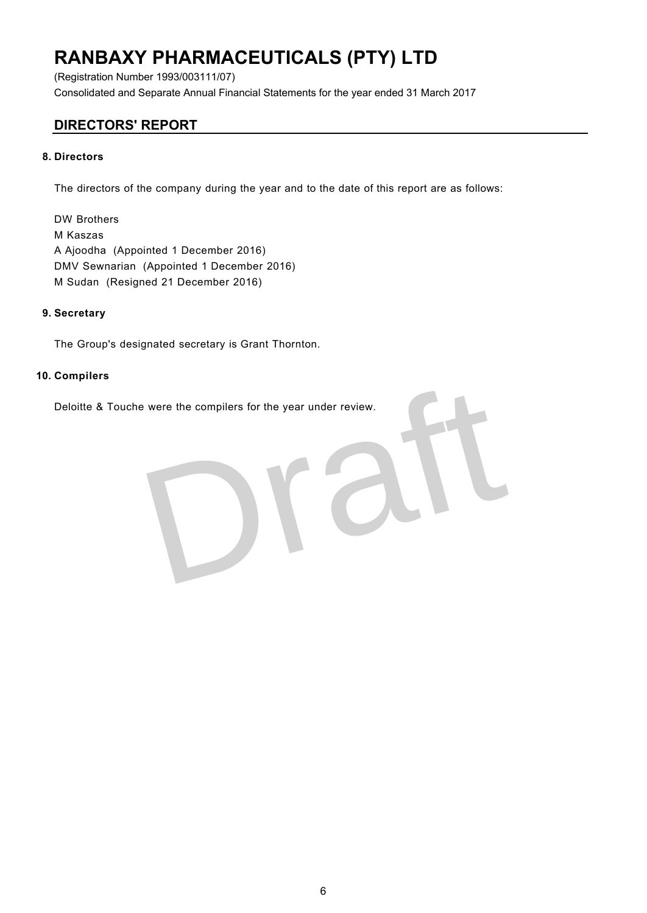# RANBAXY PHARMACEUTICALS (PTY) LTD

(Registration Number 1993/003111/07)

Consolidated and Separate Annual Financial Statements for the year ended 31 March 2017

## DIRECTORS' REPORT

### 8. Directors

The directors of the company during the year and to the date of this report are as follows:

DW Brothers
M Kaszas
A Ajoodha (Appointed 1 December 2016)
DMV Sewnarian (Appointed 1 December 2016)
M Sudan (Resigned 21 December 2016)

### 9. Secretary

The Group's designated secretary is Grant Thornton.

### 10. Compilers

Deloitte & Touche were the compilers for the year under review.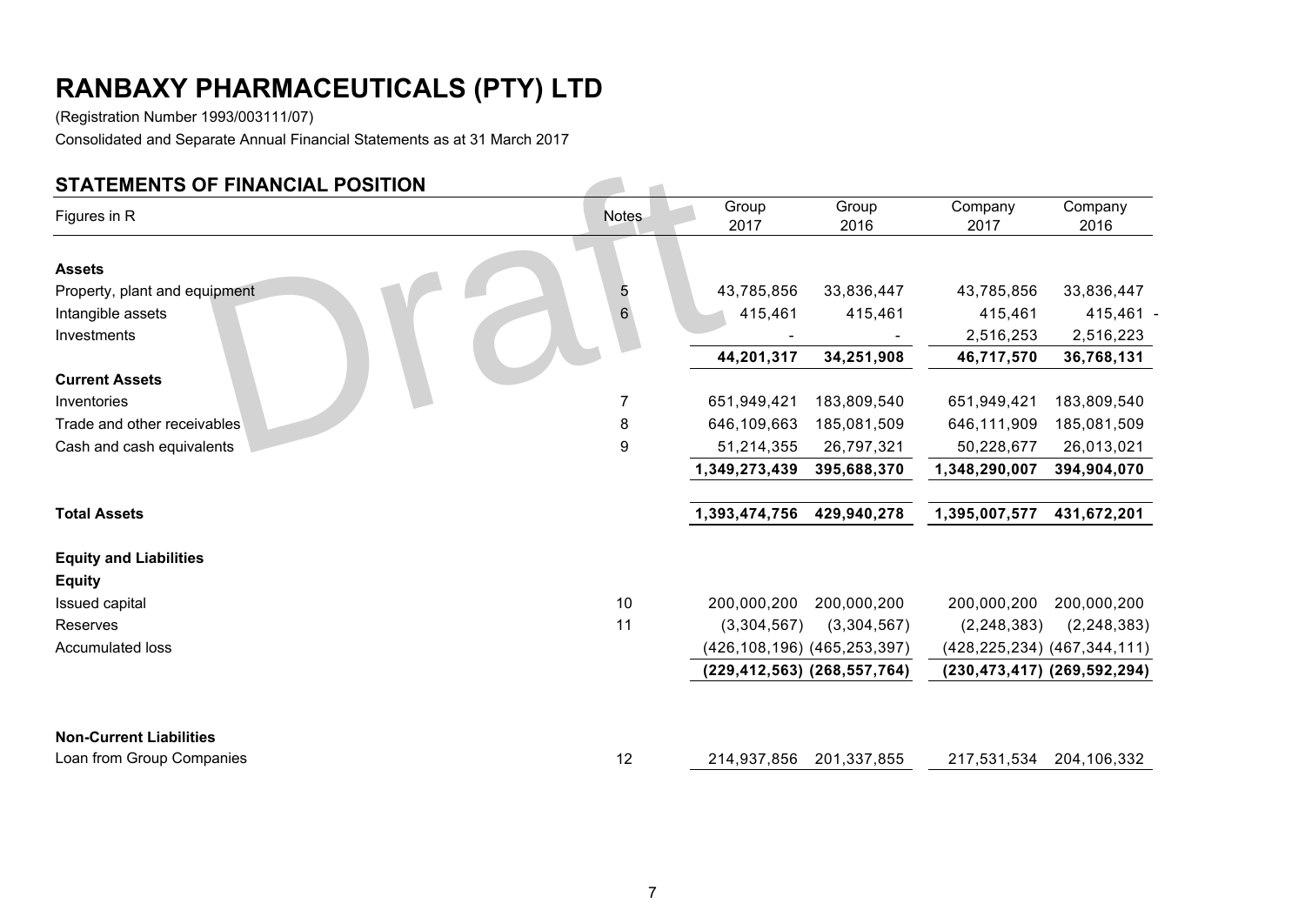# RANBAXY PHARMACEUTICALS (PTY) LTD

(Registration Number 1993/003111/07)

Consolidated and Separate Annual Financial Statements as at 31 March 2017

## STATEMENTS OF FINANCIAL POSITION

| Figures in R | Notes | Group 2017 | Group 2016 | Company 2017 | Company 2016 |
|---|---|---|---|---|---|
| **Assets** | | | | | |
| Property, plant and equipment | 5 | 43,785,856 | 33,836,447 | 43,785,856 | 33,836,447 |
| Intangible assets | 6 | 415,461 | 415,461 | 415,461 | 415,461 - |
| Investments | | - | - | 2,516,253 | 2,516,223 |
| | | **44,201,317** | **34,251,908** | **46,717,570** | **36,768,131** |
| **Current Assets** | | | | | |
| Inventories | 7 | 651,949,421 | 183,809,540 | 651,949,421 | 183,809,540 |
| Trade and other receivables | 8 | 646,109,663 | 185,081,509 | 646,111,909 | 185,081,509 |
| Cash and cash equivalents | 9 | 51,214,355 | 26,797,321 | 50,228,677 | 26,013,021 |
| | | **1,349,273,439** | **395,688,370** | **1,348,290,007** | **394,904,070** |
| **Total Assets** | | **1,393,474,756** | **429,940,278** | **1,395,007,577** | **431,672,201** |
| **Equity and Liabilities** | | | | | |
| **Equity** | | | | | |
| Issued capital | 10 | 200,000,200 | 200,000,200 | 200,000,200 | 200,000,200 |
| Reserves | 11 | (3,304,567) | (3,304,567) | (2,248,383) | (2,248,383) |
| Accumulated loss | | (426,108,196) | (465,253,397) | (428,225,234) | (467,344,111) |
| | | **(229,412,563)** | **(268,557,764)** | **(230,473,417)** | **(269,592,294)** |
| **Non-Current Liabilities** | | | | | |
| Loan from Group Companies | 12 | 214,937,856 | 201,337,855 | 217,531,534 | 204,106,332 |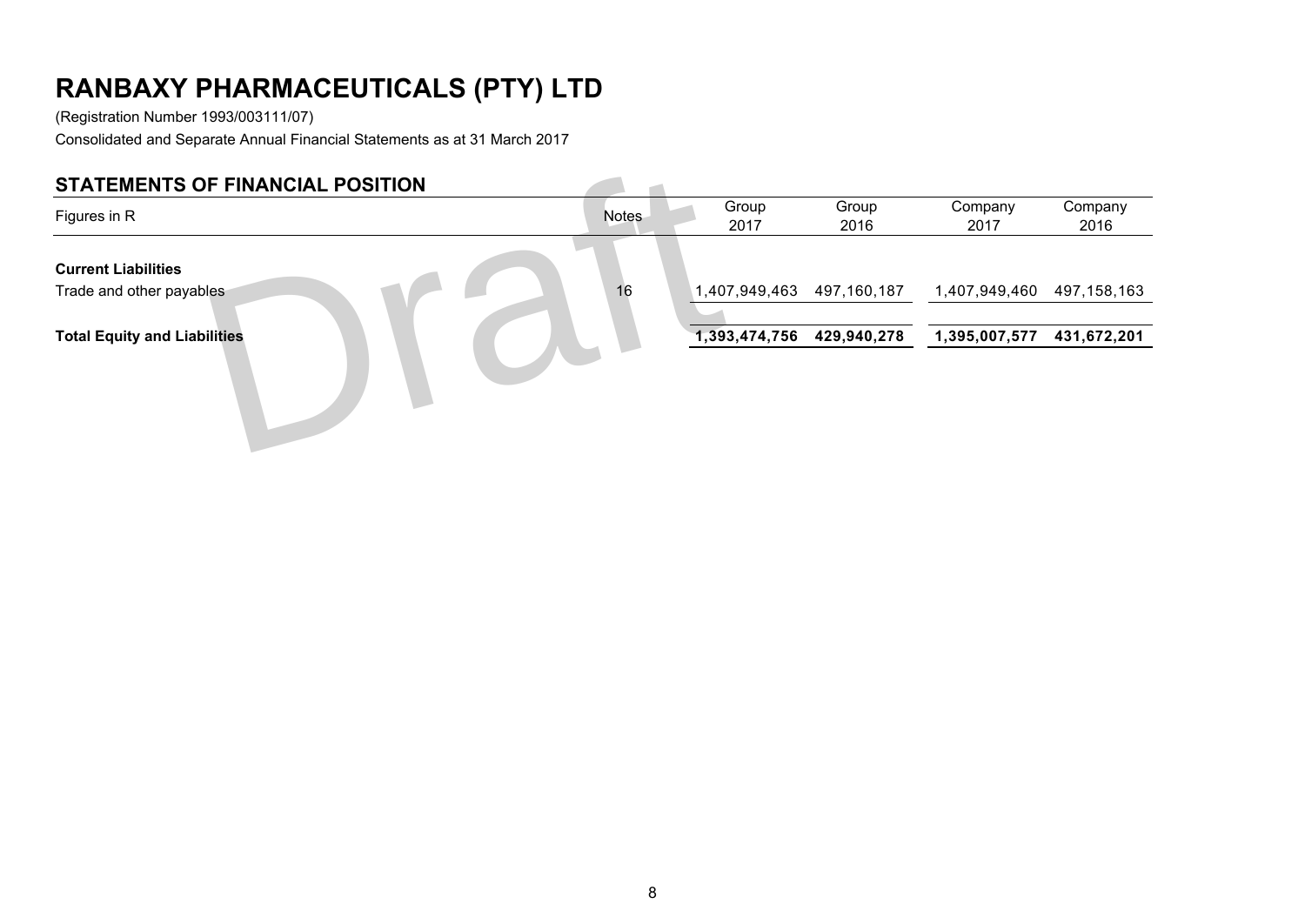# RANBAXY PHARMACEUTICALS (PTY) LTD

(Registration Number 1993/003111/07)

Consolidated and Separate Annual Financial Statements as at 31 March 2017

## STATEMENTS OF FINANCIAL POSITION

| Figures in R | Notes | Group 2017 | Group 2016 | Company 2017 | Company 2016 |
|---|---|---|---|---|---|
| **Current Liabilities** | | | | | |
| Trade and other payables | 16 | 1,407,949,463 | 497,160,187 | 1,407,949,460 | 497,158,163 |
| **Total Equity and Liabilities** | | **1,393,474,756** | **429,940,278** | **1,395,007,577** | **431,672,201** |

Draft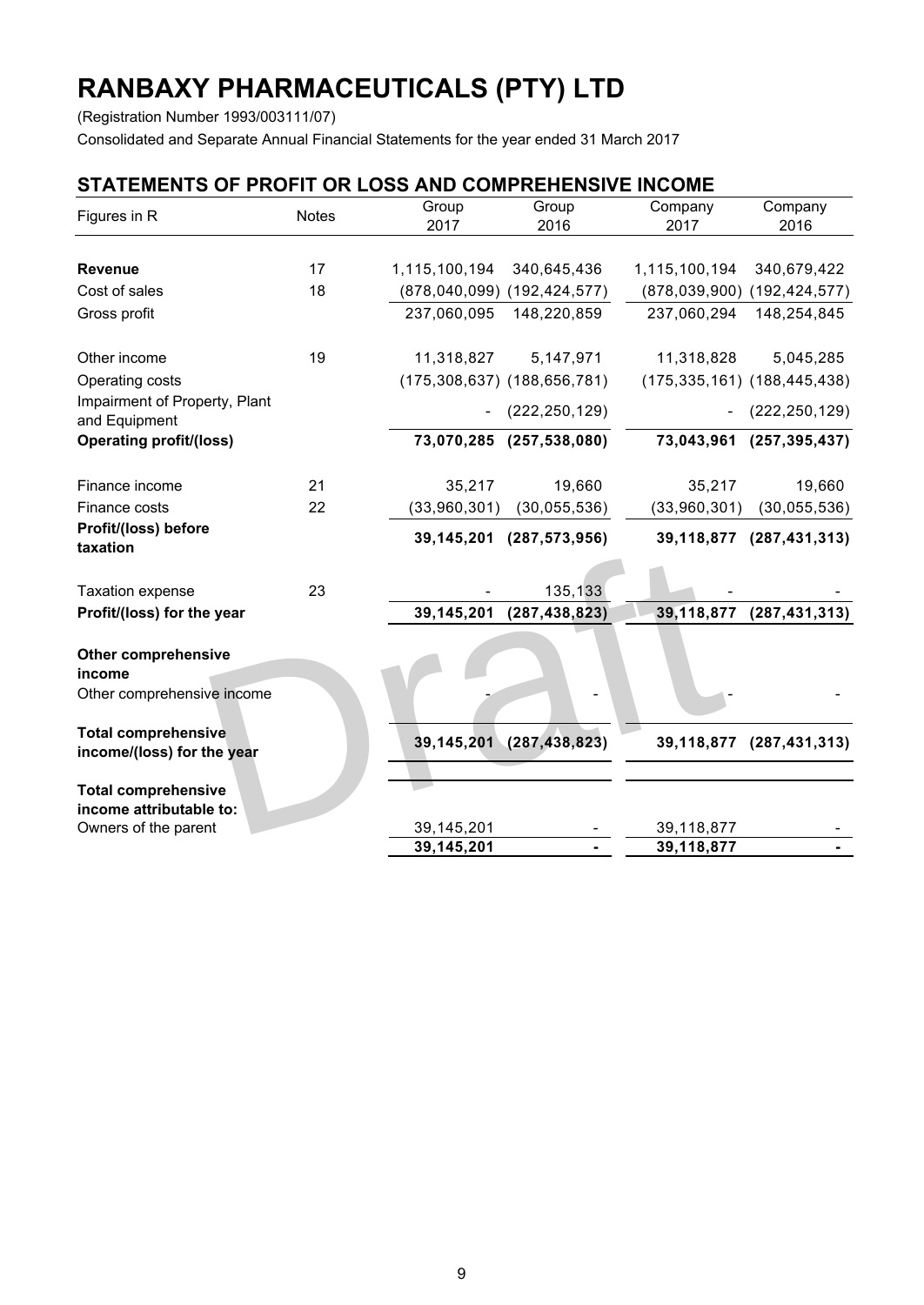# RANBAXY PHARMACEUTICALS (PTY) LTD

(Registration Number 1993/003111/07)

Consolidated and Separate Annual Financial Statements for the year ended 31 March 2017

## STATEMENTS OF PROFIT OR LOSS AND COMPREHENSIVE INCOME

| Figures in R | Notes | Group 2017 | Group 2016 | Company 2017 | Company 2016 |
|---|---|---|---|---|---|
| **Revenue** | 17 | 1,115,100,194 | 340,645,436 | 1,115,100,194 | 340,679,422 |
| Cost of sales | 18 | (878,040,099) | (192,424,577) | (878,039,900) | (192,424,577) |
| Gross profit | | 237,060,095 | 148,220,859 | 237,060,294 | 148,254,845 |
| Other income | 19 | 11,318,827 | 5,147,971 | 11,318,828 | 5,045,285 |
| Operating costs | | (175,308,637) | (188,656,781) | (175,335,161) | (188,445,438) |
| Impairment of Property, Plant and Equipment | | - | (222,250,129) | - | (222,250,129) |
| **Operating profit/(loss)** | | **73,070,285** | **(257,538,080)** | **73,043,961** | **(257,395,437)** |
| Finance income | 21 | 35,217 | 19,660 | 35,217 | 19,660 |
| Finance costs | 22 | (33,960,301) | (30,055,536) | (33,960,301) | (30,055,536) |
| **Profit/(loss) before taxation** | | **39,145,201** | **(287,573,956)** | **39,118,877** | **(287,431,313)** |
| Taxation expense | 23 | - | 135,133 | - | - |
| **Profit/(loss) for the year** | | **39,145,201** | **(287,438,823)** | **39,118,877** | **(287,431,313)** |
| **Other comprehensive income** | | | | | |
| Other comprehensive income | | - | - | - | - |
| **Total comprehensive income/(loss) for the year** | | **39,145,201** | **(287,438,823)** | **39,118,877** | **(287,431,313)** |
| **Total comprehensive income attributable to:** | | | | | |
| Owners of the parent | | 39,145,201 | - | 39,118,877 | - |
| | | **39,145,201** | **-** | **39,118,877** | **-** |

Draft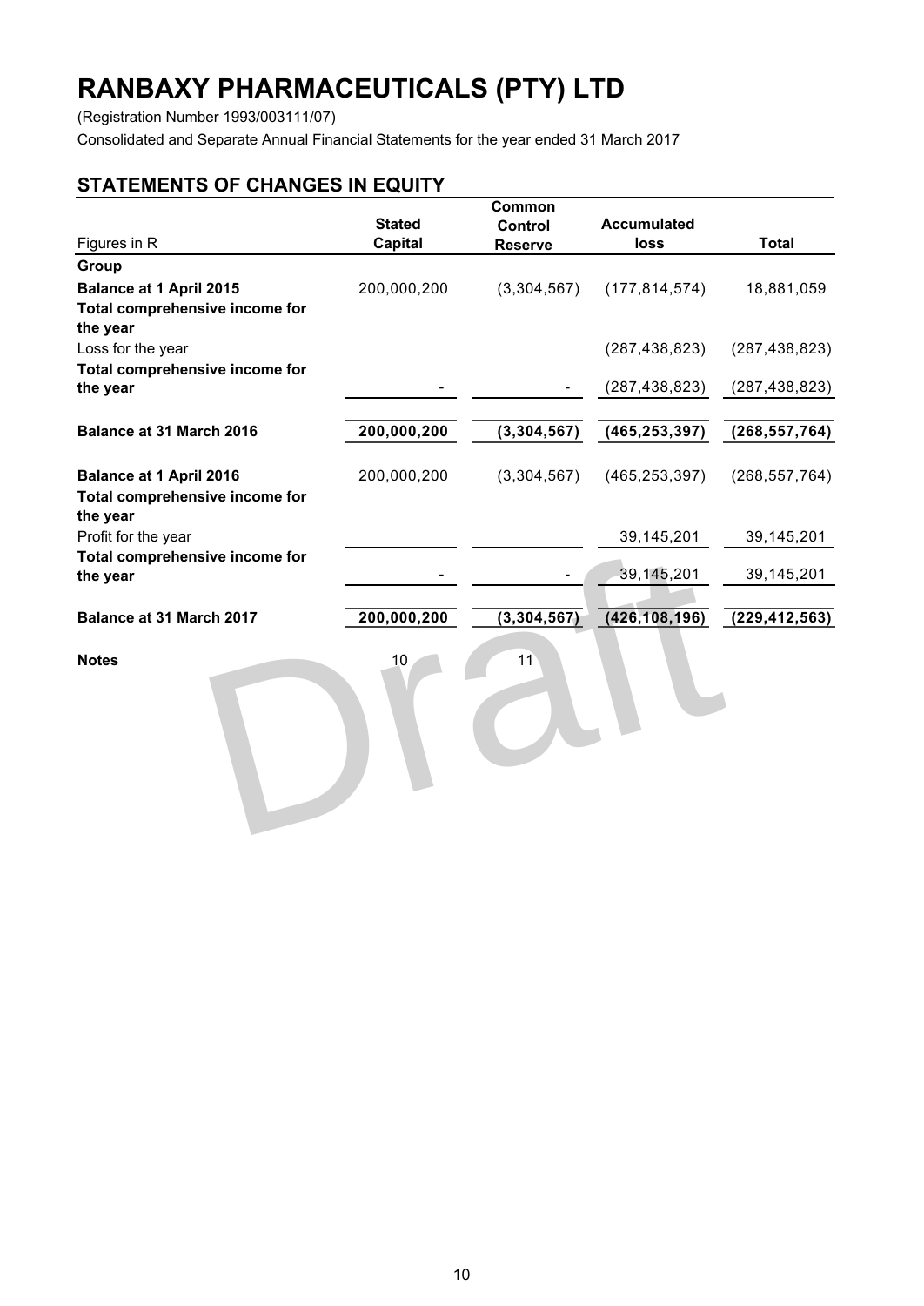# RANBAXY PHARMACEUTICALS (PTY) LTD

(Registration Number 1993/003111/07)

Consolidated and Separate Annual Financial Statements for the year ended 31 March 2017

## STATEMENTS OF CHANGES IN EQUITY

| Figures in R | Stated Capital | Common Control Reserve | Accumulated loss | Total |
|---|---|---|---|---|
| **Group** | | | | |
| **Balance at 1 April 2015** | 200,000,200 | (3,304,567) | (177,814,574) | 18,881,059 |
| **Total comprehensive income for the year** | | | | |
| Loss for the year | | | (287,438,823) | (287,438,823) |
| **Total comprehensive income for the year** | - | - | (287,438,823) | (287,438,823) |
| **Balance at 31 March 2016** | **200,000,200** | **(3,304,567)** | **(465,253,397)** | **(268,557,764)** |
| **Balance at 1 April 2016** | 200,000,200 | (3,304,567) | (465,253,397) | (268,557,764) |
| **Total comprehensive income for the year** | | | | |
| Profit for the year | | | 39,145,201 | 39,145,201 |
| **Total comprehensive income for the year** | - | - | 39,145,201 | 39,145,201 |
| **Balance at 31 March 2017** | **200,000,200** | **(3,304,567)** | **(426,108,196)** | **(229,412,563)** |
| **Notes** | 10 | 11 | | |

Draft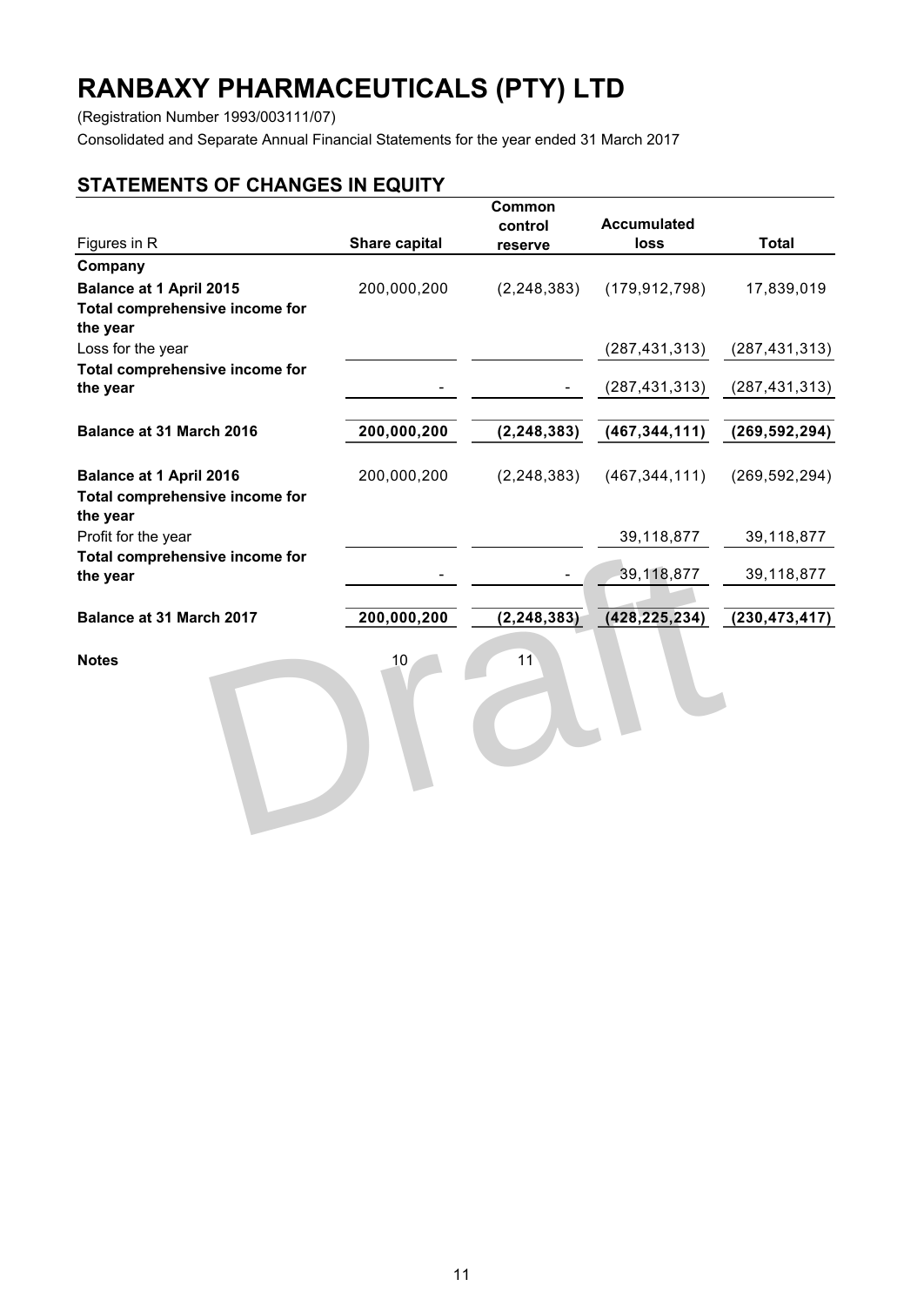# RANBAXY PHARMACEUTICALS (PTY) LTD

(Registration Number 1993/003111/07)

Consolidated and Separate Annual Financial Statements for the year ended 31 March 2017

## STATEMENTS OF CHANGES IN EQUITY

| Figures in R | Share capital | Common control reserve | Accumulated loss | Total |
|---|---|---|---|---|
| **Company** | | | | |
| **Balance at 1 April 2015** | 200,000,200 | (2,248,383) | (179,912,798) | 17,839,019 |
| **Total comprehensive income for the year** | | | | |
| Loss for the year | | | (287,431,313) | (287,431,313) |
| **Total comprehensive income for the year** | - | - | (287,431,313) | (287,431,313) |
| **Balance at 31 March 2016** | **200,000,200** | **(2,248,383)** | **(467,344,111)** | **(269,592,294)** |
| **Balance at 1 April 2016** | 200,000,200 | (2,248,383) | (467,344,111) | (269,592,294) |
| **Total comprehensive income for the year** | | | | |
| Profit for the year | | | 39,118,877 | 39,118,877 |
| **Total comprehensive income for the year** | - | - | 39,118,877 | 39,118,877 |
| **Balance at 31 March 2017** | **200,000,200** | **(2,248,383)** | **(428,225,234)** | **(230,473,417)** |
| **Notes** | 10 | 11 | | |

Draft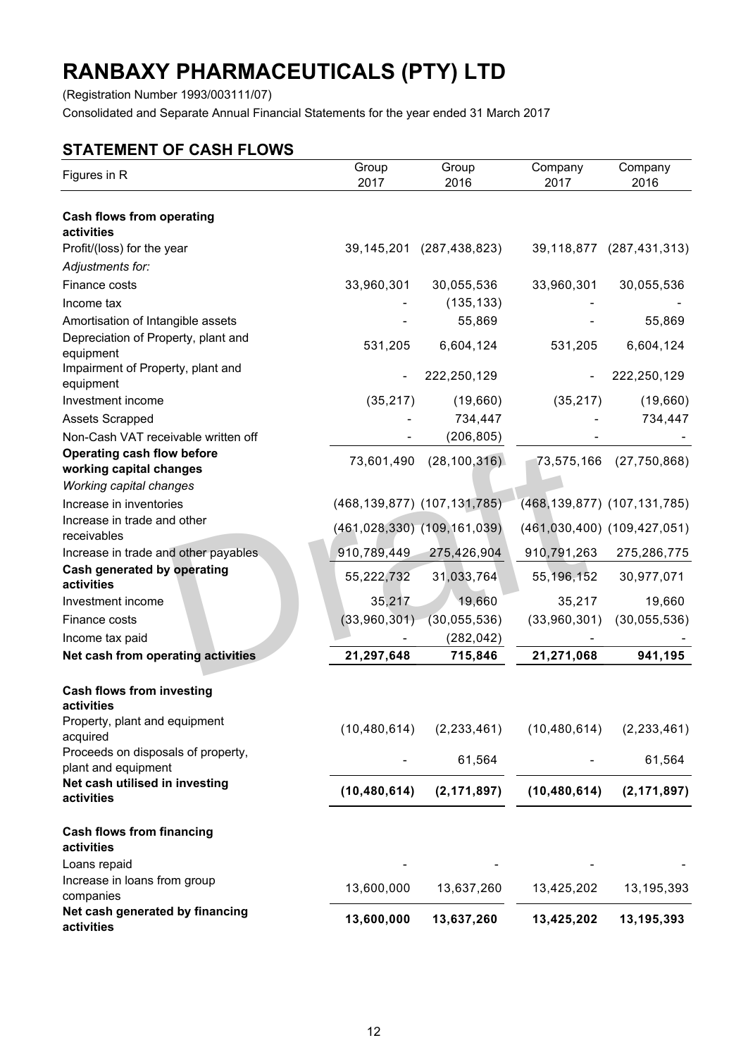# RANBAXY PHARMACEUTICALS (PTY) LTD

(Registration Number 1993/003111/07)

Consolidated and Separate Annual Financial Statements for the year ended 31 March 2017

## STATEMENT OF CASH FLOWS

| Figures in R | Group 2017 | Group 2016 | Company 2017 | Company 2016 |
|---|---|---|---|---|
| **Cash flows from operating activities** | | | | |
| Profit/(loss) for the year | 39,145,201 | (287,438,823) | 39,118,877 | (287,431,313) |
| *Adjustments for:* | | | | |
| Finance costs | 33,960,301 | 30,055,536 | 33,960,301 | 30,055,536 |
| Income tax | - | (135,133) | - | - |
| Amortisation of Intangible assets | - | 55,869 | - | 55,869 |
| Depreciation of Property, plant and equipment | 531,205 | 6,604,124 | 531,205 | 6,604,124 |
| Impairment of Property, plant and equipment | - | 222,250,129 | - | 222,250,129 |
| Investment income | (35,217) | (19,660) | (35,217) | (19,660) |
| Assets Scrapped | - | 734,447 | - | 734,447 |
| Non-Cash VAT receivable written off | - | (206,805) | - | - |
| **Operating cash flow before working capital changes** | 73,601,490 | (28,100,316) | 73,575,166 | (27,750,868) |
| *Working capital changes* | | | | |
| Increase in inventories | (468,139,877) | (107,131,785) | (468,139,877) | (107,131,785) |
| Increase in trade and other receivables | (461,028,330) | (109,161,039) | (461,030,400) | (109,427,051) |
| Increase in trade and other payables | 910,789,449 | 275,426,904 | 910,791,263 | 275,286,775 |
| **Cash generated by operating activities** | 55,222,732 | 31,033,764 | 55,196,152 | 30,977,071 |
| Investment income | 35,217 | 19,660 | 35,217 | 19,660 |
| Finance costs | (33,960,301) | (30,055,536) | (33,960,301) | (30,055,536) |
| Income tax paid | - | (282,042) | - | - |
| **Net cash from operating activities** | **21,297,648** | **715,846** | **21,271,068** | **941,195** |
| | | | | |
| **Cash flows from investing activities** | | | | |
| Property, plant and equipment acquired | (10,480,614) | (2,233,461) | (10,480,614) | (2,233,461) |
| Proceeds on disposals of property, plant and equipment | - | 61,564 | - | 61,564 |
| **Net cash utilised in investing activities** | **(10,480,614)** | **(2,171,897)** | **(10,480,614)** | **(2,171,897)** |
| | | | | |
| **Cash flows from financing activities** | | | | |
| Loans repaid | - | - | - | - |
| Increase in loans from group companies | 13,600,000 | 13,637,260 | 13,425,202 | 13,195,393 |
| **Net cash generated by financing activities** | **13,600,000** | **13,637,260** | **13,425,202** | **13,195,393** |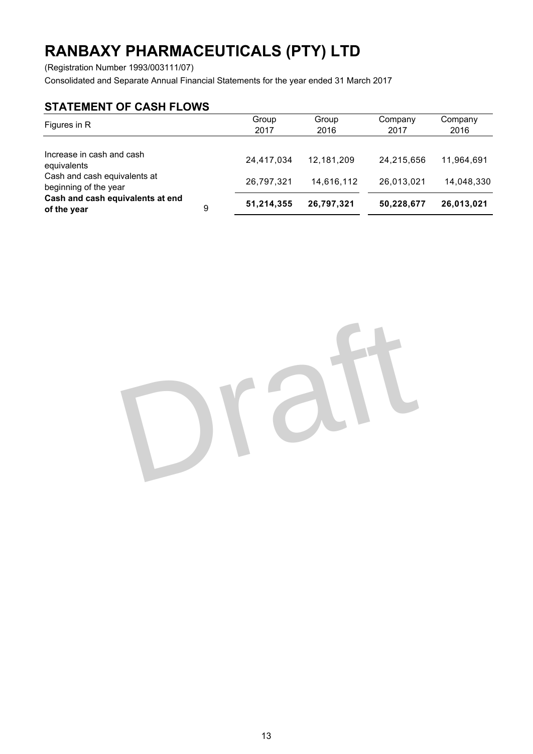# RANBAXY PHARMACEUTICALS (PTY) LTD

(Registration Number 1993/003111/07)

Consolidated and Separate Annual Financial Statements for the year ended 31 March 2017

## STATEMENT OF CASH FLOWS

| Figures in R | | Group 2017 | Group 2016 | Company 2017 | Company 2016 |
|---|---|---|---|---|---|
| Increase in cash and cash equivalents | | 24,417,034 | 12,181,209 | 24,215,656 | 11,964,691 |
| Cash and cash equivalents at beginning of the year | | 26,797,321 | 14,616,112 | 26,013,021 | 14,048,330 |
| **Cash and cash equivalents at end of the year** | 9 | **51,214,355** | **26,797,321** | **50,228,677** | **26,013,021** |

Draft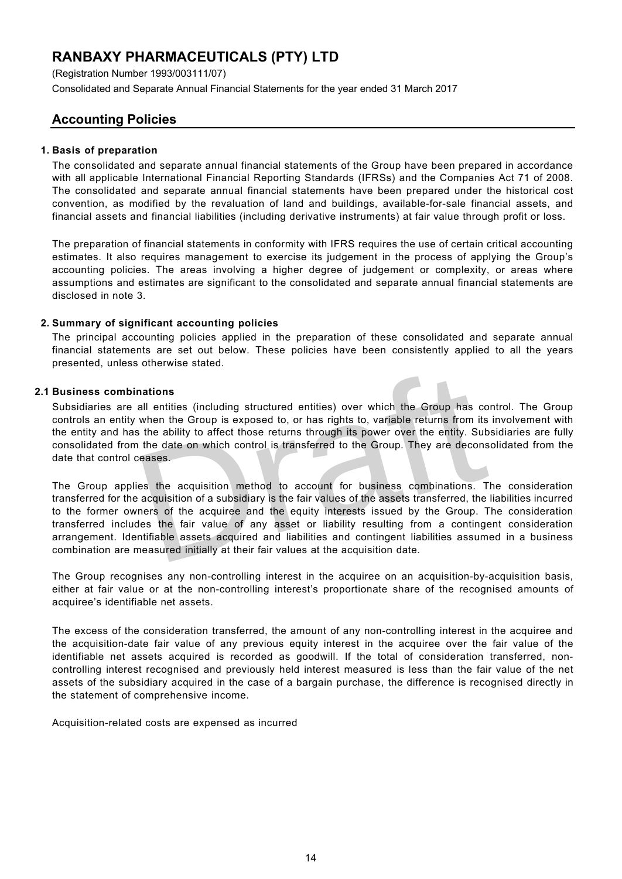# RANBAXY PHARMACEUTICALS (PTY) LTD

(Registration Number 1993/003111/07)

Consolidated and Separate Annual Financial Statements for the year ended 31 March 2017

## Accounting Policies

### 1. Basis of preparation

The consolidated and separate annual financial statements of the Group have been prepared in accordance with all applicable International Financial Reporting Standards (IFRSs) and the Companies Act 71 of 2008. The consolidated and separate annual financial statements have been prepared under the historical cost convention, as modified by the revaluation of land and buildings, available-for-sale financial assets, and financial assets and financial liabilities (including derivative instruments) at fair value through profit or loss.

The preparation of financial statements in conformity with IFRS requires the use of certain critical accounting estimates. It also requires management to exercise its judgement in the process of applying the Group's accounting policies. The areas involving a higher degree of judgement or complexity, or areas where assumptions and estimates are significant to the consolidated and separate annual financial statements are disclosed in note 3.

### 2. Summary of significant accounting policies

The principal accounting policies applied in the preparation of these consolidated and separate annual financial statements are set out below. These policies have been consistently applied to all the years presented, unless otherwise stated.

### 2.1 Business combinations

Subsidiaries are all entities (including structured entities) over which the Group has control. The Group controls an entity when the Group is exposed to, or has rights to, variable returns from its involvement with the entity and has the ability to affect those returns through its power over the entity. Subsidiaries are fully consolidated from the date on which control is transferred to the Group. They are deconsolidated from the date that control ceases.

The Group applies the acquisition method to account for business combinations. The consideration transferred for the acquisition of a subsidiary is the fair values of the assets transferred, the liabilities incurred to the former owners of the acquiree and the equity interests issued by the Group. The consideration transferred includes the fair value of any asset or liability resulting from a contingent consideration arrangement. Identifiable assets acquired and liabilities and contingent liabilities assumed in a business combination are measured initially at their fair values at the acquisition date.

The Group recognises any non-controlling interest in the acquiree on an acquisition-by-acquisition basis, either at fair value or at the non-controlling interest's proportionate share of the recognised amounts of acquiree's identifiable net assets.

The excess of the consideration transferred, the amount of any non-controlling interest in the acquiree and the acquisition-date fair value of any previous equity interest in the acquiree over the fair value of the identifiable net assets acquired is recorded as goodwill. If the total of consideration transferred, non-controlling interest recognised and previously held interest measured is less than the fair value of the net assets of the subsidiary acquired in the case of a bargain purchase, the difference is recognised directly in the statement of comprehensive income.

Acquisition-related costs are expensed as incurred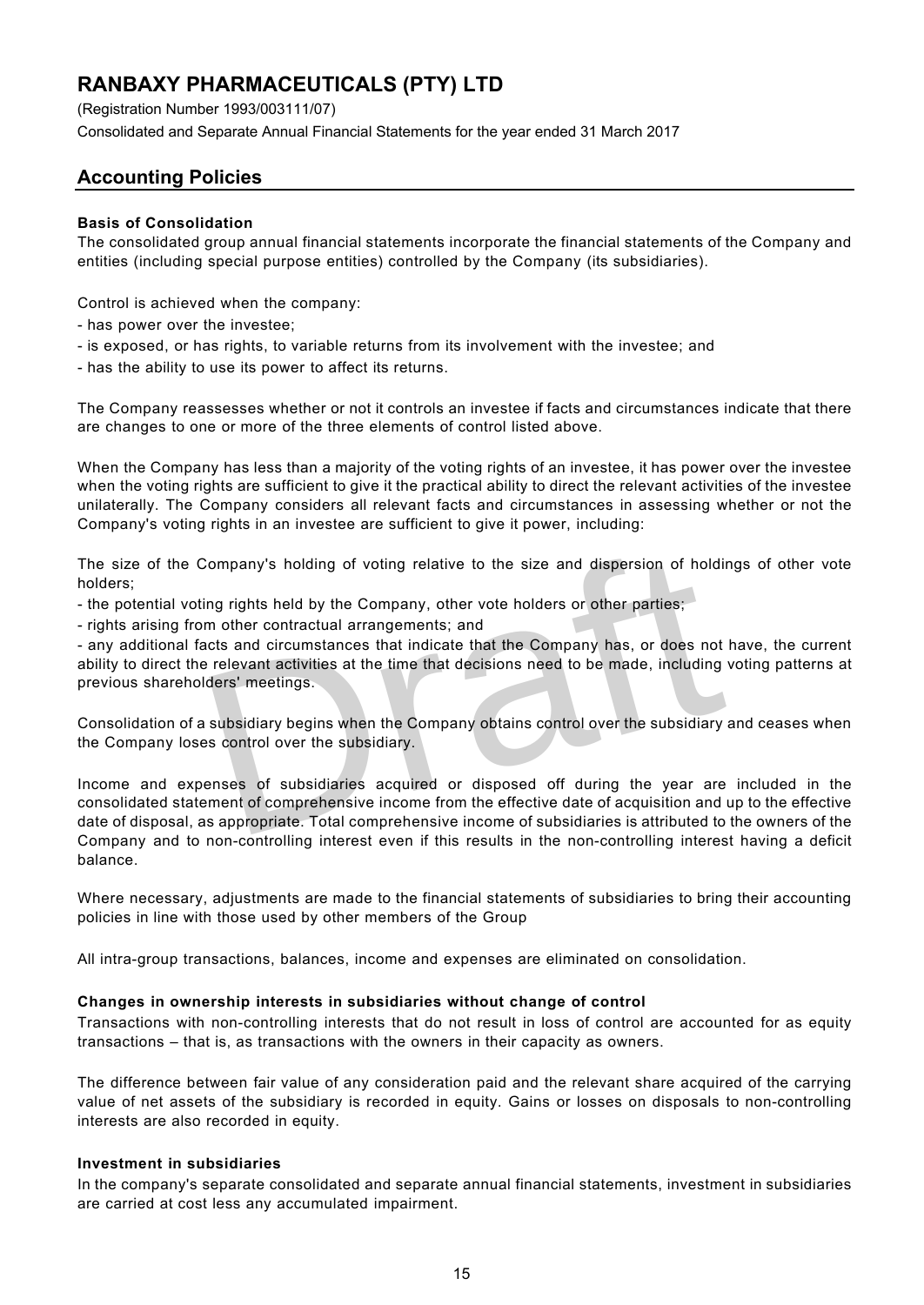# RANBAXY PHARMACEUTICALS (PTY) LTD

(Registration Number 1993/003111/07)

Consolidated and Separate Annual Financial Statements for the year ended 31 March 2017

## Accounting Policies

**Basis of Consolidation**

The consolidated group annual financial statements incorporate the financial statements of the Company and entities (including special purpose entities) controlled by the Company (its subsidiaries).

Control is achieved when the company:

- has power over the investee;
- is exposed, or has rights, to variable returns from its involvement with the investee; and
- has the ability to use its power to affect its returns.

The Company reassesses whether or not it controls an investee if facts and circumstances indicate that there are changes to one or more of the three elements of control listed above.

When the Company has less than a majority of the voting rights of an investee, it has power over the investee when the voting rights are sufficient to give it the practical ability to direct the relevant activities of the investee unilaterally. The Company considers all relevant facts and circumstances in assessing whether or not the Company's voting rights in an investee are sufficient to give it power, including:

The size of the Company's holding of voting relative to the size and dispersion of holdings of other vote holders;

- the potential voting rights held by the Company, other vote holders or other parties;
- rights arising from other contractual arrangements; and
- any additional facts and circumstances that indicate that the Company has, or does not have, the current ability to direct the relevant activities at the time that decisions need to be made, including voting patterns at previous shareholders' meetings.

Consolidation of a subsidiary begins when the Company obtains control over the subsidiary and ceases when the Company loses control over the subsidiary.

Income and expenses of subsidiaries acquired or disposed off during the year are included in the consolidated statement of comprehensive income from the effective date of acquisition and up to the effective date of disposal, as appropriate. Total comprehensive income of subsidiaries is attributed to the owners of the Company and to non-controlling interest even if this results in the non-controlling interest having a deficit balance.

Where necessary, adjustments are made to the financial statements of subsidiaries to bring their accounting policies in line with those used by other members of the Group

All intra-group transactions, balances, income and expenses are eliminated on consolidation.

**Changes in ownership interests in subsidiaries without change of control**

Transactions with non-controlling interests that do not result in loss of control are accounted for as equity transactions – that is, as transactions with the owners in their capacity as owners.

The difference between fair value of any consideration paid and the relevant share acquired of the carrying value of net assets of the subsidiary is recorded in equity. Gains or losses on disposals to non-controlling interests are also recorded in equity.

**Investment in subsidiaries**

In the company's separate consolidated and separate annual financial statements, investment in subsidiaries are carried at cost less any accumulated impairment.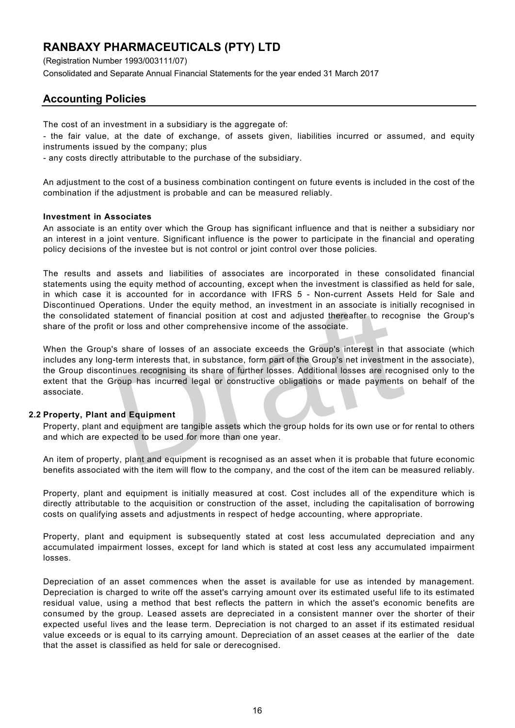The cost of an investment in a subsidiary is the aggregate of:

- the fair value, at the date of exchange, of assets given, liabilities incurred or assumed, and equity instruments issued by the company; plus
- any costs directly attributable to the purchase of the subsidiary.

An adjustment to the cost of a business combination contingent on future events is included in the cost of the combination if the adjustment is probable and can be measured reliably.

**Investment in Associates**

An associate is an entity over which the Group has significant influence and that is neither a subsidiary nor an interest in a joint venture. Significant influence is the power to participate in the financial and operating policy decisions of the investee but is not control or joint control over those policies.

The results and assets and liabilities of associates are incorporated in these consolidated financial statements using the equity method of accounting, except when the investment is classified as held for sale, in which case it is accounted for in accordance with IFRS 5 - Non-current Assets Held for Sale and Discontinued Operations. Under the equity method, an investment in an associate is initially recognised in the consolidated statement of financial position at cost and adjusted thereafter to recognise the Group's share of the profit or loss and other comprehensive income of the associate.

When the Group's share of losses of an associate exceeds the Group's interest in that associate (which includes any long-term interests that, in substance, form part of the Group's net investment in the associate), the Group discontinues recognising its share of further losses. Additional losses are recognised only to the extent that the Group has incurred legal or constructive obligations or made payments on behalf of the associate.

## 2.2 Property, Plant and Equipment

Property, plant and equipment are tangible assets which the group holds for its own use or for rental to others and which are expected to be used for more than one year.

An item of property, plant and equipment is recognised as an asset when it is probable that future economic benefits associated with the item will flow to the company, and the cost of the item can be measured reliably.

Property, plant and equipment is initially measured at cost. Cost includes all of the expenditure which is directly attributable to the acquisition or construction of the asset, including the capitalisation of borrowing costs on qualifying assets and adjustments in respect of hedge accounting, where appropriate.

Property, plant and equipment is subsequently stated at cost less accumulated depreciation and any accumulated impairment losses, except for land which is stated at cost less any accumulated impairment losses.

Depreciation of an asset commences when the asset is available for use as intended by management. Depreciation is charged to write off the asset's carrying amount over its estimated useful life to its estimated residual value, using a method that best reflects the pattern in which the asset's economic benefits are consumed by the group. Leased assets are depreciated in a consistent manner over the shorter of their expected useful lives and the lease term. Depreciation is not charged to an asset if its estimated residual value exceeds or is equal to its carrying amount. Depreciation of an asset ceases at the earlier of the date that the asset is classified as held for sale or derecognised.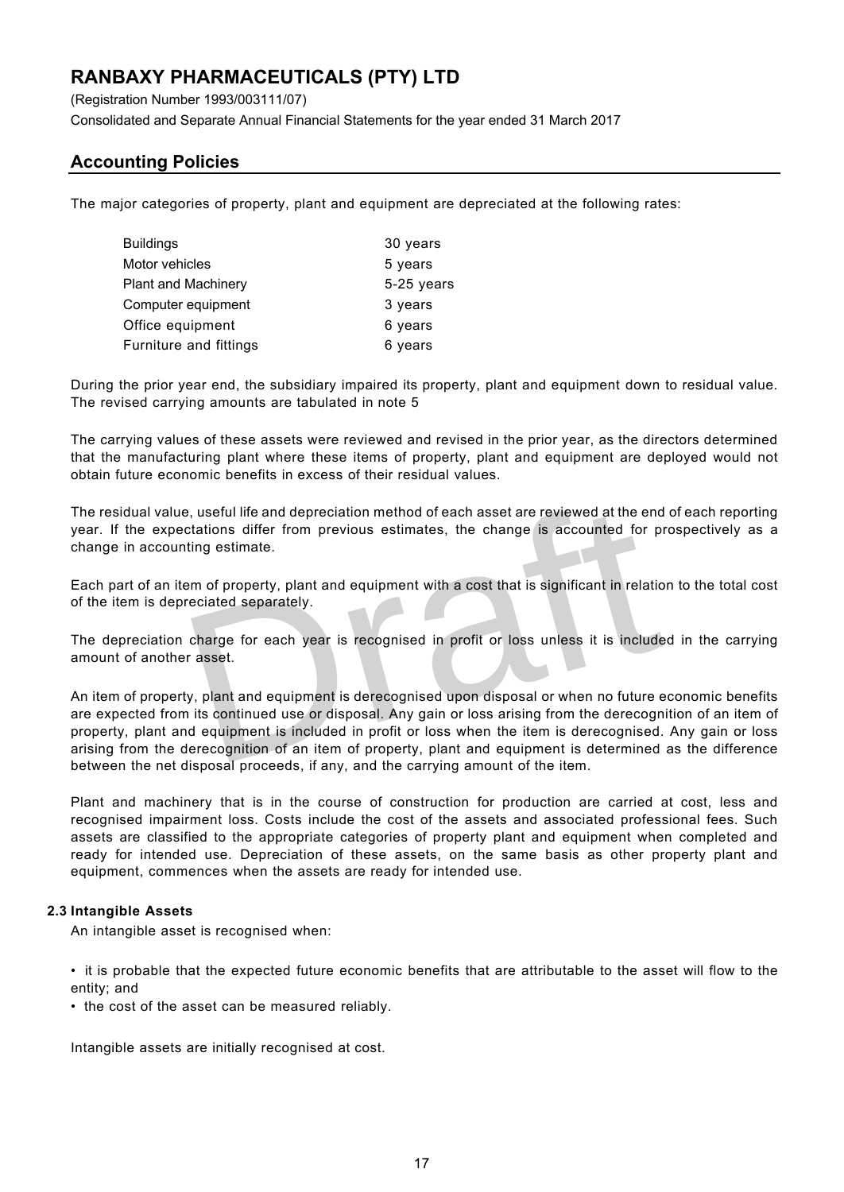The major categories of property, plant and equipment are depreciated at the following rates:

| | |
|---|---|
| Buildings | 30 years |
| Motor vehicles | 5 years |
| Plant and Machinery | 5-25 years |
| Computer equipment | 3 years |
| Office equipment | 6 years |
| Furniture and fittings | 6 years |

During the prior year end, the subsidiary impaired its property, plant and equipment down to residual value. The revised carrying amounts are tabulated in note 5

The carrying values of these assets were reviewed and revised in the prior year, as the directors determined that the manufacturing plant where these items of property, plant and equipment are deployed would not obtain future economic benefits in excess of their residual values.

The residual value, useful life and depreciation method of each asset are reviewed at the end of each reporting year. If the expectations differ from previous estimates, the change is accounted for prospectively as a change in accounting estimate.

Each part of an item of property, plant and equipment with a cost that is significant in relation to the total cost of the item is depreciated separately.

The depreciation charge for each year is recognised in profit or loss unless it is included in the carrying amount of another asset.

An item of property, plant and equipment is derecognised upon disposal or when no future economic benefits are expected from its continued use or disposal. Any gain or loss arising from the derecognition of an item of property, plant and equipment is included in profit or loss when the item is derecognised. Any gain or loss arising from the derecognition of an item of property, plant and equipment is determined as the difference between the net disposal proceeds, if any, and the carrying amount of the item.

Plant and machinery that is in the course of construction for production are carried at cost, less and recognised impairment loss. Costs include the cost of the assets and associated professional fees. Such assets are classified to the appropriate categories of property plant and equipment when completed and ready for intended use. Depreciation of these assets, on the same basis as other property plant and equipment, commences when the assets are ready for intended use.

### 2.3 Intangible Assets

An intangible asset is recognised when:

- it is probable that the expected future economic benefits that are attributable to the asset will flow to the entity; and
- the cost of the asset can be measured reliably.

Intangible assets are initially recognised at cost.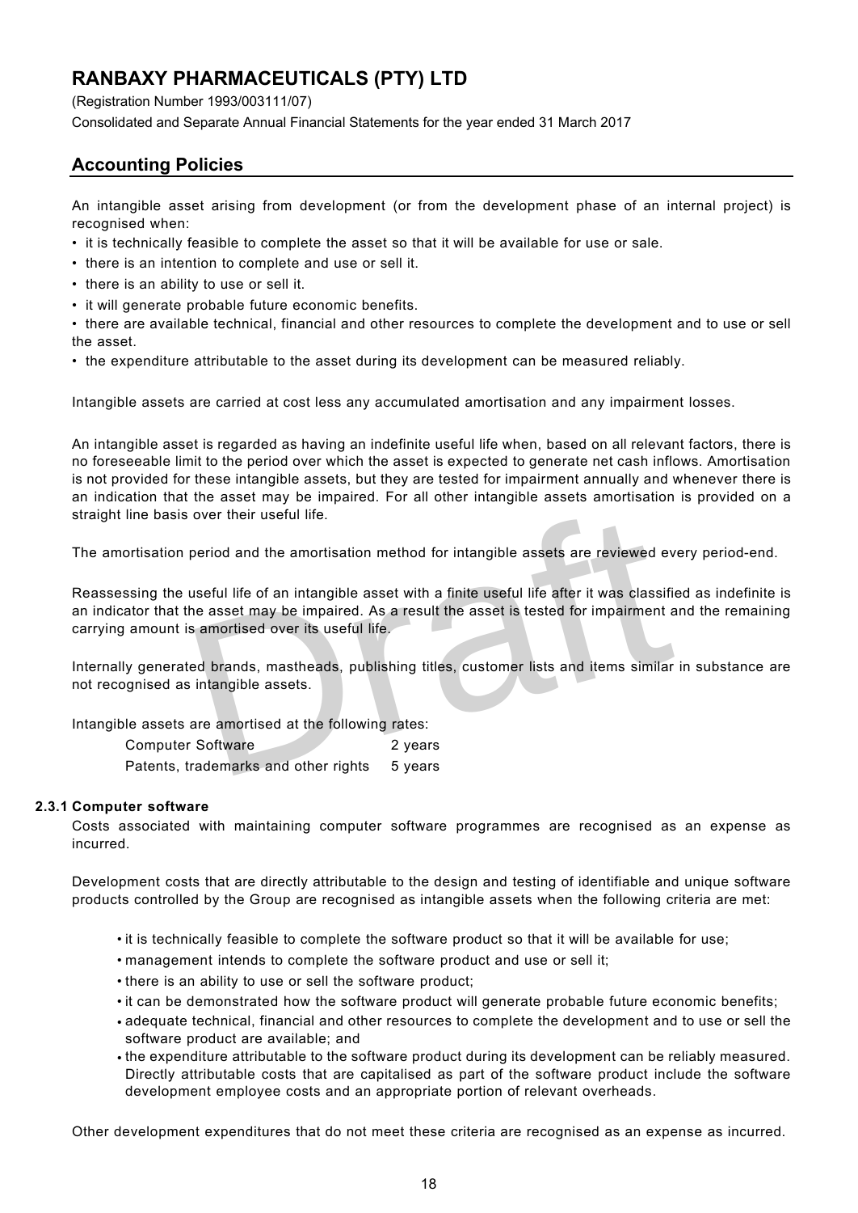An intangible asset arising from development (or from the development phase of an internal project) is recognised when:

- it is technically feasible to complete the asset so that it will be available for use or sale.
- there is an intention to complete and use or sell it.
- there is an ability to use or sell it.
- it will generate probable future economic benefits.
- there are available technical, financial and other resources to complete the development and to use or sell the asset.
- the expenditure attributable to the asset during its development can be measured reliably.

Intangible assets are carried at cost less any accumulated amortisation and any impairment losses.

An intangible asset is regarded as having an indefinite useful life when, based on all relevant factors, there is no foreseeable limit to the period over which the asset is expected to generate net cash inflows. Amortisation is not provided for these intangible assets, but they are tested for impairment annually and whenever there is an indication that the asset may be impaired. For all other intangible assets amortisation is provided on a straight line basis over their useful life.

The amortisation period and the amortisation method for intangible assets are reviewed every period-end.

Reassessing the useful life of an intangible asset with a finite useful life after it was classified as indefinite is an indicator that the asset may be impaired. As a result the asset is tested for impairment and the remaining carrying amount is amortised over its useful life.

Internally generated brands, mastheads, publishing titles, customer lists and items similar in substance are not recognised as intangible assets.

Intangible assets are amortised at the following rates:

| | |
|---|---|
| Computer Software | 2 years |
| Patents, trademarks and other rights | 5 years |

**2.3.1 Computer software**

Costs associated with maintaining computer software programmes are recognised as an expense as incurred.

Development costs that are directly attributable to the design and testing of identifiable and unique software products controlled by the Group are recognised as intangible assets when the following criteria are met:

- it is technically feasible to complete the software product so that it will be available for use;
- management intends to complete the software product and use or sell it;
- there is an ability to use or sell the software product;
- it can be demonstrated how the software product will generate probable future economic benefits;
- adequate technical, financial and other resources to complete the development and to use or sell the software product are available; and
- the expenditure attributable to the software product during its development can be reliably measured. Directly attributable costs that are capitalised as part of the software product include the software development employee costs and an appropriate portion of relevant overheads.

Other development expenditures that do not meet these criteria are recognised as an expense as incurred.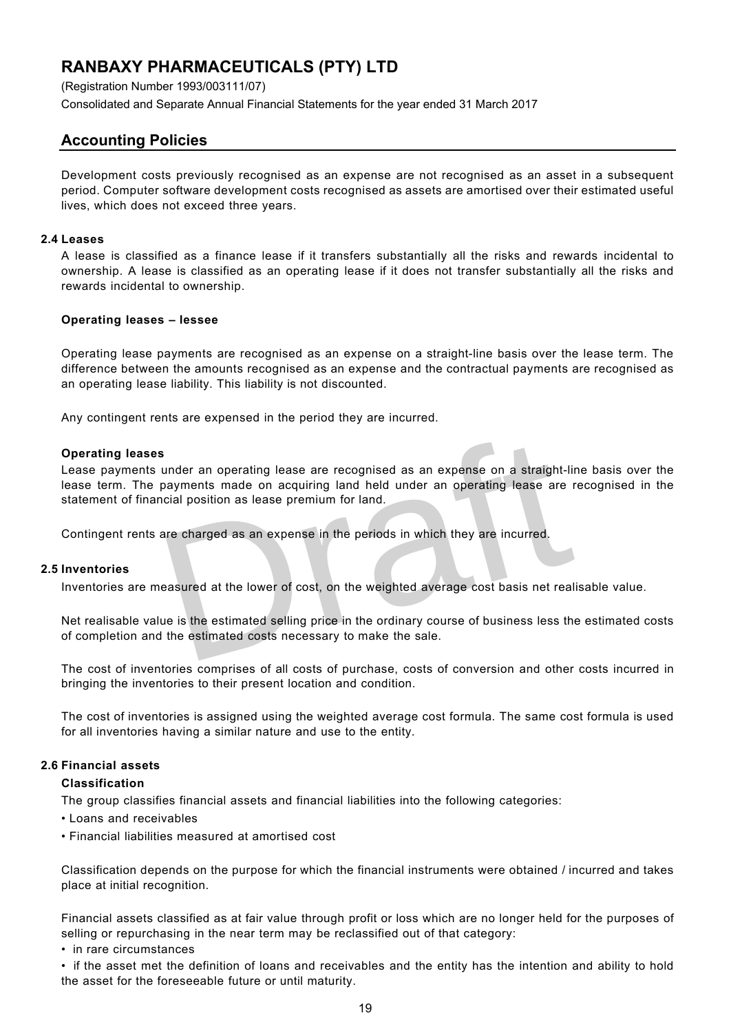## Accounting Policies

Development costs previously recognised as an expense are not recognised as an asset in a subsequent period. Computer software development costs recognised as assets are amortised over their estimated useful lives, which does not exceed three years.

### 2.4 Leases

A lease is classified as a finance lease if it transfers substantially all the risks and rewards incidental to ownership. A lease is classified as an operating lease if it does not transfer substantially all the risks and rewards incidental to ownership.

**Operating leases – lessee**

Operating lease payments are recognised as an expense on a straight-line basis over the lease term. The difference between the amounts recognised as an expense and the contractual payments are recognised as an operating lease liability. This liability is not discounted.

Any contingent rents are expensed in the period they are incurred.

**Operating leases**

Lease payments under an operating lease are recognised as an expense on a straight-line basis over the lease term. The payments made on acquiring land held under an operating lease are recognised in the statement of financial position as lease premium for land.

Contingent rents are charged as an expense in the periods in which they are incurred.

### 2.5 Inventories

Inventories are measured at the lower of cost, on the weighted average cost basis net realisable value.

Net realisable value is the estimated selling price in the ordinary course of business less the estimated costs of completion and the estimated costs necessary to make the sale.

The cost of inventories comprises of all costs of purchase, costs of conversion and other costs incurred in bringing the inventories to their present location and condition.

The cost of inventories is assigned using the weighted average cost formula. The same cost formula is used for all inventories having a similar nature and use to the entity.

### 2.6 Financial assets

**Classification**

The group classifies financial assets and financial liabilities into the following categories:

- Loans and receivables
- Financial liabilities measured at amortised cost

Classification depends on the purpose for which the financial instruments were obtained / incurred and takes place at initial recognition.

Financial assets classified as at fair value through profit or loss which are no longer held for the purposes of selling or repurchasing in the near term may be reclassified out of that category:

- in rare circumstances
- if the asset met the definition of loans and receivables and the entity has the intention and ability to hold the asset for the foreseeable future or until maturity.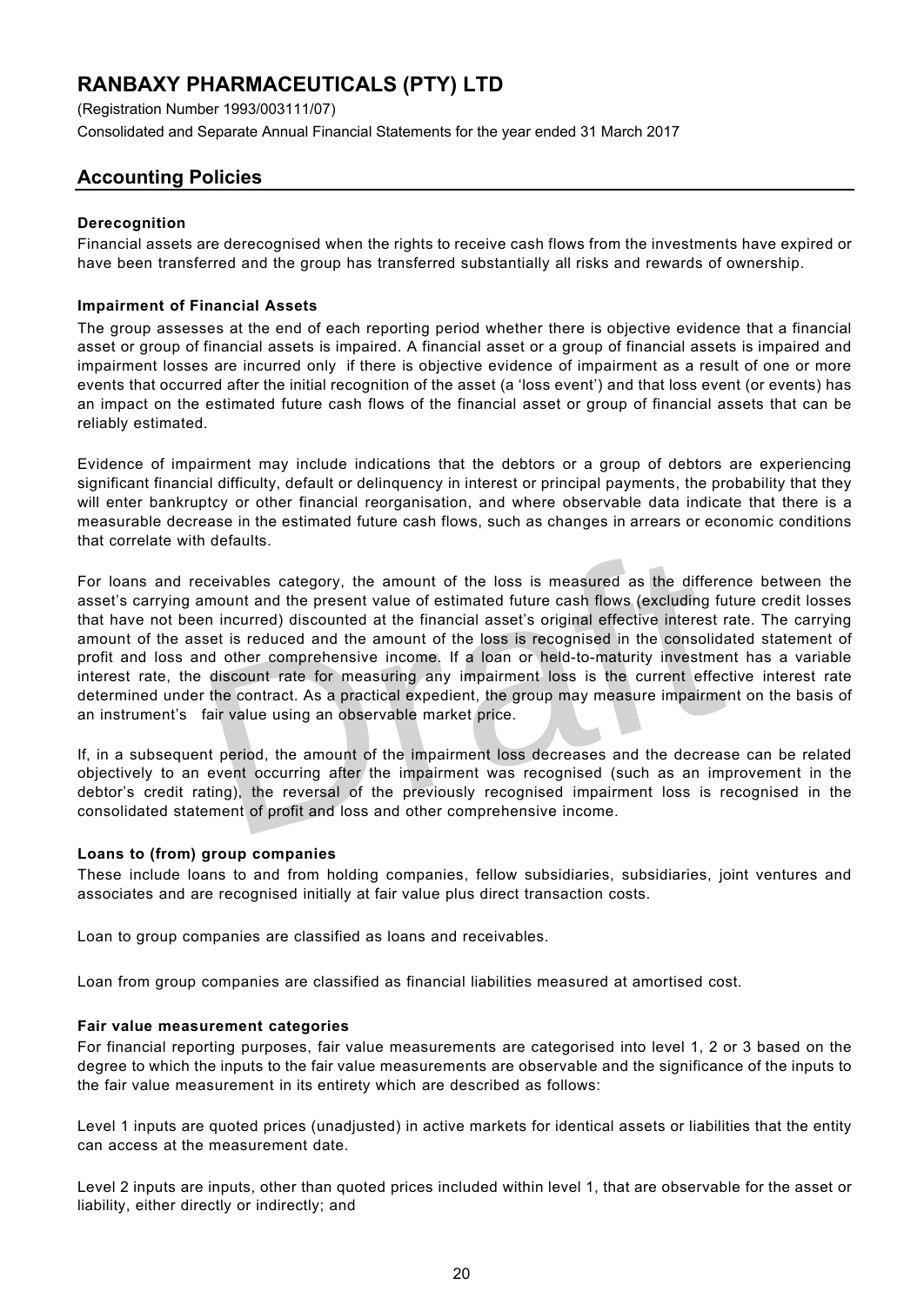## Accounting Policies

**Derecognition**

Financial assets are derecognised when the rights to receive cash flows from the investments have expired or have been transferred and the group has transferred substantially all risks and rewards of ownership.

**Impairment of Financial Assets**

The group assesses at the end of each reporting period whether there is objective evidence that a financial asset or group of financial assets is impaired. A financial asset or a group of financial assets is impaired and impairment losses are incurred only if there is objective evidence of impairment as a result of one or more events that occurred after the initial recognition of the asset (a 'loss event') and that loss event (or events) has an impact on the estimated future cash flows of the financial asset or group of financial assets that can be reliably estimated.

Evidence of impairment may include indications that the debtors or a group of debtors are experiencing significant financial difficulty, default or delinquency in interest or principal payments, the probability that they will enter bankruptcy or other financial reorganisation, and where observable data indicate that there is a measurable decrease in the estimated future cash flows, such as changes in arrears or economic conditions that correlate with defaults.

For loans and receivables category, the amount of the loss is measured as the difference between the asset's carrying amount and the present value of estimated future cash flows (excluding future credit losses that have not been incurred) discounted at the financial asset's original effective interest rate. The carrying amount of the asset is reduced and the amount of the loss is recognised in the consolidated statement of profit and loss and other comprehensive income. If a loan or held-to-maturity investment has a variable interest rate, the discount rate for measuring any impairment loss is the current effective interest rate determined under the contract. As a practical expedient, the group may measure impairment on the basis of an instrument's fair value using an observable market price.

If, in a subsequent period, the amount of the impairment loss decreases and the decrease can be related objectively to an event occurring after the impairment was recognised (such as an improvement in the debtor's credit rating), the reversal of the previously recognised impairment loss is recognised in the consolidated statement of profit and loss and other comprehensive income.

**Loans to (from) group companies**

These include loans to and from holding companies, fellow subsidiaries, subsidiaries, joint ventures and associates and are recognised initially at fair value plus direct transaction costs.

Loan to group companies are classified as loans and receivables.

Loan from group companies are classified as financial liabilities measured at amortised cost.

**Fair value measurement categories**

For financial reporting purposes, fair value measurements are categorised into level 1, 2 or 3 based on the degree to which the inputs to the fair value measurements are observable and the significance of the inputs to the fair value measurement in its entirety which are described as follows:

Level 1 inputs are quoted prices (unadjusted) in active markets for identical assets or liabilities that the entity can access at the measurement date.

Level 2 inputs are inputs, other than quoted prices included within level 1, that are observable for the asset or liability, either directly or indirectly; and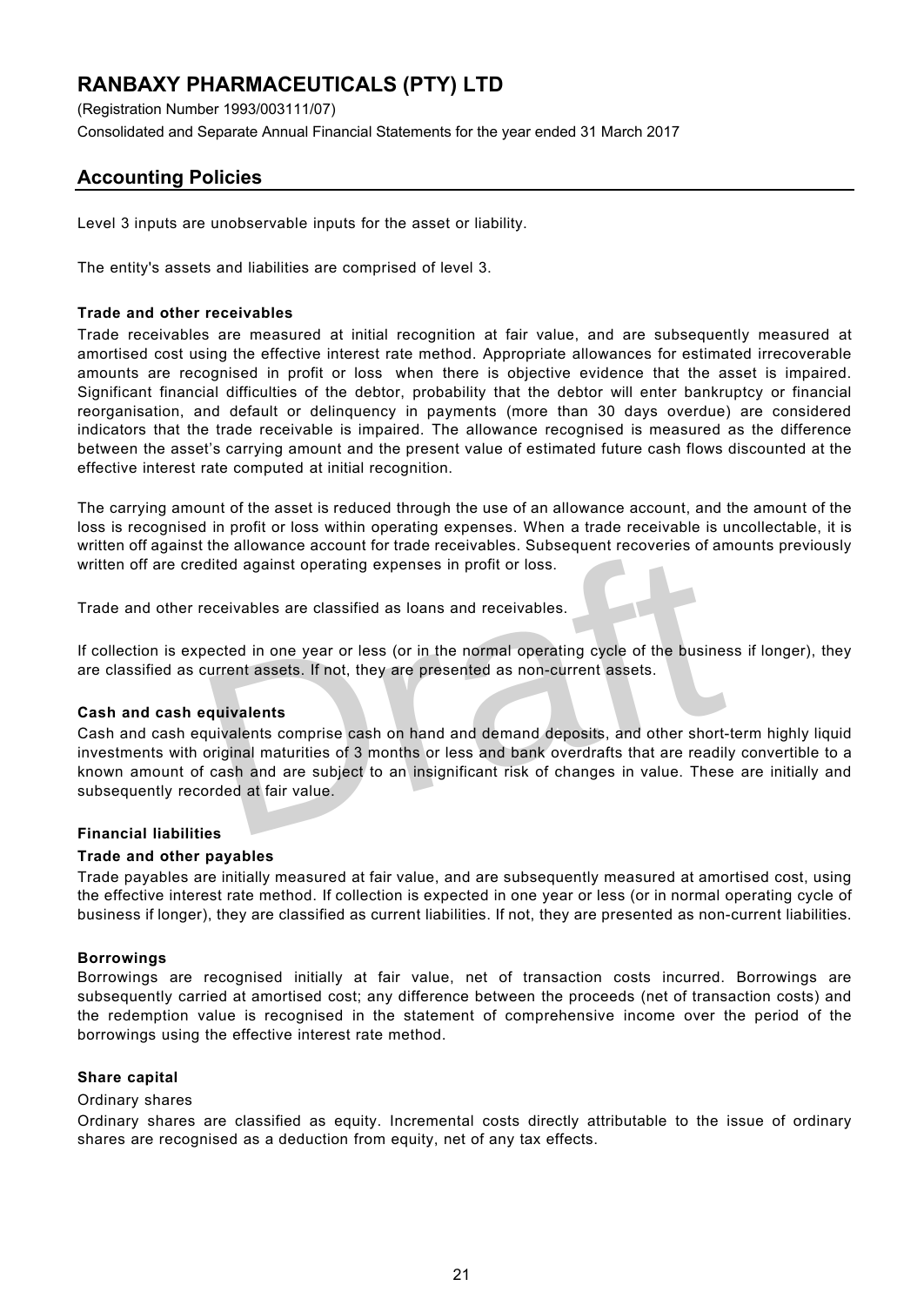Level 3 inputs are unobservable inputs for the asset or liability.

The entity's assets and liabilities are comprised of level 3.

**Trade and other receivables**

Trade receivables are measured at initial recognition at fair value, and are subsequently measured at amortised cost using the effective interest rate method. Appropriate allowances for estimated irrecoverable amounts are recognised in profit or loss when there is objective evidence that the asset is impaired. Significant financial difficulties of the debtor, probability that the debtor will enter bankruptcy or financial reorganisation, and default or delinquency in payments (more than 30 days overdue) are considered indicators that the trade receivable is impaired. The allowance recognised is measured as the difference between the asset's carrying amount and the present value of estimated future cash flows discounted at the effective interest rate computed at initial recognition.

The carrying amount of the asset is reduced through the use of an allowance account, and the amount of the loss is recognised in profit or loss within operating expenses. When a trade receivable is uncollectable, it is written off against the allowance account for trade receivables. Subsequent recoveries of amounts previously written off are credited against operating expenses in profit or loss.

Trade and other receivables are classified as loans and receivables.

If collection is expected in one year or less (or in the normal operating cycle of the business if longer), they are classified as current assets. If not, they are presented as non-current assets.

**Cash and cash equivalents**

Cash and cash equivalents comprise cash on hand and demand deposits, and other short-term highly liquid investments with original maturities of 3 months or less and bank overdrafts that are readily convertible to a known amount of cash and are subject to an insignificant risk of changes in value. These are initially and subsequently recorded at fair value.

**Financial liabilities**

**Trade and other payables**

Trade payables are initially measured at fair value, and are subsequently measured at amortised cost, using the effective interest rate method. If collection is expected in one year or less (or in normal operating cycle of business if longer), they are classified as current liabilities. If not, they are presented as non-current liabilities.

**Borrowings**

Borrowings are recognised initially at fair value, net of transaction costs incurred. Borrowings are subsequently carried at amortised cost; any difference between the proceeds (net of transaction costs) and the redemption value is recognised in the statement of comprehensive income over the period of the borrowings using the effective interest rate method.

**Share capital**

Ordinary shares

Ordinary shares are classified as equity. Incremental costs directly attributable to the issue of ordinary shares are recognised as a deduction from equity, net of any tax effects.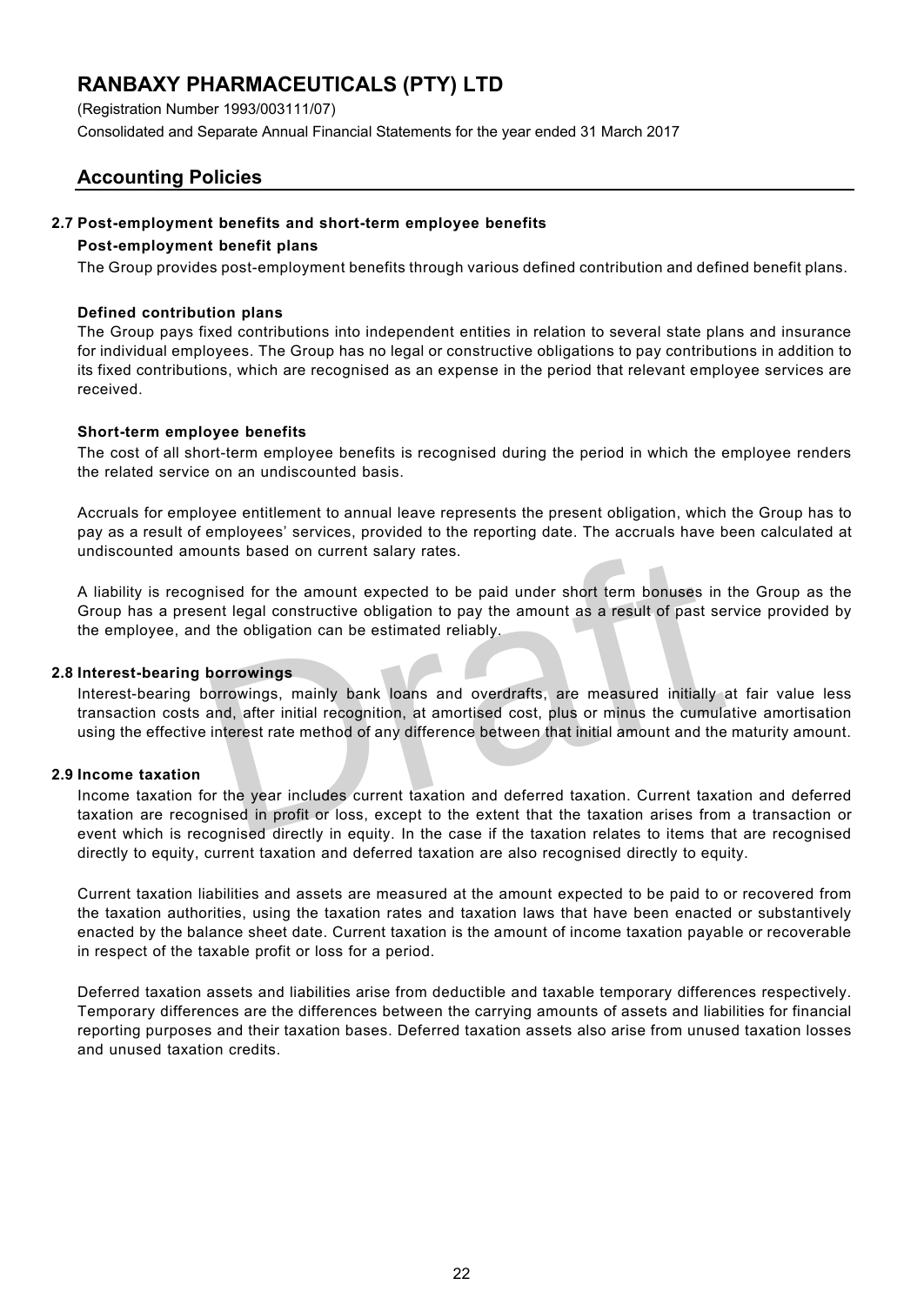## Accounting Policies

### 2.7 Post-employment benefits and short-term employee benefits

**Post-employment benefit plans**

The Group provides post-employment benefits through various defined contribution and defined benefit plans.

**Defined contribution plans**

The Group pays fixed contributions into independent entities in relation to several state plans and insurance for individual employees. The Group has no legal or constructive obligations to pay contributions in addition to its fixed contributions, which are recognised as an expense in the period that relevant employee services are received.

**Short-term employee benefits**

The cost of all short-term employee benefits is recognised during the period in which the employee renders the related service on an undiscounted basis.

Accruals for employee entitlement to annual leave represents the present obligation, which the Group has to pay as a result of employees' services, provided to the reporting date. The accruals have been calculated at undiscounted amounts based on current salary rates.

A liability is recognised for the amount expected to be paid under short term bonuses in the Group as the Group has a present legal constructive obligation to pay the amount as a result of past service provided by the employee, and the obligation can be estimated reliably.

### 2.8 Interest-bearing borrowings

Interest-bearing borrowings, mainly bank loans and overdrafts, are measured initially at fair value less transaction costs and, after initial recognition, at amortised cost, plus or minus the cumulative amortisation using the effective interest rate method of any difference between that initial amount and the maturity amount.

### 2.9 Income taxation

Income taxation for the year includes current taxation and deferred taxation. Current taxation and deferred taxation are recognised in profit or loss, except to the extent that the taxation arises from a transaction or event which is recognised directly in equity. In the case if the taxation relates to items that are recognised directly to equity, current taxation and deferred taxation are also recognised directly to equity.

Current taxation liabilities and assets are measured at the amount expected to be paid to or recovered from the taxation authorities, using the taxation rates and taxation laws that have been enacted or substantively enacted by the balance sheet date. Current taxation is the amount of income taxation payable or recoverable in respect of the taxable profit or loss for a period.

Deferred taxation assets and liabilities arise from deductible and taxable temporary differences respectively. Temporary differences are the differences between the carrying amounts of assets and liabilities for financial reporting purposes and their taxation bases. Deferred taxation assets also arise from unused taxation losses and unused taxation credits.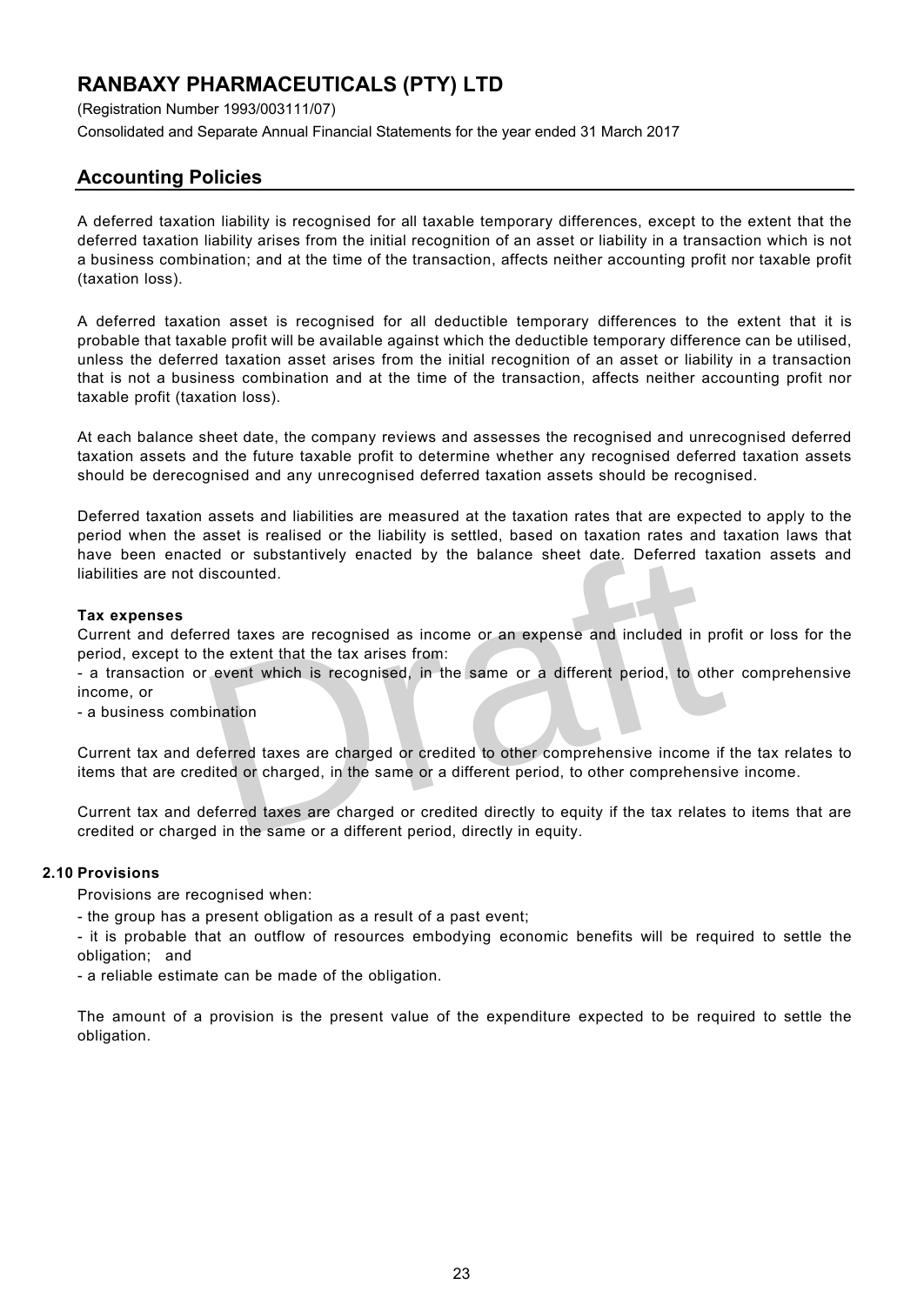# RANBAXY PHARMACEUTICALS (PTY) LTD

(Registration Number 1993/003111/07)

Consolidated and Separate Annual Financial Statements for the year ended 31 March 2017

## Accounting Policies

A deferred taxation liability is recognised for all taxable temporary differences, except to the extent that the deferred taxation liability arises from the initial recognition of an asset or liability in a transaction which is not a business combination; and at the time of the transaction, affects neither accounting profit nor taxable profit (taxation loss).

A deferred taxation asset is recognised for all deductible temporary differences to the extent that it is probable that taxable profit will be available against which the deductible temporary difference can be utilised, unless the deferred taxation asset arises from the initial recognition of an asset or liability in a transaction that is not a business combination and at the time of the transaction, affects neither accounting profit nor taxable profit (taxation loss).

At each balance sheet date, the company reviews and assesses the recognised and unrecognised deferred taxation assets and the future taxable profit to determine whether any recognised deferred taxation assets should be derecognised and any unrecognised deferred taxation assets should be recognised.

Deferred taxation assets and liabilities are measured at the taxation rates that are expected to apply to the period when the asset is realised or the liability is settled, based on taxation rates and taxation laws that have been enacted or substantively enacted by the balance sheet date. Deferred taxation assets and liabilities are not discounted.

**Tax expenses**

Current and deferred taxes are recognised as income or an expense and included in profit or loss for the period, except to the extent that the tax arises from:

- a transaction or event which is recognised, in the same or a different period, to other comprehensive income, or
- a business combination

Current tax and deferred taxes are charged or credited to other comprehensive income if the tax relates to items that are credited or charged, in the same or a different period, to other comprehensive income.

Current tax and deferred taxes are charged or credited directly to equity if the tax relates to items that are credited or charged in the same or a different period, directly in equity.

**2.10 Provisions**

Provisions are recognised when:

- the group has a present obligation as a result of a past event;
- it is probable that an outflow of resources embodying economic benefits will be required to settle the obligation; and
- a reliable estimate can be made of the obligation.

The amount of a provision is the present value of the expenditure expected to be required to settle the obligation.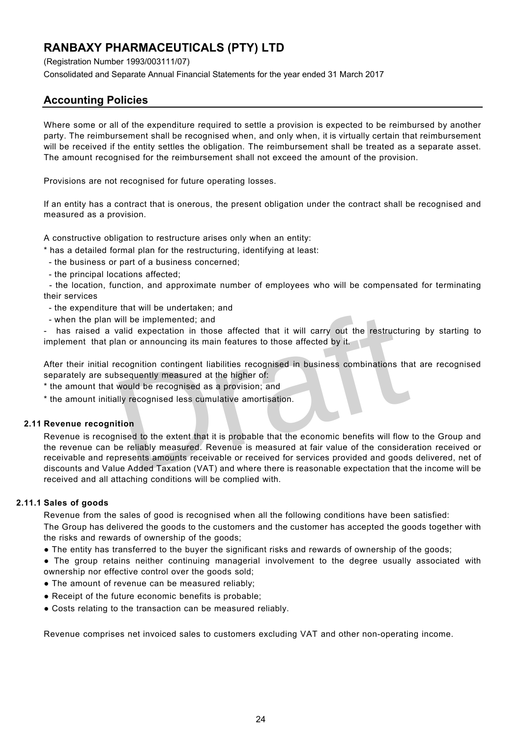Where some or all of the expenditure required to settle a provision is expected to be reimbursed by another party. The reimbursement shall be recognised when, and only when, it is virtually certain that reimbursement will be received if the entity settles the obligation. The reimbursement shall be treated as a separate asset. The amount recognised for the reimbursement shall not exceed the amount of the provision.

Provisions are not recognised for future operating losses.

If an entity has a contract that is onerous, the present obligation under the contract shall be recognised and measured as a provision.

A constructive obligation to restructure arises only when an entity:

* has a detailed formal plan for the restructuring, identifying at least:
  - the business or part of a business concerned;
  - the principal locations affected;
  - the location, function, and approximate number of employees who will be compensated for terminating their services
  - the expenditure that will be undertaken; and
  - when the plan will be implemented; and
- has raised a valid expectation in those affected that it will carry out the restructuring by starting to implement that plan or announcing its main features to those affected by it.

After their initial recognition contingent liabilities recognised in business combinations that are recognised separately are subsequently measured at the higher of:

* the amount that would be recognised as a provision; and
* the amount initially recognised less cumulative amortisation.

### 2.11 Revenue recognition

Revenue is recognised to the extent that it is probable that the economic benefits will flow to the Group and the revenue can be reliably measured. Revenue is measured at fair value of the consideration received or receivable and represents amounts receivable or received for services provided and goods delivered, net of discounts and Value Added Taxation (VAT) and where there is reasonable expectation that the income will be received and all attaching conditions will be complied with.

#### 2.11.1 Sales of goods

Revenue from the sales of good is recognised when all the following conditions have been satisfied:

The Group has delivered the goods to the customers and the customer has accepted the goods together with the risks and rewards of ownership of the goods;

- The entity has transferred to the buyer the significant risks and rewards of ownership of the goods;
- The group retains neither continuing managerial involvement to the degree usually associated with ownership nor effective control over the goods sold;
- The amount of revenue can be measured reliably;
- Receipt of the future economic benefits is probable;
- Costs relating to the transaction can be measured reliably.

Revenue comprises net invoiced sales to customers excluding VAT and other non-operating income.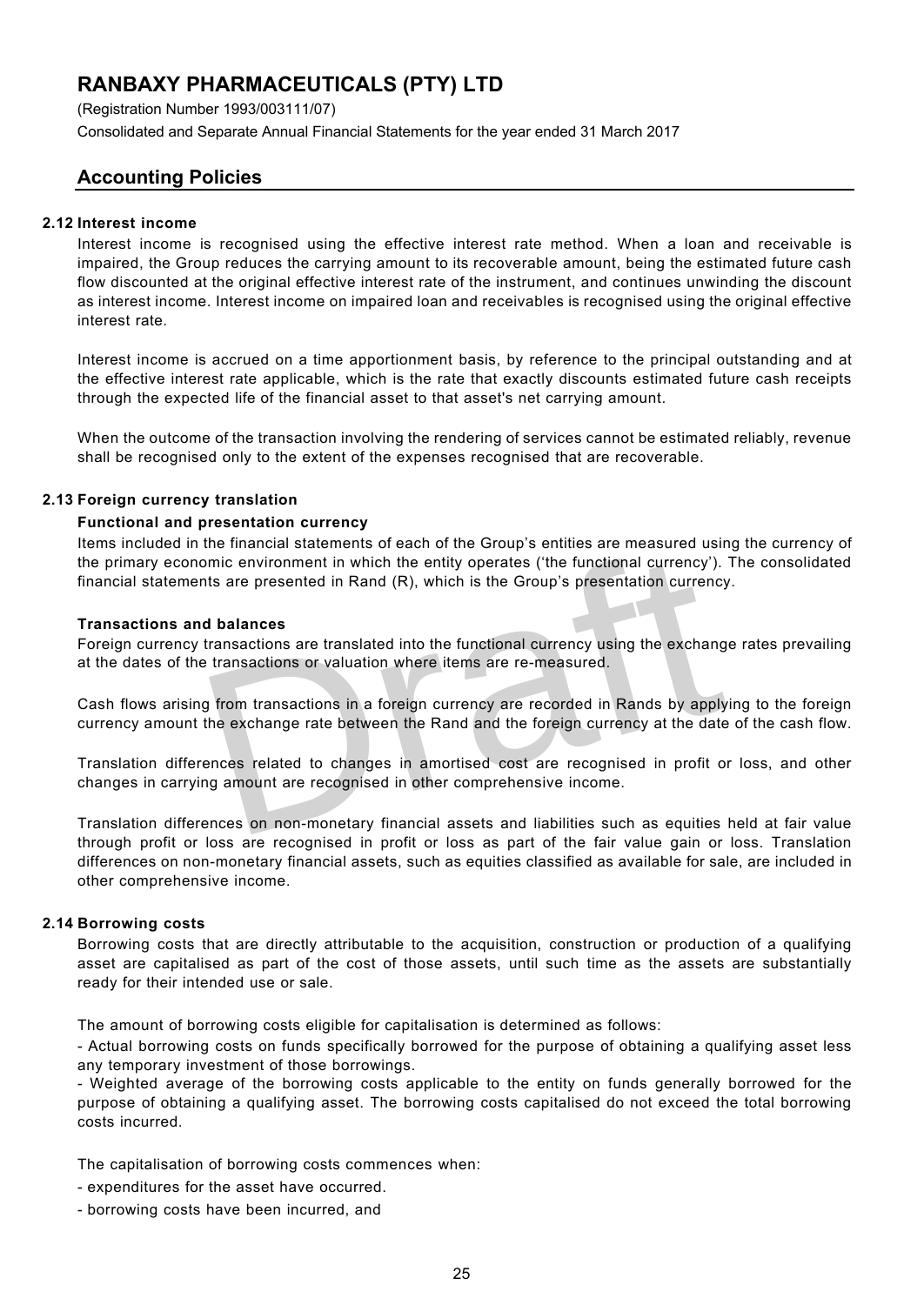## Accounting Policies

### 2.12 Interest income

Interest income is recognised using the effective interest rate method. When a loan and receivable is impaired, the Group reduces the carrying amount to its recoverable amount, being the estimated future cash flow discounted at the original effective interest rate of the instrument, and continues unwinding the discount as interest income. Interest income on impaired loan and receivables is recognised using the original effective interest rate.

Interest income is accrued on a time apportionment basis, by reference to the principal outstanding and at the effective interest rate applicable, which is the rate that exactly discounts estimated future cash receipts through the expected life of the financial asset to that asset's net carrying amount.

When the outcome of the transaction involving the rendering of services cannot be estimated reliably, revenue shall be recognised only to the extent of the expenses recognised that are recoverable.

### 2.13 Foreign currency translation

**Functional and presentation currency**

Items included in the financial statements of each of the Group's entities are measured using the currency of the primary economic environment in which the entity operates ('the functional currency'). The consolidated financial statements are presented in Rand (R), which is the Group's presentation currency.

**Transactions and balances**

Foreign currency transactions are translated into the functional currency using the exchange rates prevailing at the dates of the transactions or valuation where items are re-measured.

Cash flows arising from transactions in a foreign currency are recorded in Rands by applying to the foreign currency amount the exchange rate between the Rand and the foreign currency at the date of the cash flow.

Translation differences related to changes in amortised cost are recognised in profit or loss, and other changes in carrying amount are recognised in other comprehensive income.

Translation differences on non-monetary financial assets and liabilities such as equities held at fair value through profit or loss are recognised in profit or loss as part of the fair value gain or loss. Translation differences on non-monetary financial assets, such as equities classified as available for sale, are included in other comprehensive income.

### 2.14 Borrowing costs

Borrowing costs that are directly attributable to the acquisition, construction or production of a qualifying asset are capitalised as part of the cost of those assets, until such time as the assets are substantially ready for their intended use or sale.

The amount of borrowing costs eligible for capitalisation is determined as follows:

- Actual borrowing costs on funds specifically borrowed for the purpose of obtaining a qualifying asset less any temporary investment of those borrowings.
- Weighted average of the borrowing costs applicable to the entity on funds generally borrowed for the purpose of obtaining a qualifying asset. The borrowing costs capitalised do not exceed the total borrowing costs incurred.

The capitalisation of borrowing costs commences when:

- expenditures for the asset have occurred.
- borrowing costs have been incurred, and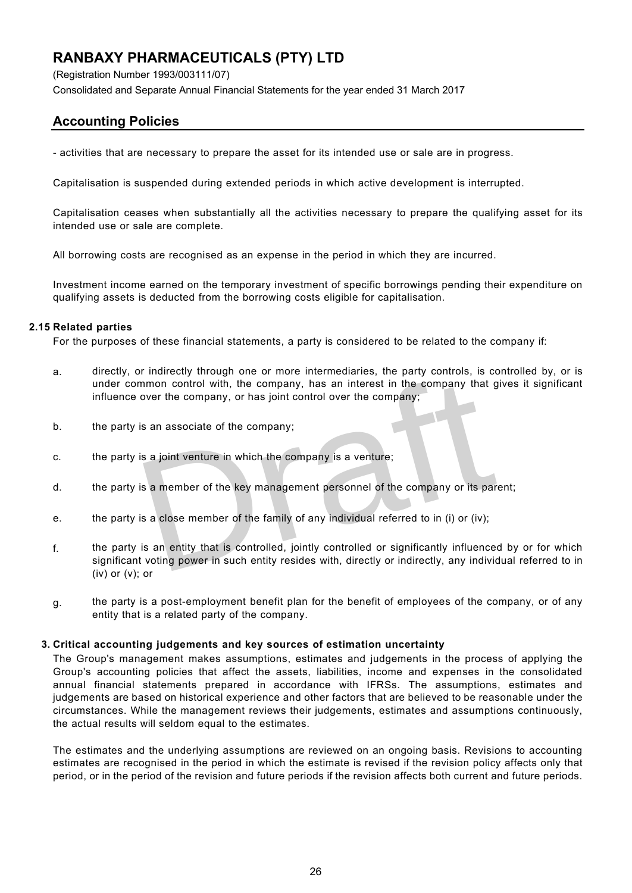- activities that are necessary to prepare the asset for its intended use or sale are in progress.

Capitalisation is suspended during extended periods in which active development is interrupted.

Capitalisation ceases when substantially all the activities necessary to prepare the qualifying asset for its intended use or sale are complete.

All borrowing costs are recognised as an expense in the period in which they are incurred.

Investment income earned on the temporary investment of specific borrowings pending their expenditure on qualifying assets is deducted from the borrowing costs eligible for capitalisation.

### 2.15 Related parties

For the purposes of these financial statements, a party is considered to be related to the company if:

a. directly, or indirectly through one or more intermediaries, the party controls, is controlled by, or is under common control with, the company, has an interest in the company that gives it significant influence over the company, or has joint control over the company;

b. the party is an associate of the company;

c. the party is a joint venture in which the company is a venture;

d. the party is a member of the key management personnel of the company or its parent;

e. the party is a close member of the family of any individual referred to in (i) or (iv);

f. the party is an entity that is controlled, jointly controlled or significantly influenced by or for which significant voting power in such entity resides with, directly or indirectly, any individual referred to in (iv) or (v); or

g. the party is a post-employment benefit plan for the benefit of employees of the company, or of any entity that is a related party of the company.

## 3. Critical accounting judgements and key sources of estimation uncertainty

The Group's management makes assumptions, estimates and judgements in the process of applying the Group's accounting policies that affect the assets, liabilities, income and expenses in the consolidated annual financial statements prepared in accordance with IFRSs. The assumptions, estimates and judgements are based on historical experience and other factors that are believed to be reasonable under the circumstances. While the management reviews their judgements, estimates and assumptions continuously, the actual results will seldom equal to the estimates.

The estimates and the underlying assumptions are reviewed on an ongoing basis. Revisions to accounting estimates are recognised in the period in which the estimate is revised if the revision policy affects only that period, or in the period of the revision and future periods if the revision affects both current and future periods.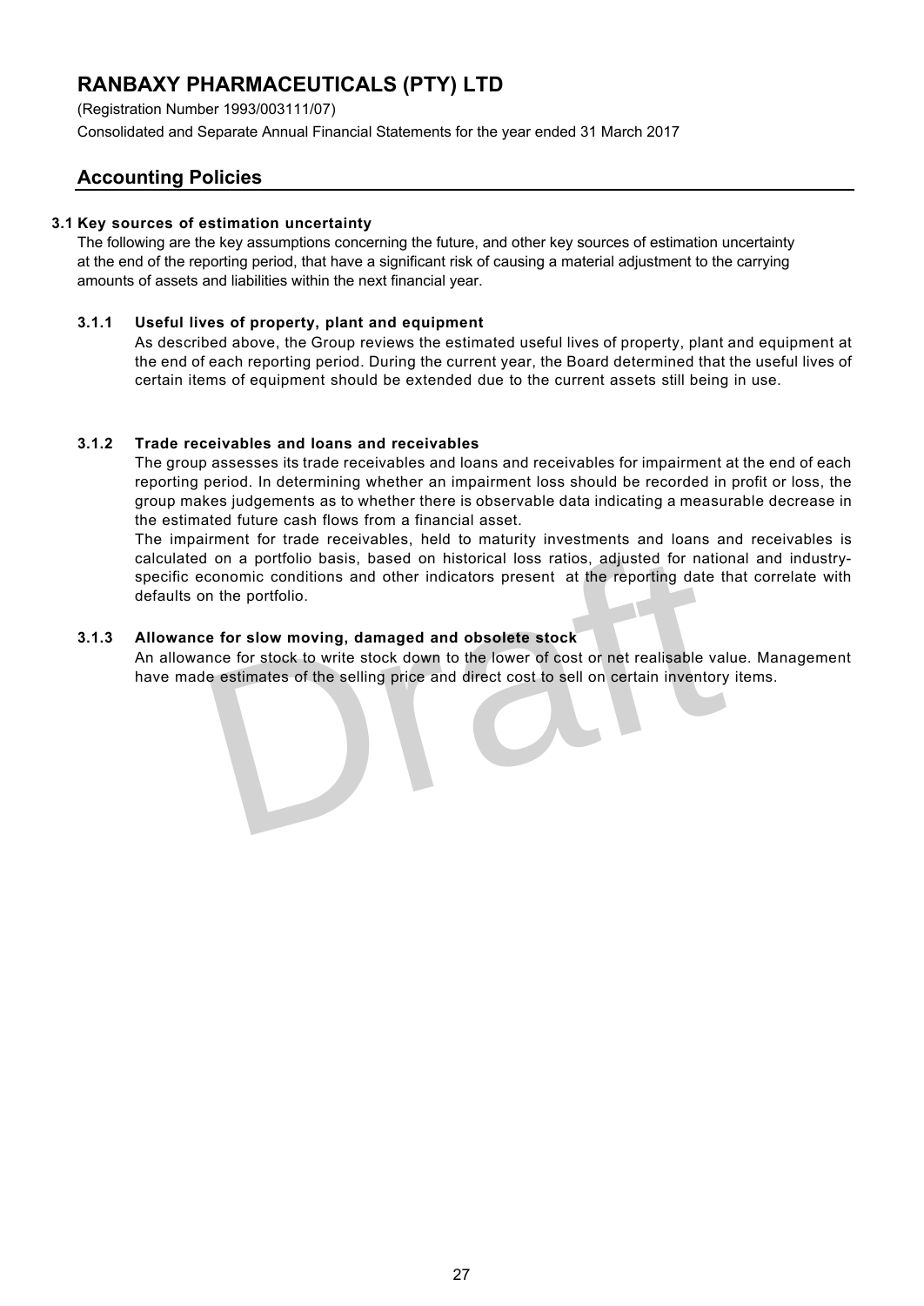# RANBAXY PHARMACEUTICALS (PTY) LTD

(Registration Number 1993/003111/07)

Consolidated and Separate Annual Financial Statements for the year ended 31 March 2017

## Accounting Policies

### 3.1 Key sources of estimation uncertainty

The following are the key assumptions concerning the future, and other key sources of estimation uncertainty at the end of the reporting period, that have a significant risk of causing a material adjustment to the carrying amounts of assets and liabilities within the next financial year.

#### 3.1.1 Useful lives of property, plant and equipment

As described above, the Group reviews the estimated useful lives of property, plant and equipment at the end of each reporting period. During the current year, the Board determined that the useful lives of certain items of equipment should be extended due to the current assets still being in use.

#### 3.1.2 Trade receivables and loans and receivables

The group assesses its trade receivables and loans and receivables for impairment at the end of each reporting period. In determining whether an impairment loss should be recorded in profit or loss, the group makes judgements as to whether there is observable data indicating a measurable decrease in the estimated future cash flows from a financial asset.

The impairment for trade receivables, held to maturity investments and loans and receivables is calculated on a portfolio basis, based on historical loss ratios, adjusted for national and industry-specific economic conditions and other indicators present at the reporting date that correlate with defaults on the portfolio.

#### 3.1.3 Allowance for slow moving, damaged and obsolete stock

An allowance for stock to write stock down to the lower of cost or net realisable value. Management have made estimates of the selling price and direct cost to sell on certain inventory items.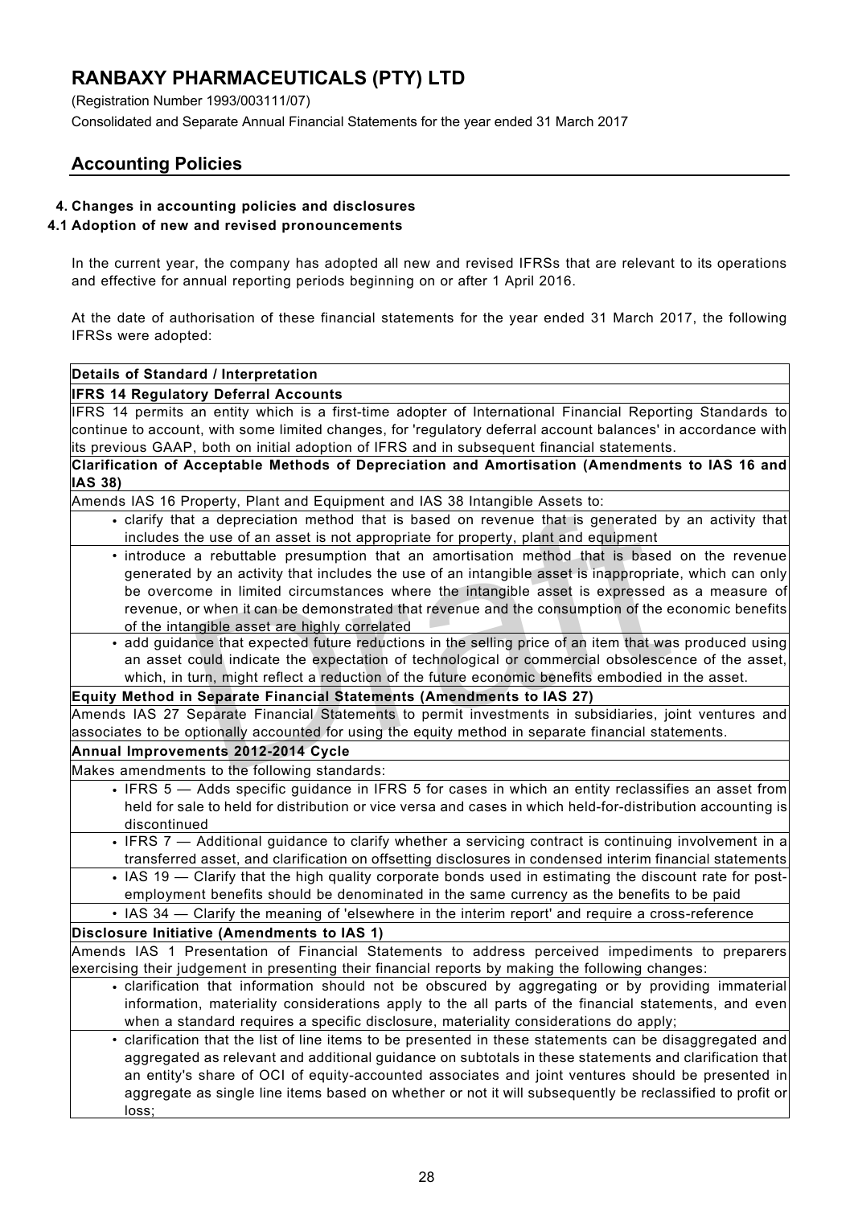# RANBAXY PHARMACEUTICALS (PTY) LTD

(Registration Number 1993/003111/07)

Consolidated and Separate Annual Financial Statements for the year ended 31 March 2017

## Accounting Policies

### 4. Changes in accounting policies and disclosures

### 4.1 Adoption of new and revised pronouncements

In the current year, the company has adopted all new and revised IFRSs that are relevant to its operations and effective for annual reporting periods beginning on or after 1 April 2016.

At the date of authorisation of these financial statements for the year ended 31 March 2017, the following IFRSs were adopted:

| Details of Standard / Interpretation |
|---|
| **IFRS 14 Regulatory Deferral Accounts** |
| IFRS 14 permits an entity which is a first-time adopter of International Financial Reporting Standards to continue to account, with some limited changes, for 'regulatory deferral account balances' in accordance with its previous GAAP, both on initial adoption of IFRS and in subsequent financial statements. |
| **Clarification of Acceptable Methods of Depreciation and Amortisation (Amendments to IAS 16 and IAS 38)** |
| Amends IAS 16 Property, Plant and Equipment and IAS 38 Intangible Assets to: |
| • clarify that a depreciation method that is based on revenue that is generated by an activity that includes the use of an asset is not appropriate for property, plant and equipment |
| • introduce a rebuttable presumption that an amortisation method that is based on the revenue generated by an activity that includes the use of an intangible asset is inappropriate, which can only be overcome in limited circumstances where the intangible asset is expressed as a measure of revenue, or when it can be demonstrated that revenue and the consumption of the economic benefits of the intangible asset are highly correlated |
| • add guidance that expected future reductions in the selling price of an item that was produced using an asset could indicate the expectation of technological or commercial obsolescence of the asset, which, in turn, might reflect a reduction of the future economic benefits embodied in the asset. |
| **Equity Method in Separate Financial Statements (Amendments to IAS 27)** |
| Amends IAS 27 Separate Financial Statements to permit investments in subsidiaries, joint ventures and associates to be optionally accounted for using the equity method in separate financial statements. |
| **Annual Improvements 2012-2014 Cycle** |
| Makes amendments to the following standards: |
| • IFRS 5 — Adds specific guidance in IFRS 5 for cases in which an entity reclassifies an asset from held for sale to held for distribution or vice versa and cases in which held-for-distribution accounting is discontinued |
| • IFRS 7 — Additional guidance to clarify whether a servicing contract is continuing involvement in a transferred asset, and clarification on offsetting disclosures in condensed interim financial statements |
| • IAS 19 — Clarify that the high quality corporate bonds used in estimating the discount rate for post-employment benefits should be denominated in the same currency as the benefits to be paid |
| • IAS 34 — Clarify the meaning of 'elsewhere in the interim report' and require a cross-reference |
| **Disclosure Initiative (Amendments to IAS 1)** |
| Amends IAS 1 Presentation of Financial Statements to address perceived impediments to preparers exercising their judgement in presenting their financial reports by making the following changes: |
| • clarification that information should not be obscured by aggregating or by providing immaterial information, materiality considerations apply to the all parts of the financial statements, and even when a standard requires a specific disclosure, materiality considerations do apply; |
| • clarification that the list of line items to be presented in these statements can be disaggregated and aggregated as relevant and additional guidance on subtotals in these statements and clarification that an entity's share of OCI of equity-accounted associates and joint ventures should be presented in aggregate as single line items based on whether or not it will subsequently be reclassified to profit or loss; |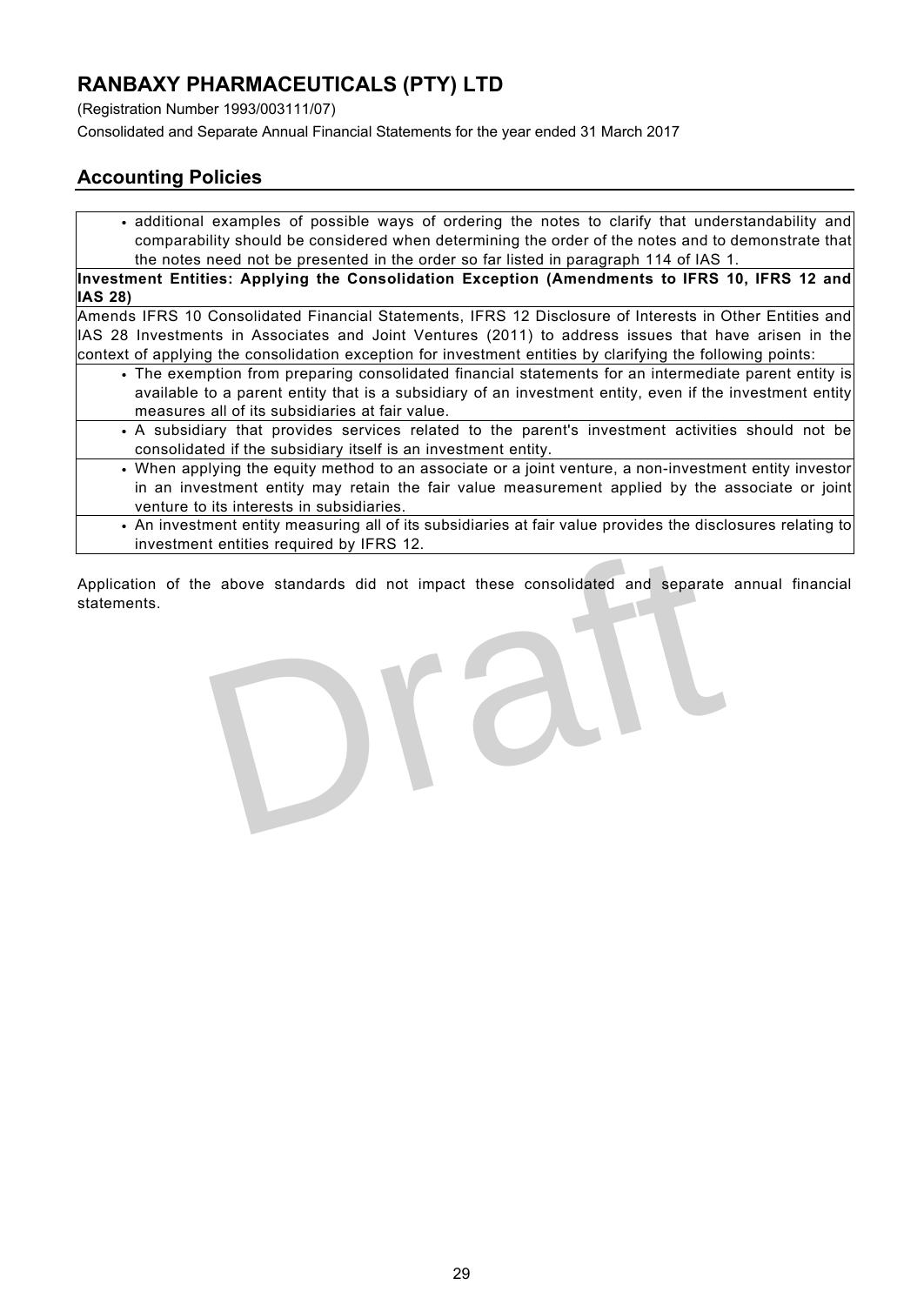## Accounting Policies

- additional examples of possible ways of ordering the notes to clarify that understandability and comparability should be considered when determining the order of the notes and to demonstrate that the notes need not be presented in the order so far listed in paragraph 114 of IAS 1.

**Investment Entities: Applying the Consolidation Exception (Amendments to IFRS 10, IFRS 12 and IAS 28)**

Amends IFRS 10 Consolidated Financial Statements, IFRS 12 Disclosure of Interests in Other Entities and IAS 28 Investments in Associates and Joint Ventures (2011) to address issues that have arisen in the context of applying the consolidation exception for investment entities by clarifying the following points:

- The exemption from preparing consolidated financial statements for an intermediate parent entity is available to a parent entity that is a subsidiary of an investment entity, even if the investment entity measures all of its subsidiaries at fair value.
- A subsidiary that provides services related to the parent's investment activities should not be consolidated if the subsidiary itself is an investment entity.
- When applying the equity method to an associate or a joint venture, a non-investment entity investor in an investment entity may retain the fair value measurement applied by the associate or joint venture to its interests in subsidiaries.
- An investment entity measuring all of its subsidiaries at fair value provides the disclosures relating to investment entities required by IFRS 12.

Application of the above standards did not impact these consolidated and separate annual financial statements.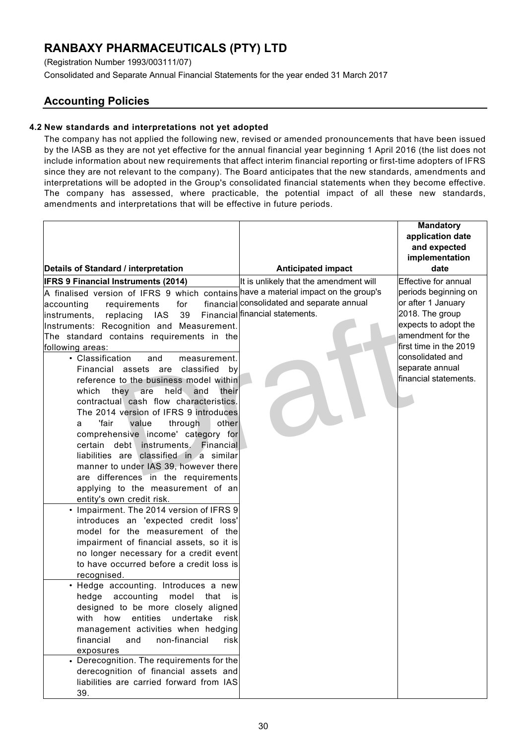# RANBAXY PHARMACEUTICALS (PTY) LTD

(Registration Number 1993/003111/07)

Consolidated and Separate Annual Financial Statements for the year ended 31 March 2017

## Accounting Policies

### 4.2 New standards and interpretations not yet adopted

The company has not applied the following new, revised or amended pronouncements that have been issued by the IASB as they are not yet effective for the annual financial year beginning 1 April 2016 (the list does not include information about new requirements that affect interim financial reporting or first-time adopters of IFRS since they are not relevant to the company). The Board anticipates that the new standards, amendments and interpretations will be adopted in the Group's consolidated financial statements when they become effective. The company has assessed, where practicable, the potential impact of all these new standards, amendments and interpretations that will be effective in future periods.

| Details of Standard / interpretation | Anticipated impact | Mandatory application date and expected implementation date |
|---|---|---|
| **IFRS 9 Financial Instruments (2014)**<br>A finalised version of IFRS 9 which contains accounting requirements for financial instruments, replacing IAS 39 Financial Instruments: Recognition and Measurement. The standard contains requirements in the following areas:<br>• Classification and measurement. Financial assets are classified by reference to the business model within which they are held and their contractual cash flow characteristics. The 2014 version of IFRS 9 introduces a 'fair value through other comprehensive income' category for certain debt instruments. Financial liabilities are classified in a similar manner to under IAS 39, however there are differences in the requirements applying to the measurement of an entity's own credit risk.<br>• Impairment. The 2014 version of IFRS 9 introduces an 'expected credit loss' model for the measurement of the impairment of financial assets, so it is no longer necessary for a credit event to have occurred before a credit loss is recognised.<br>• Hedge accounting. Introduces a new hedge accounting model that is designed to be more closely aligned with how entities undertake risk management activities when hedging financial and non-financial risk exposures<br>• Derecognition. The requirements for the derecognition of financial assets and liabilities are carried forward from IAS 39. | It is unlikely that the amendment will have a material impact on the group's consolidated and separate annual financial statements. | Effective for annual periods beginning on or after 1 January 2018. The group expects to adopt the amendment for the first time in the 2019 consolidated and separate annual financial statements. |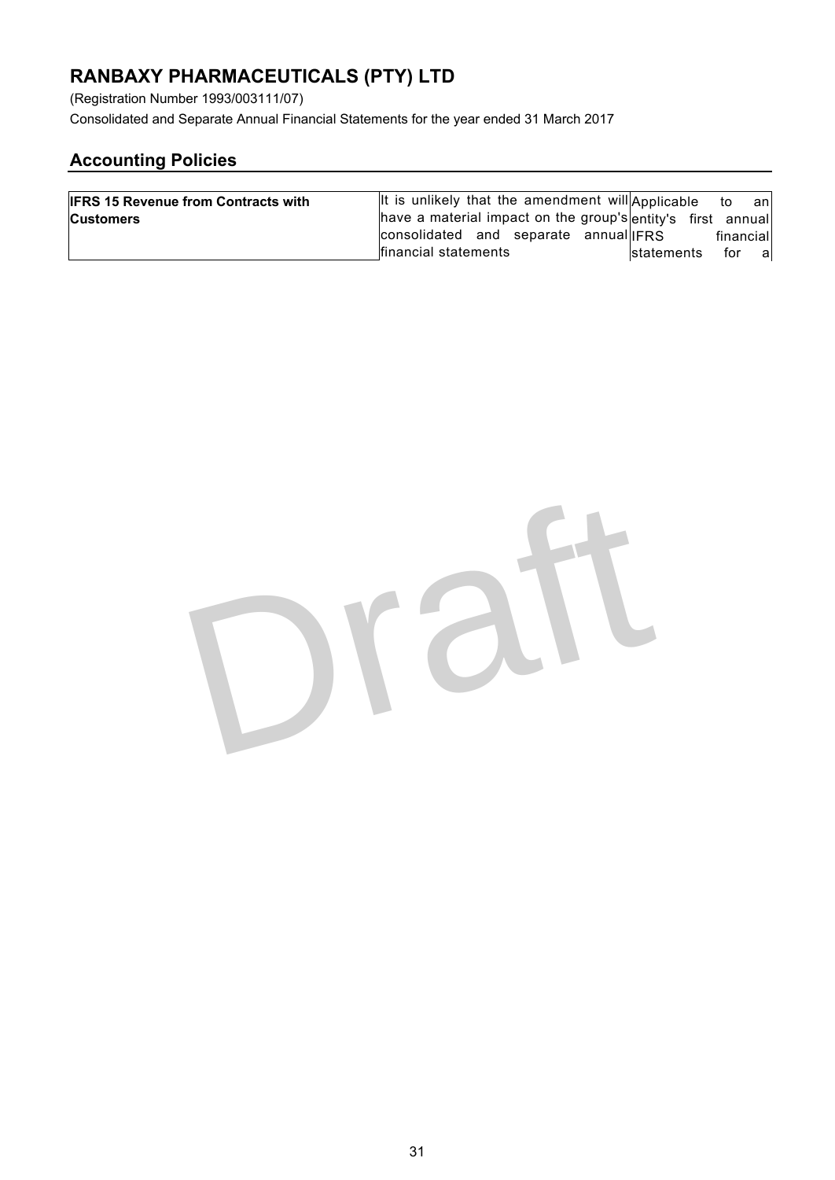# RANBAXY PHARMACEUTICALS (PTY) LTD

(Registration Number 1993/003111/07)

Consolidated and Separate Annual Financial Statements for the year ended 31 March 2017

## Accounting Policies

| | | |
|---|---|---|
| **IFRS 15 Revenue from Contracts with Customers** | It is unlikely that the amendment will have a material impact on the group's consolidated and separate annual financial statements | Applicable to an entity's first annual IFRS financial statements for a |

Draft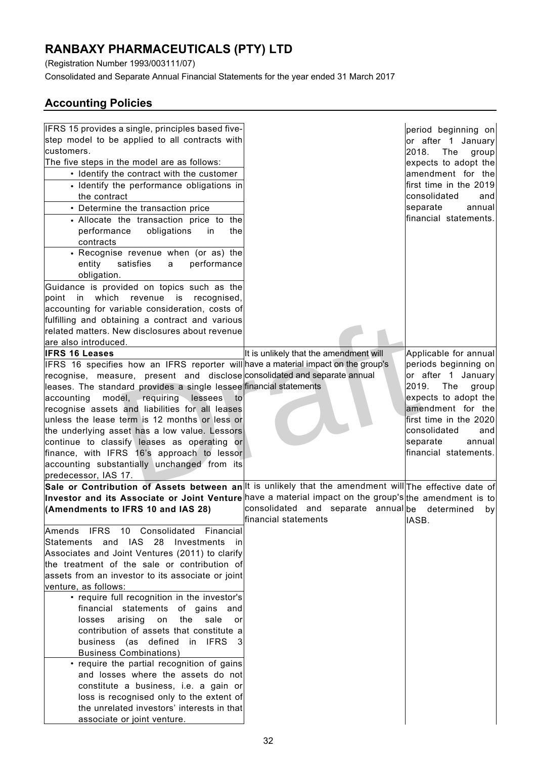# RANBAXY PHARMACEUTICALS (PTY) LTD

(Registration Number 1993/003111/07)

Consolidated and Separate Annual Financial Statements for the year ended 31 March 2017

## Accounting Policies

| | | |
|---|---|---|
| IFRS 15 provides a single, principles based five-step model to be applied to all contracts with customers.<br>The five steps in the model are as follows:<br>• Identify the contract with the customer<br>• Identify the performance obligations in the contract<br>• Determine the transaction price<br>• Allocate the transaction price to the performance obligations in the contracts<br>• Recognise revenue when (or as) the entity satisfies a performance obligation.<br>Guidance is provided on topics such as the point in which revenue is recognised, accounting for variable consideration, costs of fulfilling and obtaining a contract and various related matters. New disclosures about revenue are also introduced. | | period beginning on or after 1 January 2018. The group expects to adopt the amendment for the first time in the 2019 consolidated and separate annual financial statements. |
| **IFRS 16 Leases**<br>IFRS 16 specifies how an IFRS reporter will recognise, measure, present and disclose leases. The standard provides a single lessee accounting model, requiring lessees to recognise assets and liabilities for all leases unless the lease term is 12 months or less or the underlying asset has a low value. Lessors continue to classify leases as operating or finance, with IFRS 16's approach to lessor accounting substantially unchanged from its predecessor, IAS 17. | It is unlikely that the amendment will have a material impact on the group's consolidated and separate annual financial statements | Applicable for annual periods beginning on or after 1 January 2019. The group expects to adopt the amendment for the first time in the 2020 consolidated and separate annual financial statements. |
| **Sale or Contribution of Assets between an Investor and its Associate or Joint Venture (Amendments to IFRS 10 and IAS 28)**<br>Amends IFRS 10 Consolidated Financial Statements and IAS 28 Investments in Associates and Joint Ventures (2011) to clarify the treatment of the sale or contribution of assets from an investor to its associate or joint venture, as follows:<br>• require full recognition in the investor's financial statements of gains and losses arising on the sale or contribution of assets that constitute a business (as defined in IFRS 3 Business Combinations)<br>• require the partial recognition of gains and losses where the assets do not constitute a business, i.e. a gain or loss is recognised only to the extent of the unrelated investors' interests in that associate or joint venture. | It is unlikely that the amendment will have a material impact on the group's consolidated and separate annual financial statements | The effective date of the amendment is to be determined by IASB. |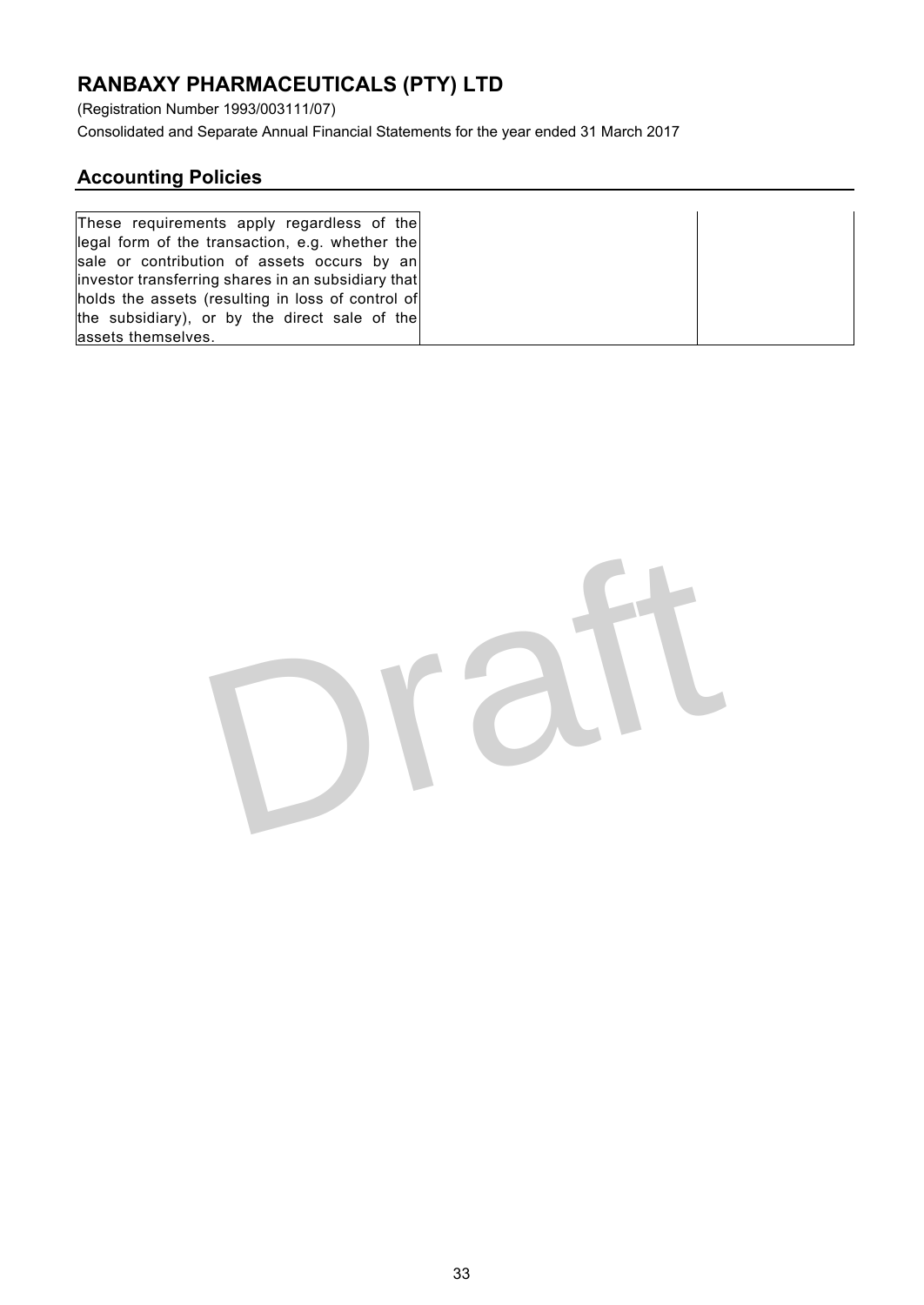# RANBAXY PHARMACEUTICALS (PTY) LTD

(Registration Number 1993/003111/07)

Consolidated and Separate Annual Financial Statements for the year ended 31 March 2017

## Accounting Policies

| | | |
|---|---|---|
| These requirements apply regardless of the legal form of the transaction, e.g. whether the sale or contribution of assets occurs by an investor transferring shares in an subsidiary that holds the assets (resulting in loss of control of the subsidiary), or by the direct sale of the assets themselves. | | |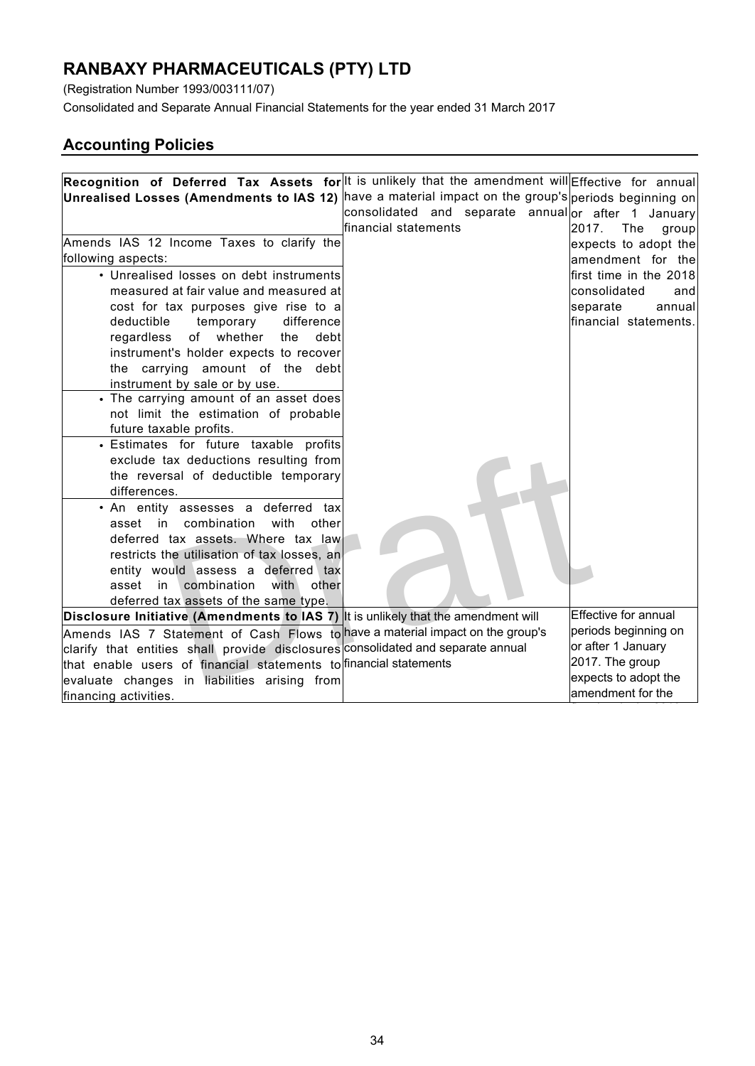## Accounting Policies

| | | |
|---|---|---|
| **Recognition of Deferred Tax Assets for Unrealised Losses (Amendments to IAS 12)**<br><br>Amends IAS 12 Income Taxes to clarify the following aspects:<br>• Unrealised losses on debt instruments measured at fair value and measured at cost for tax purposes give rise to a deductible temporary difference regardless of whether the debt instrument's holder expects to recover the carrying amount of the debt instrument by sale or by use.<br>• The carrying amount of an asset does not limit the estimation of probable future taxable profits.<br>• Estimates for future taxable profits exclude tax deductions resulting from the reversal of deductible temporary differences.<br>• An entity assesses a deferred tax asset in combination with other deferred tax assets. Where tax law restricts the utilisation of tax losses, an entity would assess a deferred tax asset in combination with other deferred tax assets of the same type. | It is unlikely that the amendment will have a material impact on the group's consolidated and separate annual financial statements | Effective for annual periods beginning on or after 1 January 2017. The group expects to adopt the amendment for the first time in the 2018 consolidated and separate annual financial statements. |
| **Disclosure Initiative (Amendments to IAS 7)**<br><br>Amends IAS 7 Statement of Cash Flows to clarify that entities shall provide disclosures that enable users of financial statements to evaluate changes in liabilities arising from financing activities. | It is unlikely that the amendment will have a material impact on the group's consolidated and separate annual financial statements | Effective for annual periods beginning on or after 1 January 2017. The group expects to adopt the amendment for the |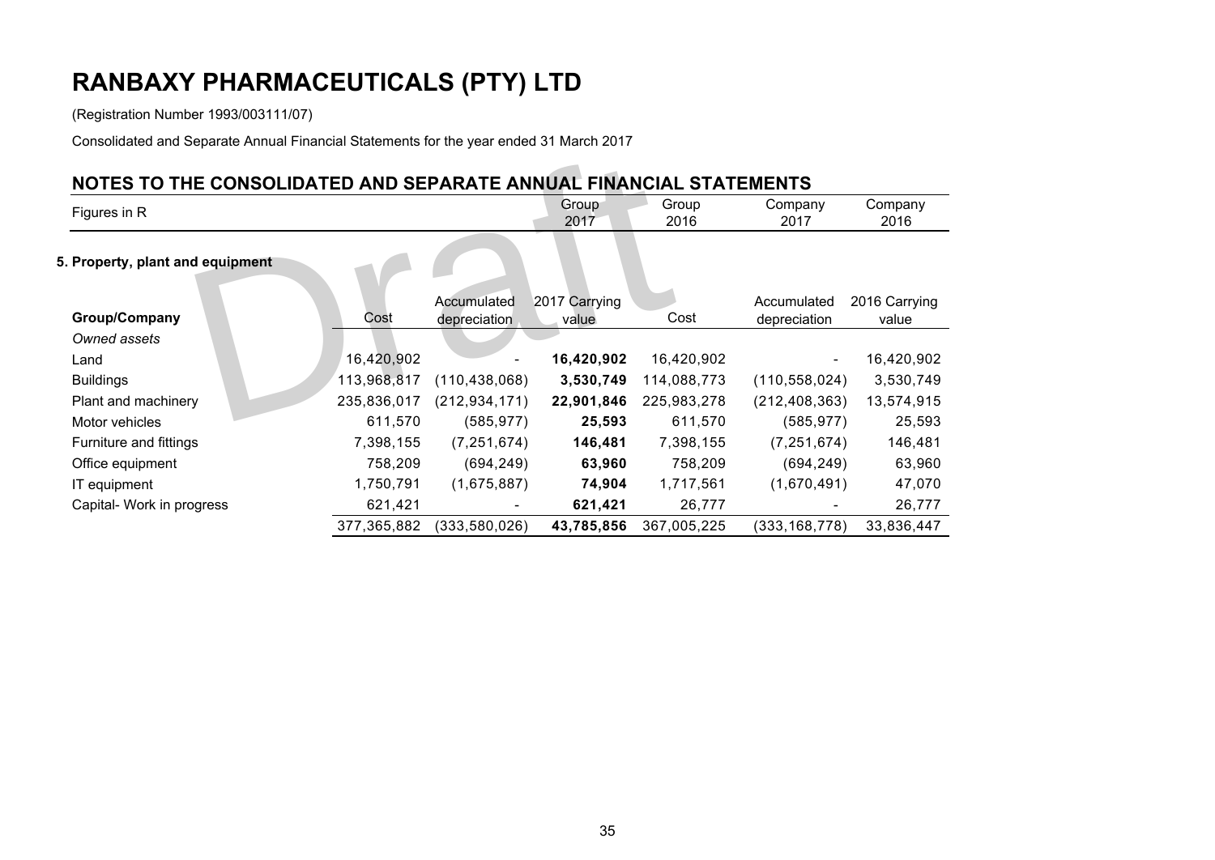# RANBAXY PHARMACEUTICALS (PTY) LTD

(Registration Number 1993/003111/07)

Consolidated and Separate Annual Financial Statements for the year ended 31 March 2017

## NOTES TO THE CONSOLIDATED AND SEPARATE ANNUAL FINANCIAL STATEMENTS

| Figures in R | Group 2017 | Group 2016 | Company 2017 | Company 2016 |
|---|---|---|---|---|

### 5. Property, plant and equipment

| Group/Company | Cost | Accumulated depreciation | 2017 Carrying value | Cost | Accumulated depreciation | 2016 Carrying value |
|---|---|---|---|---|---|---|
| *Owned assets* | | | | | | |
| Land | 16,420,902 | - | **16,420,902** | 16,420,902 | - | 16,420,902 |
| Buildings | 113,968,817 | (110,438,068) | **3,530,749** | 114,088,773 | (110,558,024) | 3,530,749 |
| Plant and machinery | 235,836,017 | (212,934,171) | **22,901,846** | 225,983,278 | (212,408,363) | 13,574,915 |
| Motor vehicles | 611,570 | (585,977) | **25,593** | 611,570 | (585,977) | 25,593 |
| Furniture and fittings | 7,398,155 | (7,251,674) | **146,481** | 7,398,155 | (7,251,674) | 146,481 |
| Office equipment | 758,209 | (694,249) | **63,960** | 758,209 | (694,249) | 63,960 |
| IT equipment | 1,750,791 | (1,675,887) | **74,904** | 1,717,561 | (1,670,491) | 47,070 |
| Capital- Work in progress | 621,421 | - | **621,421** | 26,777 | - | 26,777 |
| | 377,365,882 | (333,580,026) | **43,785,856** | 367,005,225 | (333,168,778) | 33,836,447 |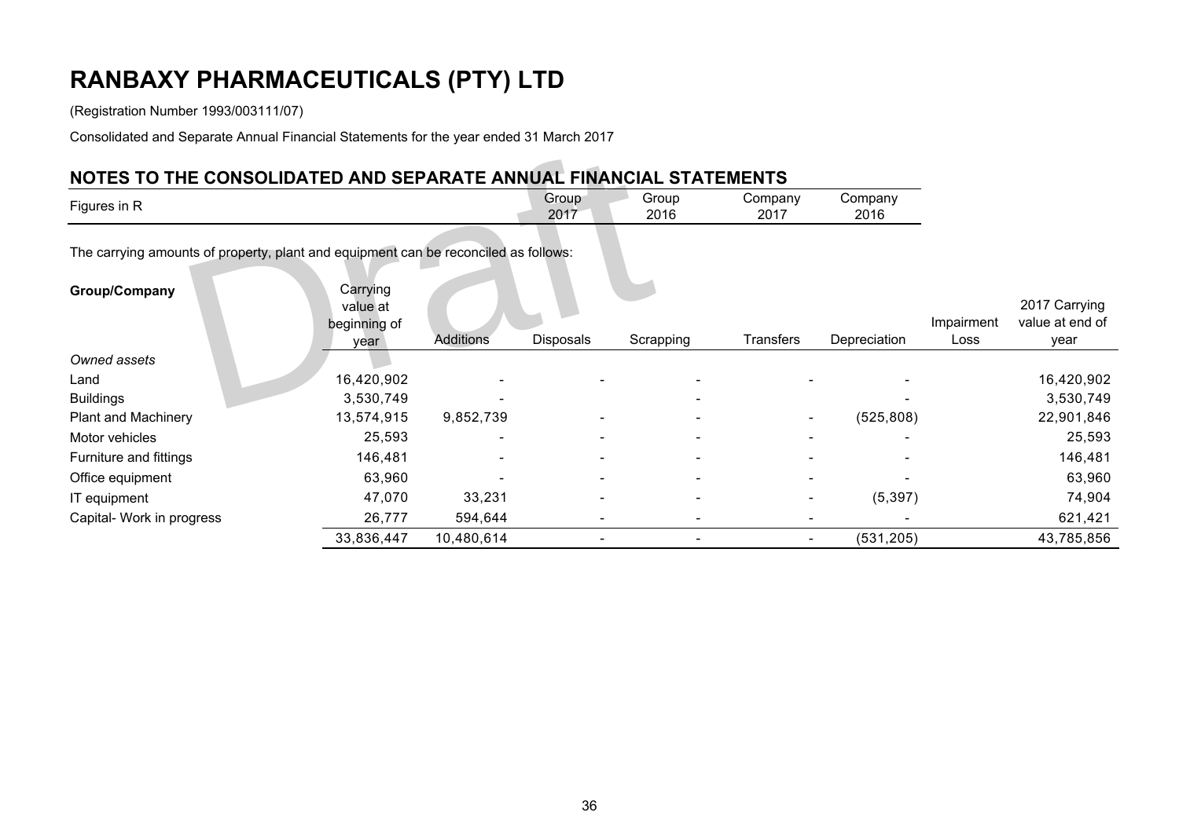# RANBAXY PHARMACEUTICALS (PTY) LTD

(Registration Number 1993/003111/07)

Consolidated and Separate Annual Financial Statements for the year ended 31 March 2017

## NOTES TO THE CONSOLIDATED AND SEPARATE ANNUAL FINANCIAL STATEMENTS

| Figures in R | Group 2017 | Group 2016 | Company 2017 | Company 2016 |
|---|---|---|---|---|

The carrying amounts of property, plant and equipment can be reconciled as follows:

| **Group/Company** | Carrying value at beginning of year | Additions | Disposals | Scrapping | Transfers | Depreciation | Impairment Loss | 2017 Carrying value at end of year |
|---|---|---|---|---|---|---|---|---|
| *Owned assets* | | | | | | | | |
| Land | 16,420,902 | - | - | - | - | - | | 16,420,902 |
| Buildings | 3,530,749 | - | | - | | - | | 3,530,749 |
| Plant and Machinery | 13,574,915 | 9,852,739 | - | - | - | (525,808) | | 22,901,846 |
| Motor vehicles | 25,593 | - | - | - | - | - | | 25,593 |
| Furniture and fittings | 146,481 | - | - | - | - | - | | 146,481 |
| Office equipment | 63,960 | - | - | - | - | - | | 63,960 |
| IT equipment | 47,070 | 33,231 | - | - | - | (5,397) | | 74,904 |
| Capital- Work in progress | 26,777 | 594,644 | - | - | - | - | | 621,421 |
| | 33,836,447 | 10,480,614 | - | - | - | (531,205) | | 43,785,856 |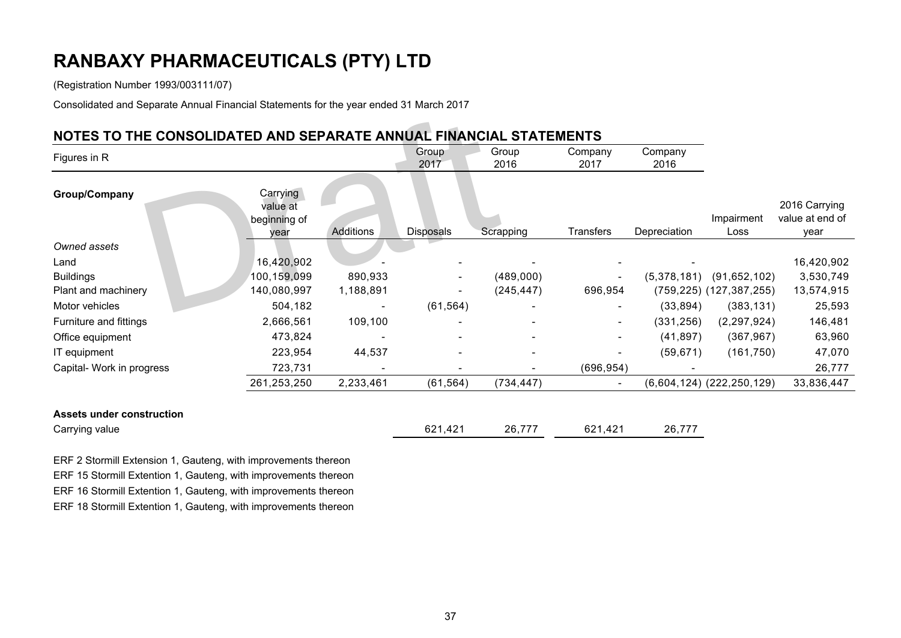# RANBAXY PHARMACEUTICALS (PTY) LTD

(Registration Number 1993/003111/07)

Consolidated and Separate Annual Financial Statements for the year ended 31 March 2017

## NOTES TO THE CONSOLIDATED AND SEPARATE ANNUAL FINANCIAL STATEMENTS

| Figures in R | Group 2017 | Group 2016 | Company 2017 | Company 2016 |
|---|---|---|---|---|

| Group/Company | Carrying value at beginning of year | Additions | Disposals | Scrapping | Transfers | Depreciation | Impairment Loss | 2016 Carrying value at end of year |
|---|---|---|---|---|---|---|---|---|
| *Owned assets* | | | | | | | | |
| Land | 16,420,902 | - | - | - | - | - | | 16,420,902 |
| Buildings | 100,159,099 | 890,933 | - | (489,000) | - | (5,378,181) | (91,652,102) | 3,530,749 |
| Plant and machinery | 140,080,997 | 1,188,891 | - | (245,447) | 696,954 | (759,225) | (127,387,255) | 13,574,915 |
| Motor vehicles | 504,182 | - | (61,564) | - | - | (33,894) | (383,131) | 25,593 |
| Furniture and fittings | 2,666,561 | 109,100 | - | - | - | (331,256) | (2,297,924) | 146,481 |
| Office equipment | 473,824 | - | - | - | - | (41,897) | (367,967) | 63,960 |
| IT equipment | 223,954 | 44,537 | - | - | - | (59,671) | (161,750) | 47,070 |
| Capital- Work in progress | 723,731 | - | - | - | (696,954) | - | | 26,777 |
| | 261,253,250 | 2,233,461 | (61,564) | (734,447) | - | (6,604,124) | (222,250,129) | 33,836,447 |

**Assets under construction**

| | Group 2017 | Group 2016 | Company 2017 | Company 2016 |
|---|---|---|---|---|
| Carrying value | 621,421 | 26,777 | 621,421 | 26,777 |

ERF 2 Stormill Extension 1, Gauteng, with improvements thereon

ERF 15 Stormill Extention 1, Gauteng, with improvements thereon

ERF 16 Stormill Extention 1, Gauteng, with improvements thereon

ERF 18 Stormill Extention 1, Gauteng, with improvements thereon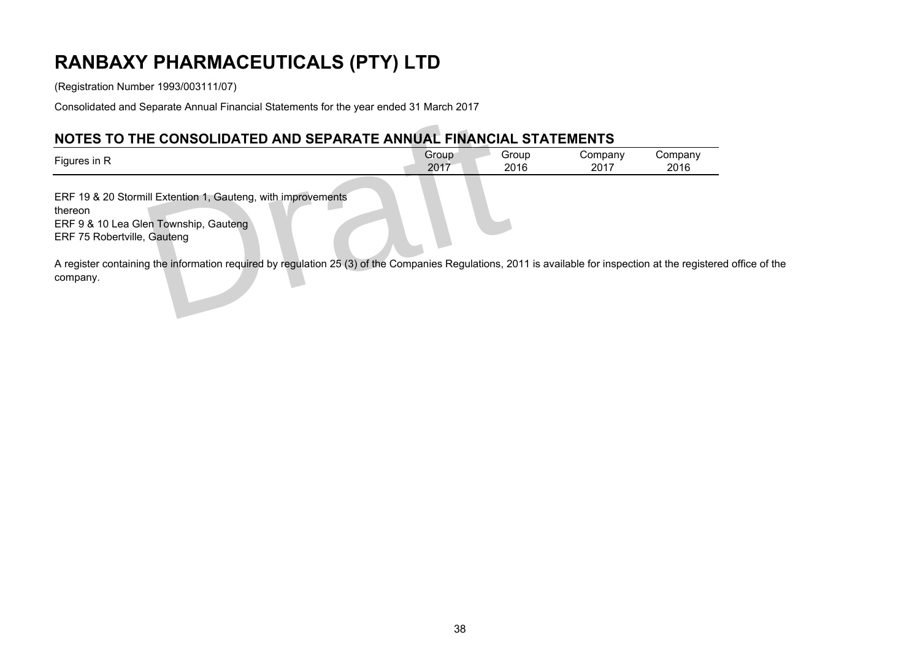# RANBAXY PHARMACEUTICALS (PTY) LTD

(Registration Number 1993/003111/07)

Consolidated and Separate Annual Financial Statements for the year ended 31 March 2017

## NOTES TO THE CONSOLIDATED AND SEPARATE ANNUAL FINANCIAL STATEMENTS

| Figures in R | Group 2017 | Group 2016 | Company 2017 | Company 2016 |
|---|---|---|---|---|

ERF 19 & 20 Stormill Extention 1, Gauteng, with improvements thereon
ERF 9 & 10 Lea Glen Township, Gauteng
ERF 75 Robertville, Gauteng

A register containing the information required by regulation 25 (3) of the Companies Regulations, 2011 is available for inspection at the registered office of the company.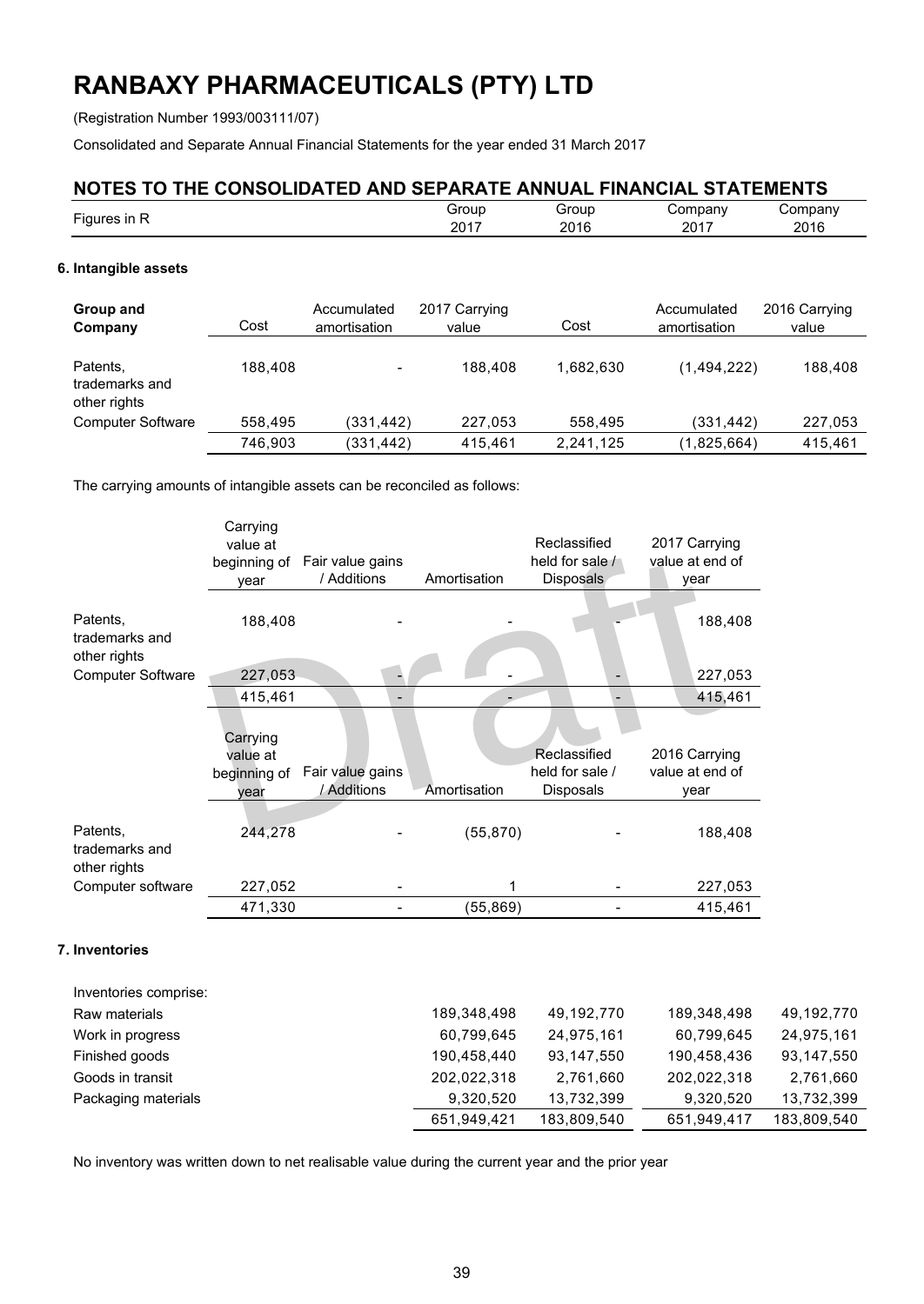# RANBAXY PHARMACEUTICALS (PTY) LTD

(Registration Number 1993/003111/07)

Consolidated and Separate Annual Financial Statements for the year ended 31 March 2017

## NOTES TO THE CONSOLIDATED AND SEPARATE ANNUAL FINANCIAL STATEMENTS

| Figures in R | Group 2017 | Group 2016 | Company 2017 | Company 2016 |
|---|---|---|---|---|

### 6. Intangible assets

| Group and Company | Cost | Accumulated amortisation | 2017 Carrying value | Cost | Accumulated amortisation | 2016 Carrying value |
|---|---|---|---|---|---|---|
| Patents, trademarks and other rights | 188,408 | - | 188,408 | 1,682,630 | (1,494,222) | 188,408 |
| Computer Software | 558,495 | (331,442) | 227,053 | 558,495 | (331,442) | 227,053 |
| | 746,903 | (331,442) | 415,461 | 2,241,125 | (1,825,664) | 415,461 |

The carrying amounts of intangible assets can be reconciled as follows:

| | Carrying value at beginning of year | Fair value gains / Additions | Amortisation | Reclassified held for sale / Disposals | 2017 Carrying value at end of year |
|---|---|---|---|---|---|
| Patents, trademarks and other rights | 188,408 | - | - | - | 188,408 |
| Computer Software | 227,053 | - | - | - | 227,053 |
| | 415,461 | - | - | - | 415,461 |

| | Carrying value at beginning of year | Fair value gains / Additions | Amortisation | Reclassified held for sale / Disposals | 2016 Carrying value at end of year |
|---|---|---|---|---|---|
| Patents, trademarks and other rights | 244,278 | - | (55,870) | - | 188,408 |
| Computer software | 227,052 | - | 1 | - | 227,053 |
| | 471,330 | - | (55,869) | - | 415,461 |

### 7. Inventories

| Inventories comprise: | Group 2017 | Group 2016 | Company 2017 | Company 2016 |
|---|---|---|---|---|
| Raw materials | 189,348,498 | 49,192,770 | 189,348,498 | 49,192,770 |
| Work in progress | 60,799,645 | 24,975,161 | 60,799,645 | 24,975,161 |
| Finished goods | 190,458,440 | 93,147,550 | 190,458,436 | 93,147,550 |
| Goods in transit | 202,022,318 | 2,761,660 | 202,022,318 | 2,761,660 |
| Packaging materials | 9,320,520 | 13,732,399 | 9,320,520 | 13,732,399 |
| | 651,949,421 | 183,809,540 | 651,949,417 | 183,809,540 |

No inventory was written down to net realisable value during the current year and the prior year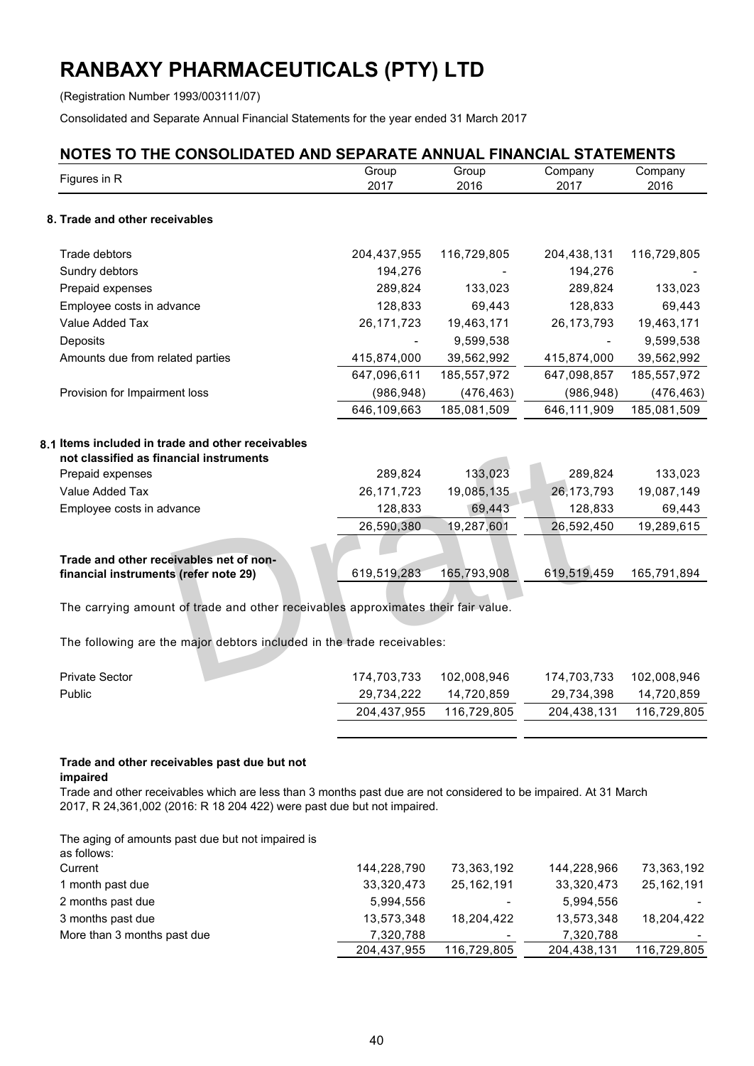# RANBAXY PHARMACEUTICALS (PTY) LTD

(Registration Number 1993/003111/07)

Consolidated and Separate Annual Financial Statements for the year ended 31 March 2017

## NOTES TO THE CONSOLIDATED AND SEPARATE ANNUAL FINANCIAL STATEMENTS

| Figures in R | Group 2017 | Group 2016 | Company 2017 | Company 2016 |
|---|---|---|---|---|
| **8. Trade and other receivables** | | | | |
| Trade debtors | 204,437,955 | 116,729,805 | 204,438,131 | 116,729,805 |
| Sundry debtors | 194,276 | - | 194,276 | - |
| Prepaid expenses | 289,824 | 133,023 | 289,824 | 133,023 |
| Employee costs in advance | 128,833 | 69,443 | 128,833 | 69,443 |
| Value Added Tax | 26,171,723 | 19,463,171 | 26,173,793 | 19,463,171 |
| Deposits | - | 9,599,538 | - | 9,599,538 |
| Amounts due from related parties | 415,874,000 | 39,562,992 | 415,874,000 | 39,562,992 |
| | 647,096,611 | 185,557,972 | 647,098,857 | 185,557,972 |
| Provision for Impairment loss | (986,948) | (476,463) | (986,948) | (476,463) |
| | 646,109,663 | 185,081,509 | 646,111,909 | 185,081,509 |
| **8.1 Items included in trade and other receivables not classified as financial instruments** | | | | |
| Prepaid expenses | 289,824 | 133,023 | 289,824 | 133,023 |
| Value Added Tax | 26,171,723 | 19,085,135 | 26,173,793 | 19,087,149 |
| Employee costs in advance | 128,833 | 69,443 | 128,833 | 69,443 |
| | 26,590,380 | 19,287,601 | 26,592,450 | 19,289,615 |
| **Trade and other receivables net of non-financial instruments (refer note 29)** | 619,519,283 | 165,793,908 | 619,519,459 | 165,791,894 |

The carrying amount of trade and other receivables approximates their fair value.

The following are the major debtors included in the trade receivables:

| | Group 2017 | Group 2016 | Company 2017 | Company 2016 |
|---|---|---|---|---|
| Private Sector | 174,703,733 | 102,008,946 | 174,703,733 | 102,008,946 |
| Public | 29,734,222 | 14,720,859 | 29,734,398 | 14,720,859 |
| | 204,437,955 | 116,729,805 | 204,438,131 | 116,729,805 |

**Trade and other receivables past due but not impaired**

Trade and other receivables which are less than 3 months past due are not considered to be impaired. At 31 March 2017, R 24,361,002 (2016: R 18 204 422) were past due but not impaired.

The aging of amounts past due but not impaired is as follows:

| | Group 2017 | Group 2016 | Company 2017 | Company 2016 |
|---|---|---|---|---|
| Current | 144,228,790 | 73,363,192 | 144,228,966 | 73,363,192 |
| 1 month past due | 33,320,473 | 25,162,191 | 33,320,473 | 25,162,191 |
| 2 months past due | 5,994,556 | - | 5,994,556 | - |
| 3 months past due | 13,573,348 | 18,204,422 | 13,573,348 | 18,204,422 |
| More than 3 months past due | 7,320,788 | - | 7,320,788 | - |
| | 204,437,955 | 116,729,805 | 204,438,131 | 116,729,805 |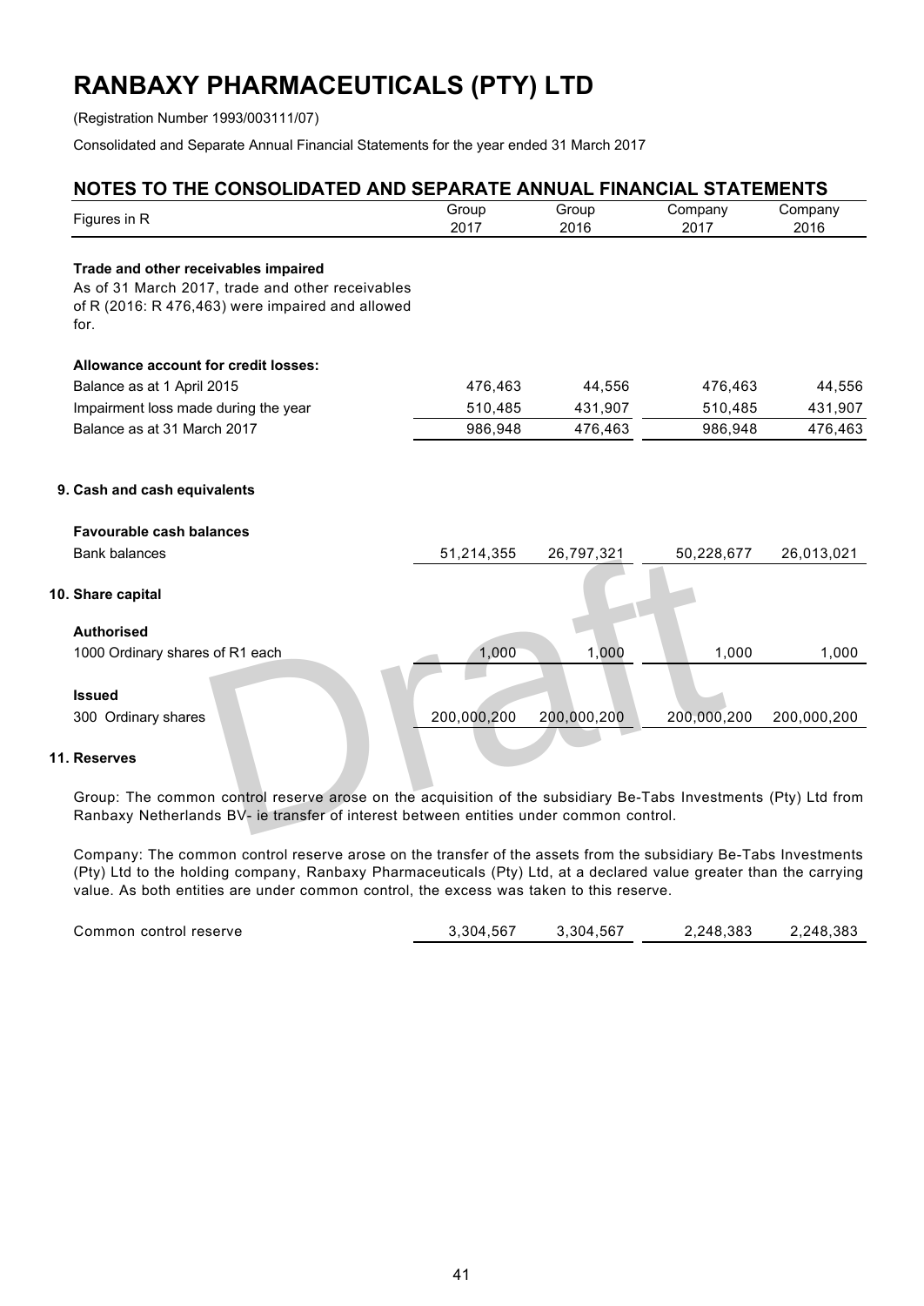# RANBAXY PHARMACEUTICALS (PTY) LTD

(Registration Number 1993/003111/07)

Consolidated and Separate Annual Financial Statements for the year ended 31 March 2017

## NOTES TO THE CONSOLIDATED AND SEPARATE ANNUAL FINANCIAL STATEMENTS

| Figures in R | Group 2017 | Group 2016 | Company 2017 | Company 2016 |
|---|---|---|---|---|
| **Trade and other receivables impaired** | | | | |
| As of 31 March 2017, trade and other receivables of R (2016: R 476,463) were impaired and allowed for. | | | | |
| **Allowance account for credit losses:** | | | | |
| Balance as at 1 April 2015 | 476,463 | 44,556 | 476,463 | 44,556 |
| Impairment loss made during the year | 510,485 | 431,907 | 510,485 | 431,907 |
| Balance as at 31 March 2017 | 986,948 | 476,463 | 986,948 | 476,463 |

### 9. Cash and cash equivalents

| Figures in R | Group 2017 | Group 2016 | Company 2017 | Company 2016 |
|---|---|---|---|---|
| **Favourable cash balances** | | | | |
| Bank balances | 51,214,355 | 26,797,321 | 50,228,677 | 26,013,021 |

### 10. Share capital

| Figures in R | Group 2017 | Group 2016 | Company 2017 | Company 2016 |
|---|---|---|---|---|
| **Authorised** | | | | |
| 1000 Ordinary shares of R1 each | 1,000 | 1,000 | 1,000 | 1,000 |
| **Issued** | | | | |
| 300 Ordinary shares | 200,000,200 | 200,000,200 | 200,000,200 | 200,000,200 |

### 11. Reserves

Group: The common control reserve arose on the acquisition of the subsidiary Be-Tabs Investments (Pty) Ltd from Ranbaxy Netherlands BV- ie transfer of interest between entities under common control.

Company: The common control reserve arose on the transfer of the assets from the subsidiary Be-Tabs Investments (Pty) Ltd to the holding company, Ranbaxy Pharmaceuticals (Pty) Ltd, at a declared value greater than the carrying value. As both entities are under common control, the excess was taken to this reserve.

| Figures in R | Group 2017 | Group 2016 | Company 2017 | Company 2016 |
|---|---|---|---|---|
| Common control reserve | 3,304,567 | 3,304,567 | 2,248,383 | 2,248,383 |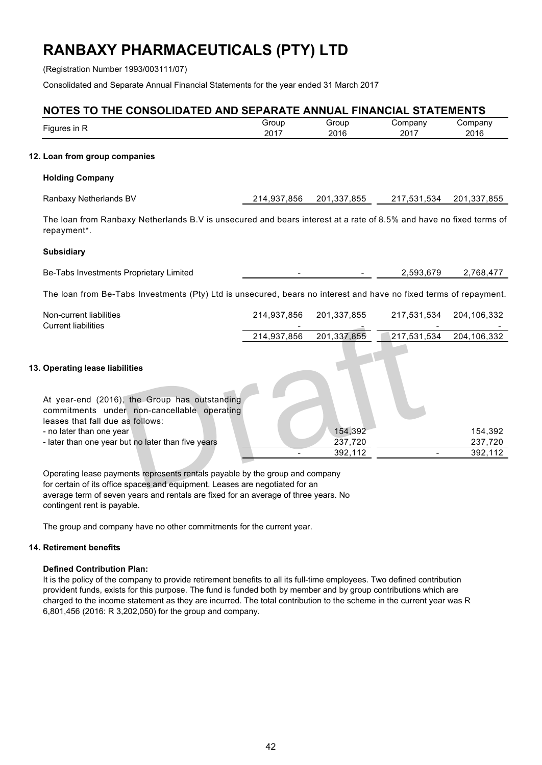# RANBAXY PHARMACEUTICALS (PTY) LTD

(Registration Number 1993/003111/07)

Consolidated and Separate Annual Financial Statements for the year ended 31 March 2017

## NOTES TO THE CONSOLIDATED AND SEPARATE ANNUAL FINANCIAL STATEMENTS

| Figures in R | Group 2017 | Group 2016 | Company 2017 | Company 2016 |
|---|---|---|---|---|

### 12. Loan from group companies

**Holding Company**

| | Group 2017 | Group 2016 | Company 2017 | Company 2016 |
|---|---|---|---|---|
| Ranbaxy Netherlands BV | 214,937,856 | 201,337,855 | 217,531,534 | 201,337,855 |

The loan from Ranbaxy Netherlands B.V is unsecured and bears interest at a rate of 8.5% and have no fixed terms of repayment*.

**Subsidiary**

| | Group 2017 | Group 2016 | Company 2017 | Company 2016 |
|---|---|---|---|---|
| Be-Tabs Investments Proprietary Limited | - | - | 2,593,679 | 2,768,477 |

The loan from Be-Tabs Investments (Pty) Ltd is unsecured, bears no interest and have no fixed terms of repayment.

| | Group 2017 | Group 2016 | Company 2017 | Company 2016 |
|---|---|---|---|---|
| Non-current liabilities | 214,937,856 | 201,337,855 | 217,531,534 | 204,106,332 |
| Current liabilities | - | - | - | - |
| | 214,937,856 | 201,337,855 | 217,531,534 | 204,106,332 |

### 13. Operating lease liabilities

| At year-end (2016), the Group has outstanding commitments under non-cancellable operating leases that fall due as follows: | Group 2017 | Group 2016 | Company 2017 | Company 2016 |
|---|---|---|---|---|
| - no later than one year | | 154,392 | | 154,392 |
| - later than one year but no later than five years | | 237,720 | | 237,720 |
| | - | 392,112 | - | 392,112 |

Operating lease payments represents rentals payable by the group and company for certain of its office spaces and equipment. Leases are negotiated for an average term of seven years and rentals are fixed for an average of three years. No contingent rent is payable.

The group and company have no other commitments for the current year.

### 14. Retirement benefits

**Defined Contribution Plan:**

It is the policy of the company to provide retirement benefits to all its full-time employees. Two defined contribution provident funds, exists for this purpose. The fund is funded both by member and by group contributions which are charged to the income statement as they are incurred. The total contribution to the scheme in the current year was R 6,801,456 (2016: R 3,202,050) for the group and company.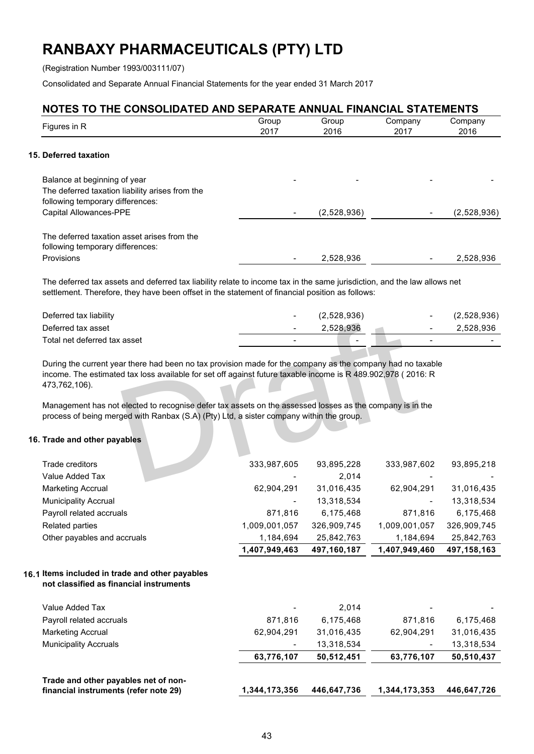# RANBAXY PHARMACEUTICALS (PTY) LTD

(Registration Number 1993/003111/07)

Consolidated and Separate Annual Financial Statements for the year ended 31 March 2017

## NOTES TO THE CONSOLIDATED AND SEPARATE ANNUAL FINANCIAL STATEMENTS

| Figures in R | Group 2017 | Group 2016 | Company 2017 | Company 2016 |
|---|---|---|---|---|

### 15. Deferred taxation

| | Group 2017 | Group 2016 | Company 2017 | Company 2016 |
|---|---|---|---|---|
| Balance at beginning of year | - | - | - | - |
| The deferred taxation liability arises from the following temporary differences: | | | | |
| Capital Allowances-PPE | - | (2,528,936) | - | (2,528,936) |
| The deferred taxation asset arises from the following temporary differences: | | | | |
| Provisions | - | 2,528,936 | - | 2,528,936 |

The deferred tax assets and deferred tax liability relate to income tax in the same jurisdiction, and the law allows net settlement. Therefore, they have been offset in the statement of financial position as follows:

| | Group 2017 | Group 2016 | Company 2017 | Company 2016 |
|---|---|---|---|---|
| Deferred tax liability | - | (2,528,936) | - | (2,528,936) |
| Deferred tax asset | - | 2,528,936 | - | 2,528,936 |
| Total net deferred tax asset | - | - | - | - |

During the current year there had been no tax provision made for the company as the company had no taxable income. The estimated tax loss available for set off against future taxable income is R 489.902,978 ( 2016: R 473,762,106).

Management has not elected to recognise defer tax assets on the assessed losses as the company is in the process of being merged with Ranbax (S.A) (Pty) Ltd, a sister company within the group.

### 16. Trade and other payables

| | Group 2017 | Group 2016 | Company 2017 | Company 2016 |
|---|---|---|---|---|
| Trade creditors | 333,987,605 | 93,895,228 | 333,987,602 | 93,895,218 |
| Value Added Tax | - | 2,014 | - | - |
| Marketing Accrual | 62,904,291 | 31,016,435 | 62,904,291 | 31,016,435 |
| Municipality Accrual | - | 13,318,534 | - | 13,318,534 |
| Payroll related accruals | 871,816 | 6,175,468 | 871,816 | 6,175,468 |
| Related parties | 1,009,001,057 | 326,909,745 | 1,009,001,057 | 326,909,745 |
| Other payables and accruals | 1,184,694 | 25,842,763 | 1,184,694 | 25,842,763 |
| | **1,407,949,463** | **497,160,187** | **1,407,949,460** | **497,158,163** |

### 16.1 Items included in trade and other payables not classified as financial instruments

| | Group 2017 | Group 2016 | Company 2017 | Company 2016 |
|---|---|---|---|---|
| Value Added Tax | - | 2,014 | - | - |
| Payroll related accruals | 871,816 | 6,175,468 | 871,816 | 6,175,468 |
| Marketing Accrual | 62,904,291 | 31,016,435 | 62,904,291 | 31,016,435 |
| Municipality Accruals | - | 13,318,534 | - | 13,318,534 |
| | **63,776,107** | **50,512,451** | **63,776,107** | **50,510,437** |
| **Trade and other payables net of non-financial instruments (refer note 29)** | **1,344,173,356** | **446,647,736** | **1,344,173,353** | **446,647,726** |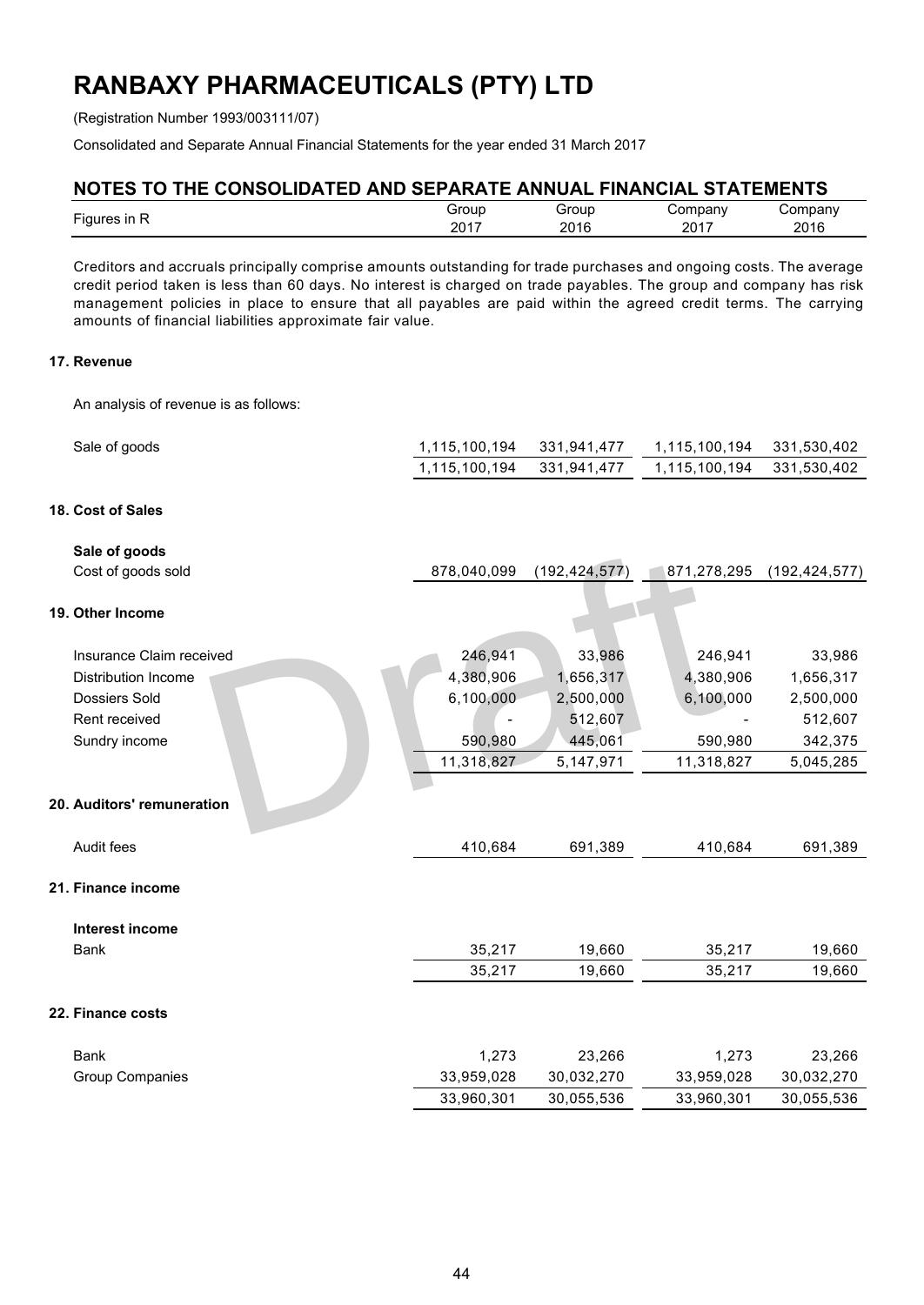# RANBAXY PHARMACEUTICALS (PTY) LTD

(Registration Number 1993/003111/07)

Consolidated and Separate Annual Financial Statements for the year ended 31 March 2017

## NOTES TO THE CONSOLIDATED AND SEPARATE ANNUAL FINANCIAL STATEMENTS

| Figures in R | Group 2017 | Group 2016 | Company 2017 | Company 2016 |
|---|---|---|---|---|

Creditors and accruals principally comprise amounts outstanding for trade purchases and ongoing costs. The average credit period taken is less than 60 days. No interest is charged on trade payables. The group and company has risk management policies in place to ensure that all payables are paid within the agreed credit terms. The carrying amounts of financial liabilities approximate fair value.

### 17. Revenue

An analysis of revenue is as follows:

| | Group 2017 | Group 2016 | Company 2017 | Company 2016 |
|---|---|---|---|---|
| Sale of goods | 1,115,100,194 | 331,941,477 | 1,115,100,194 | 331,530,402 |
| | 1,115,100,194 | 331,941,477 | 1,115,100,194 | 331,530,402 |

### 18. Cost of Sales

| | Group 2017 | Group 2016 | Company 2017 | Company 2016 |
|---|---|---|---|---|
| **Sale of goods** | | | | |
| Cost of goods sold | 878,040,099 | (192,424,577) | 871,278,295 | (192,424,577) |

### 19. Other Income

| | Group 2017 | Group 2016 | Company 2017 | Company 2016 |
|---|---|---|---|---|
| Insurance Claim received | 246,941 | 33,986 | 246,941 | 33,986 |
| Distribution Income | 4,380,906 | 1,656,317 | 4,380,906 | 1,656,317 |
| Dossiers Sold | 6,100,000 | 2,500,000 | 6,100,000 | 2,500,000 |
| Rent received | - | 512,607 | - | 512,607 |
| Sundry income | 590,980 | 445,061 | 590,980 | 342,375 |
| | 11,318,827 | 5,147,971 | 11,318,827 | 5,045,285 |

### 20. Auditors' remuneration

| | Group 2017 | Group 2016 | Company 2017 | Company 2016 |
|---|---|---|---|---|
| Audit fees | 410,684 | 691,389 | 410,684 | 691,389 |

### 21. Finance income

| | Group 2017 | Group 2016 | Company 2017 | Company 2016 |
|---|---|---|---|---|
| **Interest income** | | | | |
| Bank | 35,217 | 19,660 | 35,217 | 19,660 |
| | 35,217 | 19,660 | 35,217 | 19,660 |

### 22. Finance costs

| | Group 2017 | Group 2016 | Company 2017 | Company 2016 |
|---|---|---|---|---|
| Bank | 1,273 | 23,266 | 1,273 | 23,266 |
| Group Companies | 33,959,028 | 30,032,270 | 33,959,028 | 30,032,270 |
| | 33,960,301 | 30,055,536 | 33,960,301 | 30,055,536 |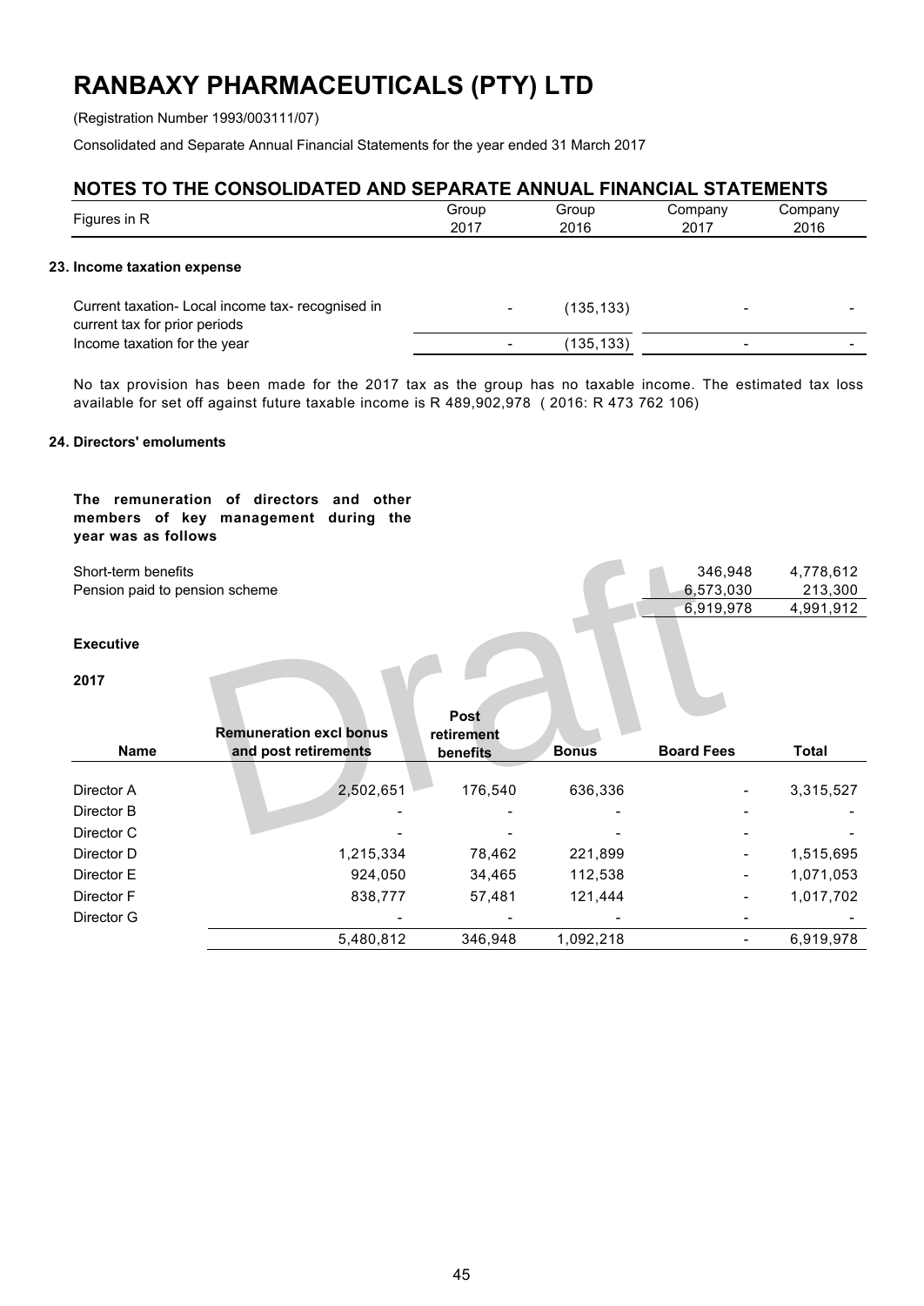# RANBAXY PHARMACEUTICALS (PTY) LTD

(Registration Number 1993/003111/07)

Consolidated and Separate Annual Financial Statements for the year ended 31 March 2017

## NOTES TO THE CONSOLIDATED AND SEPARATE ANNUAL FINANCIAL STATEMENTS

| Figures in R | Group 2017 | Group 2016 | Company 2017 | Company 2016 |
|---|---|---|---|---|

### 23. Income taxation expense

| | Group 2017 | Group 2016 | Company 2017 | Company 2016 |
|---|---|---|---|---|
| Current taxation- Local income tax- recognised in current tax for prior periods | - | (135,133) | - | - |
| Income taxation for the year | - | (135,133) | - | - |

No tax provision has been made for the 2017 tax as the group has no taxable income. The estimated tax loss available for set off against future taxable income is R 489,902,978 ( 2016: R 473 762 106)

### 24. Directors' emoluments

**The remuneration of directors and other members of key management during the year was as follows**

| | Company 2017 | Company 2016 |
|---|---|---|
| Short-term benefits | 346,948 | 4,778,612 |
| Pension paid to pension scheme | 6,573,030 | 213,300 |
| | 6,919,978 | 4,991,912 |

**Executive**

**2017**

| Name | Remuneration excl bonus and post retirements | Post retirement benefits | Bonus | Board Fees | Total |
|---|---|---|---|---|---|
| Director A | 2,502,651 | 176,540 | 636,336 | - | 3,315,527 |
| Director B | - | - | - | - | - |
| Director C | - | - | - | - | - |
| Director D | 1,215,334 | 78,462 | 221,899 | - | 1,515,695 |
| Director E | 924,050 | 34,465 | 112,538 | - | 1,071,053 |
| Director F | 838,777 | 57,481 | 121,444 | - | 1,017,702 |
| Director G | - | - | - | - | - |
| | 5,480,812 | 346,948 | 1,092,218 | - | 6,919,978 |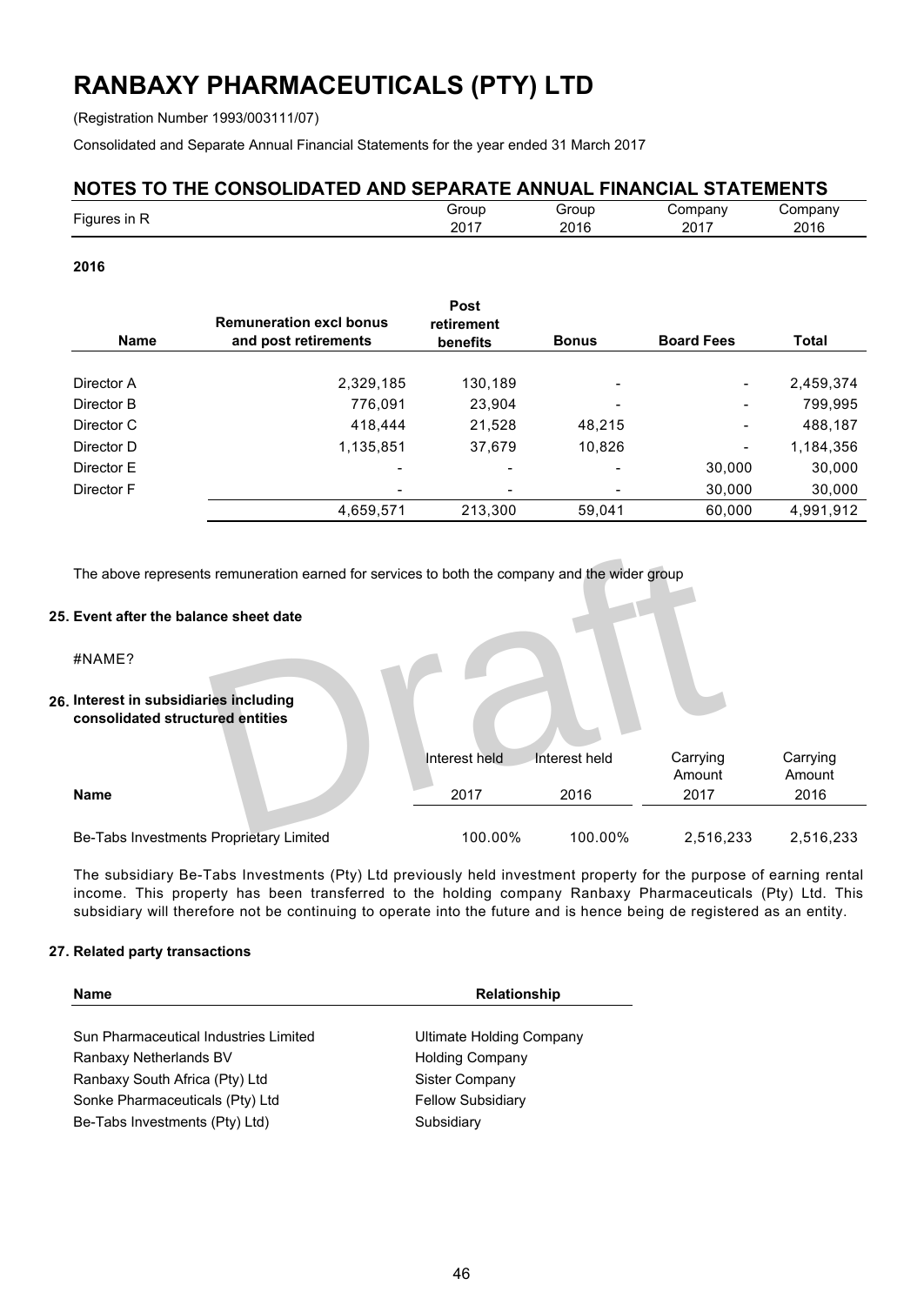# RANBAXY PHARMACEUTICALS (PTY) LTD

(Registration Number 1993/003111/07)

Consolidated and Separate Annual Financial Statements for the year ended 31 March 2017

## NOTES TO THE CONSOLIDATED AND SEPARATE ANNUAL FINANCIAL STATEMENTS

| Figures in R | Group 2017 | Group 2016 | Company 2017 | Company 2016 |
|---|---|---|---|---|

**2016**

| Name | Remuneration excl bonus and post retirements | Post retirement benefits | Bonus | Board Fees | Total |
|---|---|---|---|---|---|
| Director A | 2,329,185 | 130,189 | - | - | 2,459,374 |
| Director B | 776,091 | 23,904 | - | - | 799,995 |
| Director C | 418,444 | 21,528 | 48,215 | - | 488,187 |
| Director D | 1,135,851 | 37,679 | 10,826 | - | 1,184,356 |
| Director E | - | - | - | 30,000 | 30,000 |
| Director F | - | - | - | 30,000 | 30,000 |
| | 4,659,571 | 213,300 | 59,041 | 60,000 | 4,991,912 |

The above represents remuneration earned for services to both the company and the wider group

### 25. Event after the balance sheet date

#NAME?

### 26. Interest in subsidiaries including consolidated structured entities

| Name | Interest held 2017 | Interest held 2016 | Carrying Amount 2017 | Carrying Amount 2016 |
|---|---|---|---|---|
| Be-Tabs Investments Proprietary Limited | 100.00% | 100.00% | 2,516,233 | 2,516,233 |

The subsidiary Be-Tabs Investments (Pty) Ltd previously held investment property for the purpose of earning rental income. This property has been transferred to the holding company Ranbaxy Pharmaceuticals (Pty) Ltd. This subsidiary will therefore not be continuing to operate into the future and is hence being de registered as an entity.

### 27. Related party transactions

| Name | Relationship |
|---|---|
| Sun Pharmaceutical Industries Limited | Ultimate Holding Company |
| Ranbaxy Netherlands BV | Holding Company |
| Ranbaxy South Africa (Pty) Ltd | Sister Company |
| Sonke Pharmaceuticals (Pty) Ltd | Fellow Subsidiary |
| Be-Tabs Investments (Pty) Ltd) | Subsidiary |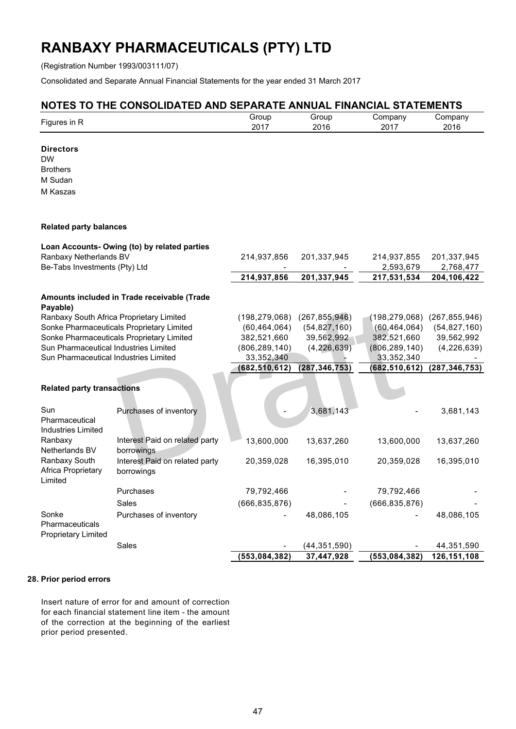# RANBAXY PHARMACEUTICALS (PTY) LTD

(Registration Number 1993/003111/07)

Consolidated and Separate Annual Financial Statements for the year ended 31 March 2017

## NOTES TO THE CONSOLIDATED AND SEPARATE ANNUAL FINANCIAL STATEMENTS

| Figures in R | | Group 2017 | Group 2016 | Company 2017 | Company 2016 |
|---|---|---|---|---|---|

**Directors**

DW

Brothers

M Sudan

M Kaszas

**Related party balances**

| **Loan Accounts- Owing (to) by related parties** | Group 2017 | Group 2016 | Company 2017 | Company 2016 |
|---|---|---|---|---|
| Ranbaxy Netherlands BV | 214,937,856 | 201,337,945 | 214,937,855 | 201,337,945 |
| Be-Tabs Investments (Pty) Ltd | - | - | 2,593,679 | 2,768,477 |
| | **214,937,856** | **201,337,945** | **217,531,534** | **204,106,422** |

| **Amounts included in Trade receivable (Trade Payable)** | Group 2017 | Group 2016 | Company 2017 | Company 2016 |
|---|---|---|---|---|
| Ranbaxy South Africa Proprietary Limited | (198,279,068) | (267,855,946) | (198,279,068) | (267,855,946) |
| Sonke Pharmaceuticals Proprietary Limited | (60,464,064) | (54,827,160) | (60,464,064) | (54,827,160) |
| Sonke Pharmaceuticals Proprietary Limited | 382,521,660 | 39,562,992 | 382,521,660 | 39,562,992 |
| Sun Pharmaceutical Industries Limited | (806,289,140) | (4,226,639) | (806,289,140) | (4,226,639) |
| Sun Pharmaceutical Industries Limited | 33,352,340 | - | 33,352,340 | - |
| | **(682,510,612)** | **(287,346,753)** | **(682,510,612)** | **(287,346,753)** |

**Related party transactions**

| | | Group 2017 | Group 2016 | Company 2017 | Company 2016 |
|---|---|---|---|---|---|
| Sun Pharmaceutical Industries Limited | Purchases of inventory | - | 3,681,143 | - | 3,681,143 |
| Ranbaxy Netherlands BV | Interest Paid on related party borrowings | 13,600,000 | 13,637,260 | 13,600,000 | 13,637,260 |
| Ranbaxy South Africa Proprietary Limited | Interest Paid on related party borrowings | 20,359,028 | 16,395,010 | 20,359,028 | 16,395,010 |
| | Purchases | 79,792,466 | - | 79,792,466 | - |
| | Sales | (666,835,876) | - | (666,835,876) | - |
| Sonke Pharmaceuticals Proprietary Limited | Purchases of inventory | - | 48,086,105 | - | 48,086,105 |
| | Sales | - | (44,351,590) | - | 44,351,590 |
| | | **(553,084,382)** | **37,447,928** | **(553,084,382)** | **126,151,108** |

### 28. Prior period errors

Insert nature of error for and amount of correction for each financial statement line item - the amount of the correction at the beginning of the earliest prior period presented.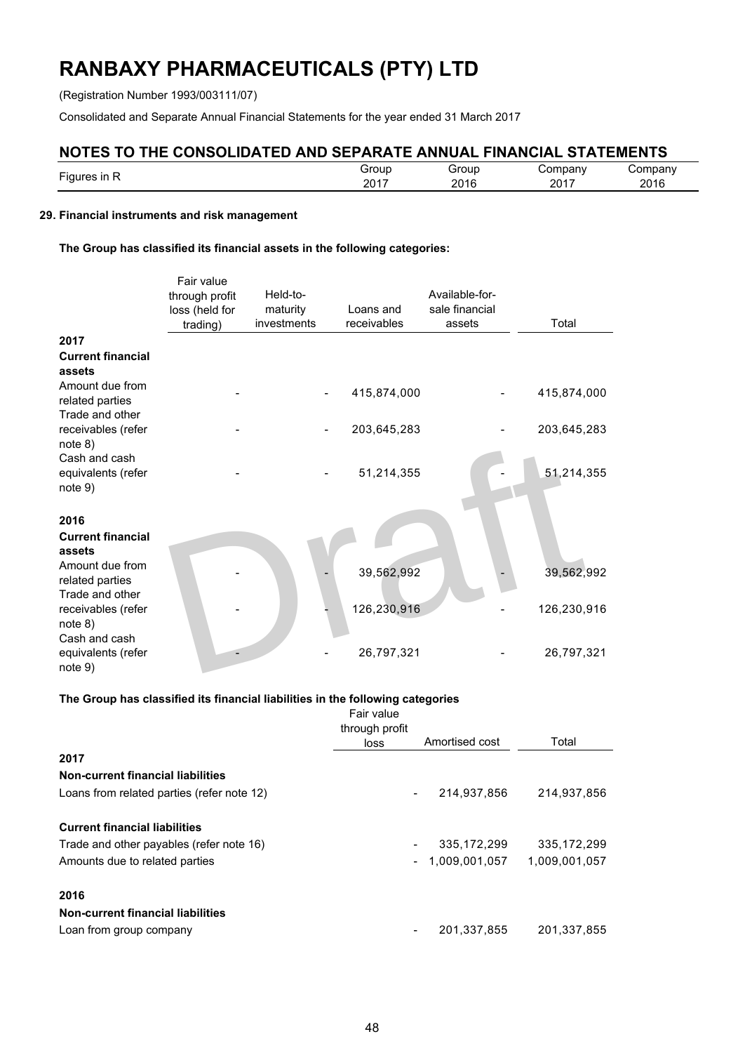# RANBAXY PHARMACEUTICALS (PTY) LTD

(Registration Number 1993/003111/07)

Consolidated and Separate Annual Financial Statements for the year ended 31 March 2017

## NOTES TO THE CONSOLIDATED AND SEPARATE ANNUAL FINANCIAL STATEMENTS

| Figures in R | Group 2017 | Group 2016 | Company 2017 | Company 2016 |
|---|---|---|---|---|

### 29. Financial instruments and risk management

**The Group has classified its financial assets in the following categories:**

| | Fair value through profit loss (held for trading) | Held-to-maturity investments | Loans and receivables | Available-for-sale financial assets | Total |
|---|---|---|---|---|---|
| **2017** | | | | | |
| **Current financial assets** | | | | | |
| Amount due from related parties | - | - | 415,874,000 | - | 415,874,000 |
| Trade and other receivables (refer note 8) | - | - | 203,645,283 | - | 203,645,283 |
| Cash and cash equivalents (refer note 9) | - | - | 51,214,355 | - | 51,214,355 |
| **2016** | | | | | |
| **Current financial assets** | | | | | |
| Amount due from related parties | - | - | 39,562,992 | - | 39,562,992 |
| Trade and other receivables (refer note 8) | - | - | 126,230,916 | - | 126,230,916 |
| Cash and cash equivalents (refer note 9) | - | - | 26,797,321 | - | 26,797,321 |

**The Group has classified its financial liabilities in the following categories**

| | Fair value through profit loss | Amortised cost | Total |
|---|---|---|---|
| **2017** | | | |
| **Non-current financial liabilities** | | | |
| Loans from related parties (refer note 12) | - | 214,937,856 | 214,937,856 |
| **Current financial liabilities** | | | |
| Trade and other payables (refer note 16) | - | 335,172,299 | 335,172,299 |
| Amounts due to related parties | - | 1,009,001,057 | 1,009,001,057 |
| **2016** | | | |
| **Non-current financial liabilities** | | | |
| Loan from group company | - | 201,337,855 | 201,337,855 |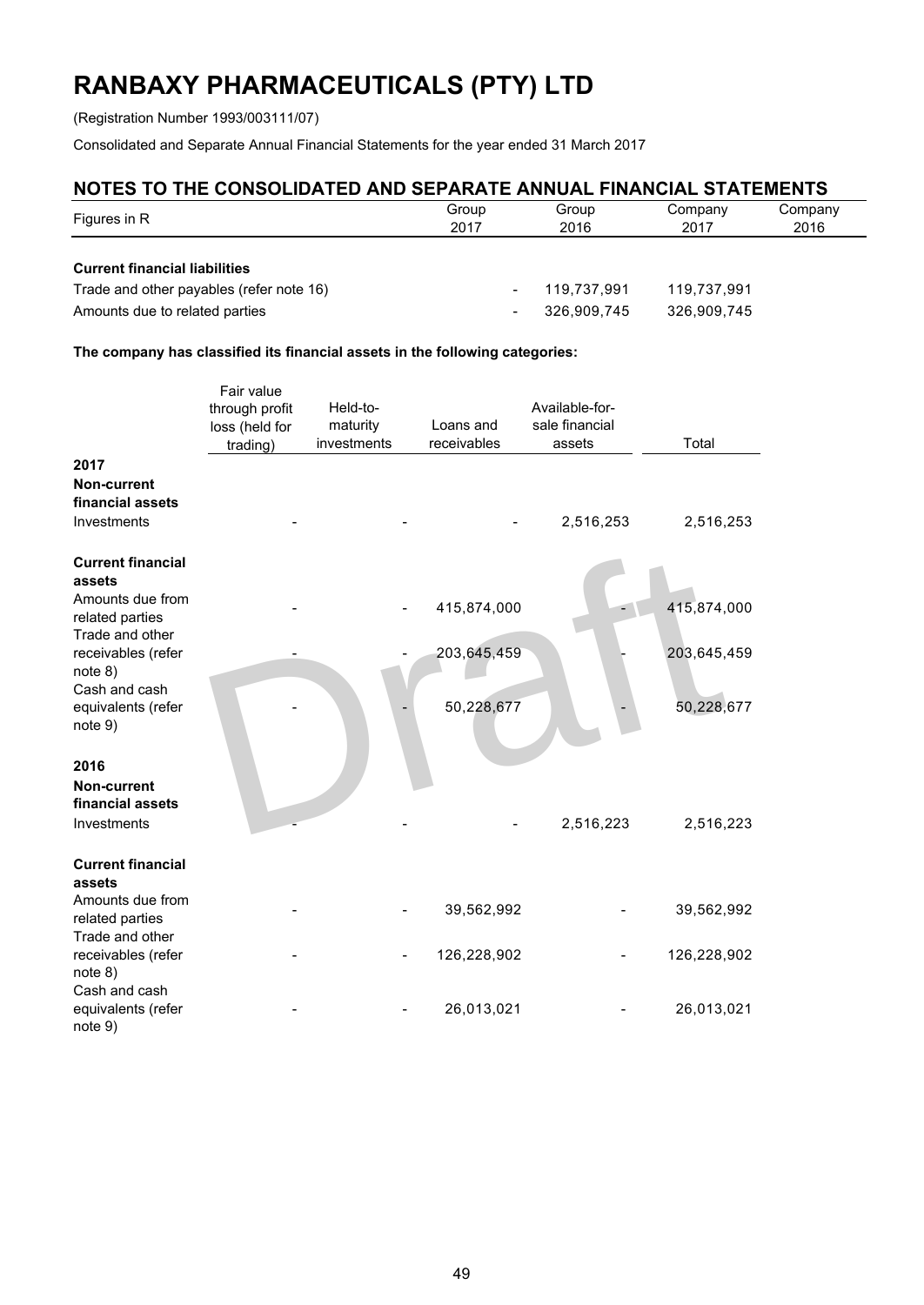# RANBAXY PHARMACEUTICALS (PTY) LTD

(Registration Number 1993/003111/07)

Consolidated and Separate Annual Financial Statements for the year ended 31 March 2017

## NOTES TO THE CONSOLIDATED AND SEPARATE ANNUAL FINANCIAL STATEMENTS

| Figures in R | Group 2017 | Group 2016 | Company 2017 | Company 2016 |
|---|---|---|---|---|
| **Current financial liabilities** | | | | |
| Trade and other payables (refer note 16) | - | 119,737,991 | 119,737,991 | |
| Amounts due to related parties | - | 326,909,745 | 326,909,745 | |

**The company has classified its financial assets in the following categories:**

| | Fair value through profit loss (held for trading) | Held-to-maturity investments | Loans and receivables | Available-for-sale financial assets | Total |
|---|---|---|---|---|---|
| **2017** | | | | | |
| **Non-current financial assets** | | | | | |
| Investments | - | - | - | 2,516,253 | 2,516,253 |
| **Current financial assets** | | | | | |
| Amounts due from related parties | - | - | 415,874,000 | - | 415,874,000 |
| Trade and other receivables (refer note 8) | - | - | 203,645,459 | - | 203,645,459 |
| Cash and cash equivalents (refer note 9) | - | - | 50,228,677 | - | 50,228,677 |
| **2016** | | | | | |
| **Non-current financial assets** | | | | | |
| Investments | - | - | - | 2,516,223 | 2,516,223 |
| **Current financial assets** | | | | | |
| Amounts due from related parties | - | - | 39,562,992 | - | 39,562,992 |
| Trade and other receivables (refer note 8) | - | - | 126,228,902 | - | 126,228,902 |
| Cash and cash equivalents (refer note 9) | - | - | 26,013,021 | - | 26,013,021 |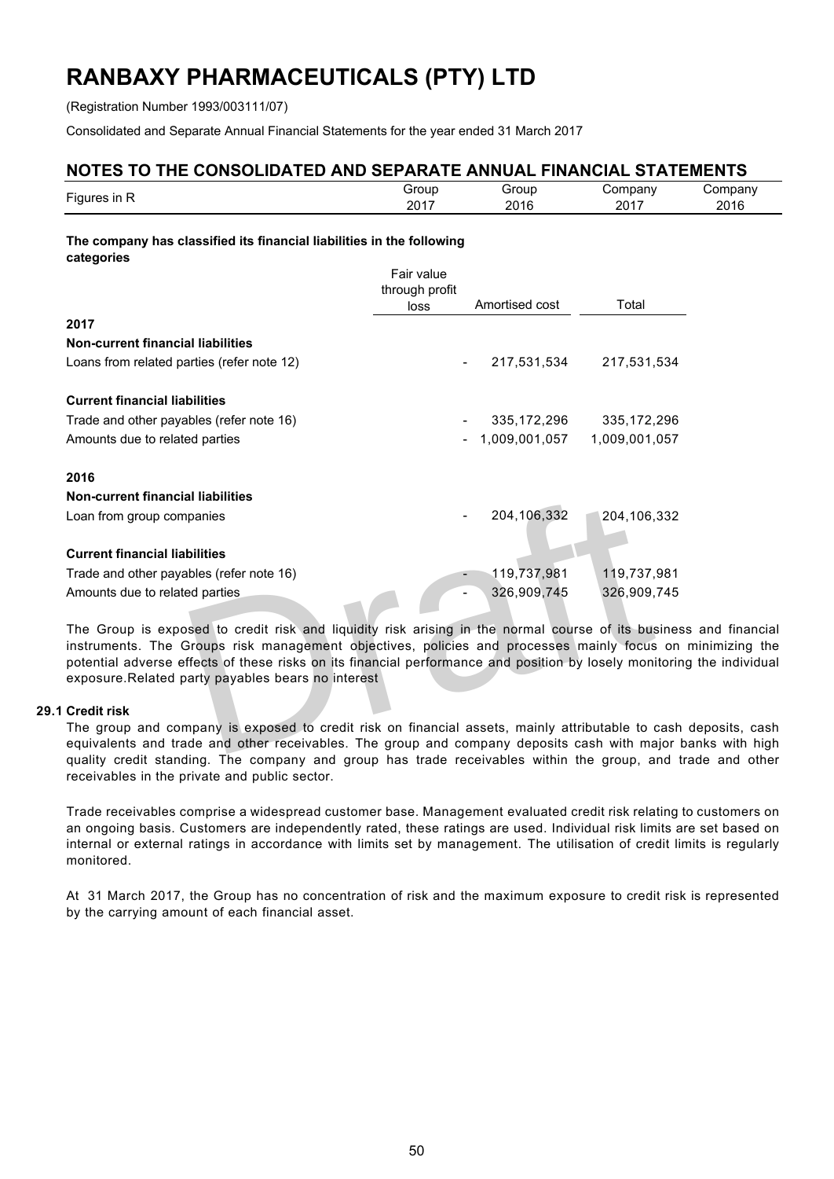# RANBAXY PHARMACEUTICALS (PTY) LTD

(Registration Number 1993/003111/07)

Consolidated and Separate Annual Financial Statements for the year ended 31 March 2017

## NOTES TO THE CONSOLIDATED AND SEPARATE ANNUAL FINANCIAL STATEMENTS

| Figures in R | Group 2017 | Group 2016 | Company 2017 | Company 2016 |
|---|---|---|---|---|

**The company has classified its financial liabilities in the following categories**

| | Fair value through profit loss | Amortised cost | Total |
|---|---|---|---|
| **2017** | | | |
| **Non-current financial liabilities** | | | |
| Loans from related parties (refer note 12) | - | 217,531,534 | 217,531,534 |
| **Current financial liabilities** | | | |
| Trade and other payables (refer note 16) | - | 335,172,296 | 335,172,296 |
| Amounts due to related parties | - | 1,009,001,057 | 1,009,001,057 |
| **2016** | | | |
| **Non-current financial liabilities** | | | |
| Loan from group companies | - | 204,106,332 | 204,106,332 |
| **Current financial liabilities** | | | |
| Trade and other payables (refer note 16) | - | 119,737,981 | 119,737,981 |
| Amounts due to related parties | - | 326,909,745 | 326,909,745 |

The Group is exposed to credit risk and liquidity risk arising in the normal course of its business and financial instruments. The Groups risk management objectives, policies and processes mainly focus on minimizing the potential adverse effects of these risks on its financial performance and position by losely monitoring the individual exposure.Related party payables bears no interest

### 29.1 Credit risk

The group and company is exposed to credit risk on financial assets, mainly attributable to cash deposits, cash equivalents and trade and other receivables. The group and company deposits cash with major banks with high quality credit standing. The company and group has trade receivables within the group, and trade and other receivables in the private and public sector.

Trade receivables comprise a widespread customer base. Management evaluated credit risk relating to customers on an ongoing basis. Customers are independently rated, these ratings are used. Individual risk limits are set based on internal or external ratings in accordance with limits set by management. The utilisation of credit limits is regularly monitored.

At 31 March 2017, the Group has no concentration of risk and the maximum exposure to credit risk is represented by the carrying amount of each financial asset.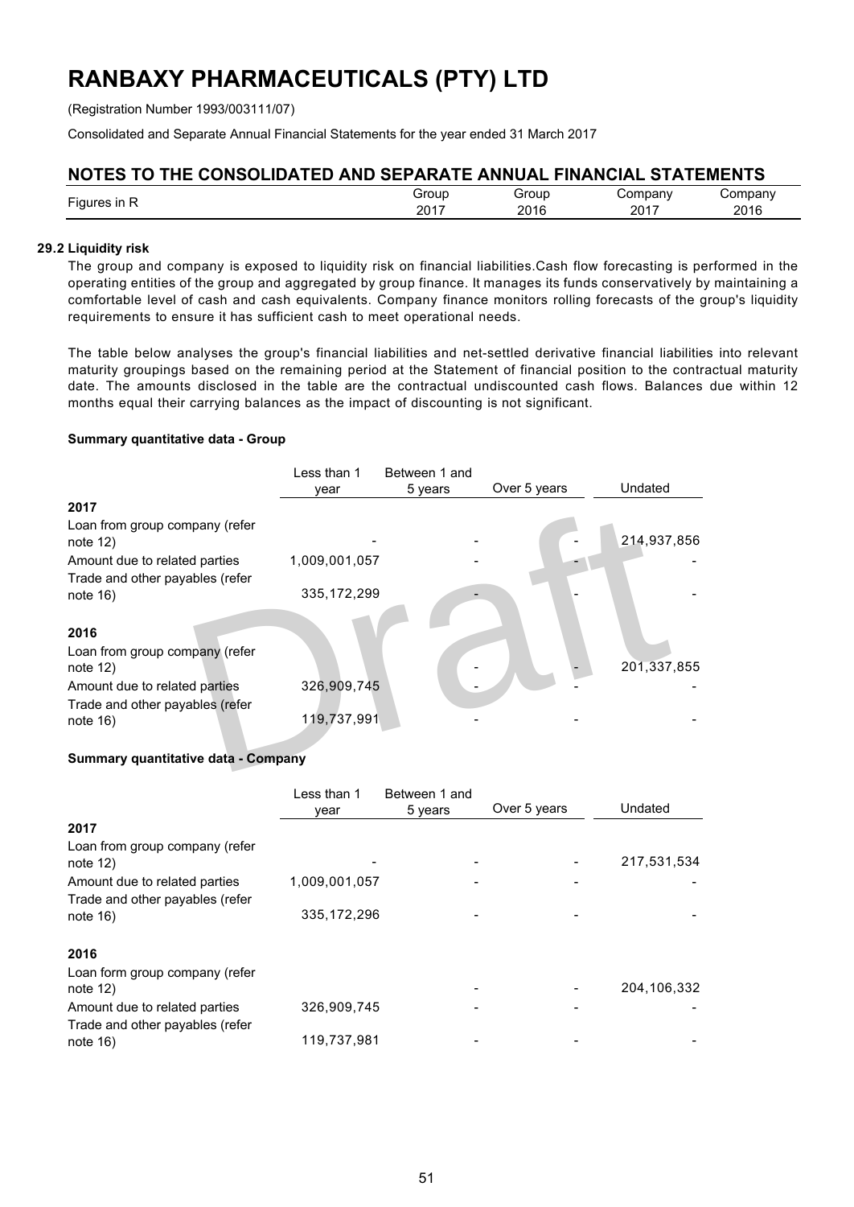# RANBAXY PHARMACEUTICALS (PTY) LTD

(Registration Number 1993/003111/07)

Consolidated and Separate Annual Financial Statements for the year ended 31 March 2017

## NOTES TO THE CONSOLIDATED AND SEPARATE ANNUAL FINANCIAL STATEMENTS

| Figures in R | Group 2017 | Group 2016 | Company 2017 | Company 2016 |
|---|---|---|---|---|

### 29.2 Liquidity risk

The group and company is exposed to liquidity risk on financial liabilities.Cash flow forecasting is performed in the operating entities of the group and aggregated by group finance. It manages its funds conservatively by maintaining a comfortable level of cash and cash equivalents. Company finance monitors rolling forecasts of the group's liquidity requirements to ensure it has sufficient cash to meet operational needs.

The table below analyses the group's financial liabilities and net-settled derivative financial liabilities into relevant maturity groupings based on the remaining period at the Statement of financial position to the contractual maturity date. The amounts disclosed in the table are the contractual undiscounted cash flows. Balances due within 12 months equal their carrying balances as the impact of discounting is not significant.

**Summary quantitative data - Group**

| | Less than 1 year | Between 1 and 5 years | Over 5 years | Undated |
|---|---|---|---|---|
| **2017** | | | | |
| Loan from group company (refer note 12) | - | - | - | 214,937,856 |
| Amount due to related parties | 1,009,001,057 | - | - | - |
| Trade and other payables (refer note 16) | 335,172,299 | - | - | - |
| **2016** | | | | |
| Loan from group company (refer note 12) | | - | - | 201,337,855 |
| Amount due to related parties | 326,909,745 | - | - | - |
| Trade and other payables (refer note 16) | 119,737,991 | - | - | - |

**Summary quantitative data - Company**

| | Less than 1 year | Between 1 and 5 years | Over 5 years | Undated |
|---|---|---|---|---|
| **2017** | | | | |
| Loan from group company (refer note 12) | - | - | - | 217,531,534 |
| Amount due to related parties | 1,009,001,057 | - | - | - |
| Trade and other payables (refer note 16) | 335,172,296 | - | - | - |
| **2016** | | | | |
| Loan form group company (refer note 12) | | - | - | 204,106,332 |
| Amount due to related parties | 326,909,745 | - | - | - |
| Trade and other payables (refer note 16) | 119,737,981 | - | - | - |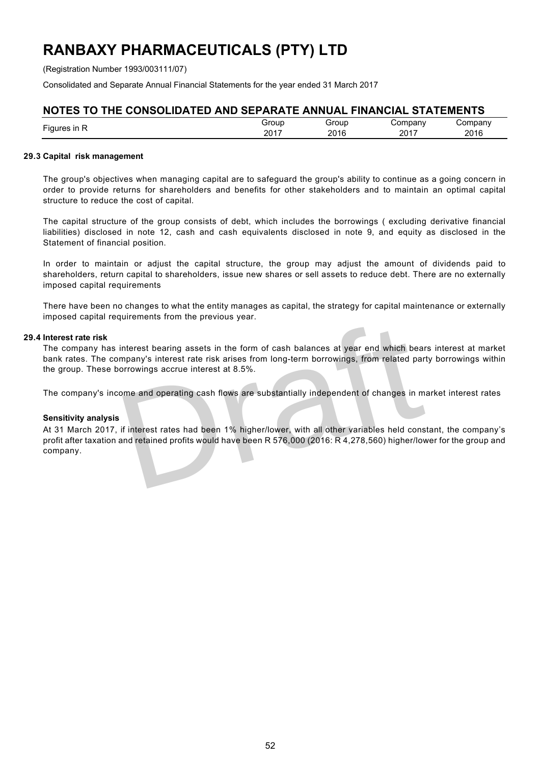# RANBAXY PHARMACEUTICALS (PTY) LTD

(Registration Number 1993/003111/07)

Consolidated and Separate Annual Financial Statements for the year ended 31 March 2017

## NOTES TO THE CONSOLIDATED AND SEPARATE ANNUAL FINANCIAL STATEMENTS

| Figures in R | Group 2017 | Group 2016 | Company 2017 | Company 2016 |
|---|---|---|---|---|

**29.3 Capital risk management**

The group's objectives when managing capital are to safeguard the group's ability to continue as a going concern in order to provide returns for shareholders and benefits for other stakeholders and to maintain an optimal capital structure to reduce the cost of capital.

The capital structure of the group consists of debt, which includes the borrowings ( excluding derivative financial liabilities) disclosed in note 12, cash and cash equivalents disclosed in note 9, and equity as disclosed in the Statement of financial position.

In order to maintain or adjust the capital structure, the group may adjust the amount of dividends paid to shareholders, return capital to shareholders, issue new shares or sell assets to reduce debt. There are no externally imposed capital requirements

There have been no changes to what the entity manages as capital, the strategy for capital maintenance or externally imposed capital requirements from the previous year.

**29.4 Interest rate risk**

The company has interest bearing assets in the form of cash balances at year end which bears interest at market bank rates. The company's interest rate risk arises from long-term borrowings, from related party borrowings within the group. These borrowings accrue interest at 8.5%.

The company's income and operating cash flows are substantially independent of changes in market interest rates

**Sensitivity analysis**

At 31 March 2017, if interest rates had been 1% higher/lower, with all other variables held constant, the company's profit after taxation and retained profits would have been R 576,000 (2016: R 4,278,560) higher/lower for the group and company.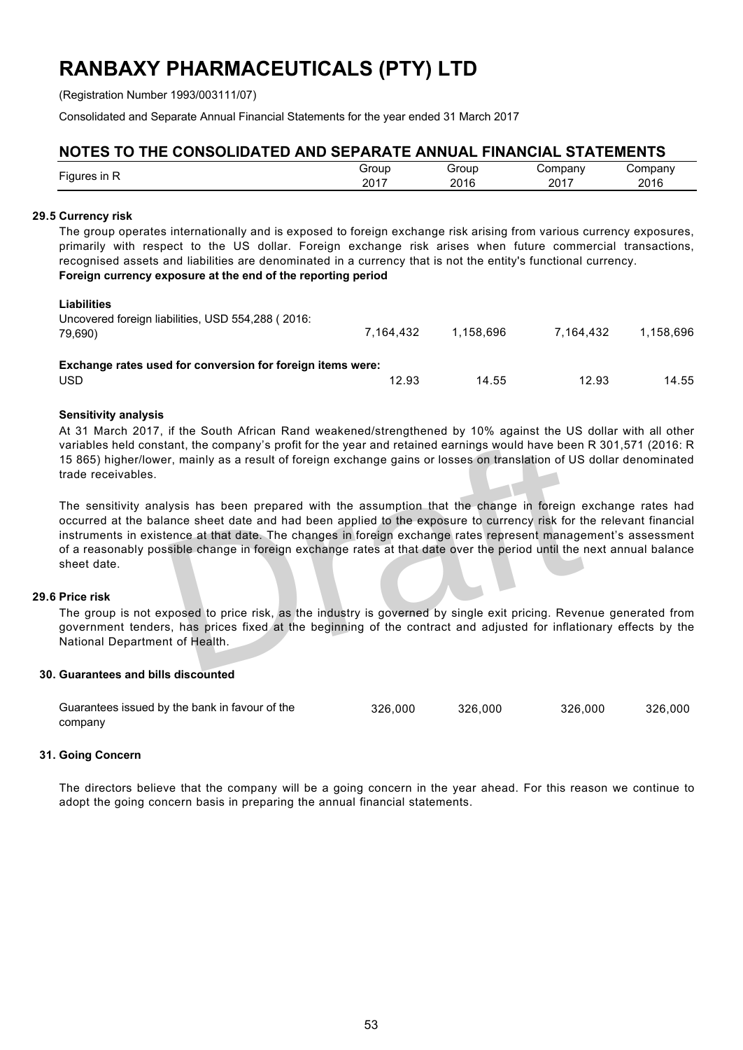# RANBAXY PHARMACEUTICALS (PTY) LTD

(Registration Number 1993/003111/07)

Consolidated and Separate Annual Financial Statements for the year ended 31 March 2017

## NOTES TO THE CONSOLIDATED AND SEPARATE ANNUAL FINANCIAL STATEMENTS

| Figures in R | Group 2017 | Group 2016 | Company 2017 | Company 2016 |
|---|---|---|---|---|

### 29.5 Currency risk

The group operates internationally and is exposed to foreign exchange risk arising from various currency exposures, primarily with respect to the US dollar. Foreign exchange risk arises when future commercial transactions, recognised assets and liabilities are denominated in a currency that is not the entity's functional currency.

**Foreign currency exposure at the end of the reporting period**

| | Group 2017 | Group 2016 | Company 2017 | Company 2016 |
|---|---|---|---|---|
| **Liabilities** | | | | |
| Uncovered foreign liabilities, USD 554,288 ( 2016: 79,690) | 7,164,432 | 1,158,696 | 7,164,432 | 1,158,696 |
| **Exchange rates used for conversion for foreign items were:** | | | | |
| USD | 12.93 | 14.55 | 12.93 | 14.55 |

**Sensitivity analysis**

At 31 March 2017, if the South African Rand weakened/strengthened by 10% against the US dollar with all other variables held constant, the company's profit for the year and retained earnings would have been R 301,571 (2016: R 15 865) higher/lower, mainly as a result of foreign exchange gains or losses on translation of US dollar denominated trade receivables.

The sensitivity analysis has been prepared with the assumption that the change in foreign exchange rates had occurred at the balance sheet date and had been applied to the exposure to currency risk for the relevant financial instruments in existence at that date. The changes in foreign exchange rates represent management's assessment of a reasonably possible change in foreign exchange rates at that date over the period until the next annual balance sheet date.

### 29.6 Price risk

The group is not exposed to price risk, as the industry is governed by single exit pricing. Revenue generated from government tenders, has prices fixed at the beginning of the contract and adjusted for inflationary effects by the National Department of Health.

### 30. Guarantees and bills discounted

| | Group 2017 | Group 2016 | Company 2017 | Company 2016 |
|---|---|---|---|---|
| Guarantees issued by the bank in favour of the company | 326,000 | 326,000 | 326,000 | 326,000 |

### 31. Going Concern

The directors believe that the company will be a going concern in the year ahead. For this reason we continue to adopt the going concern basis in preparing the annual financial statements.